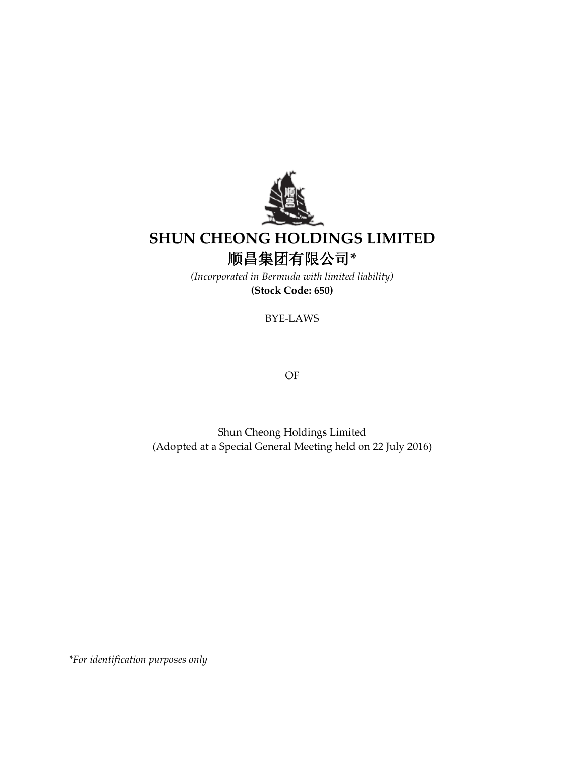# SHUN CHEONG HOLDINGS LIMITED

# 顺昌集团有限公司*

*(Incorporated in Bermuda with limited liability)*

**(Stock Code: 650)**

BYE-LAWS

OF

Shun Cheong Holdings Limited
(Adopted at a Special General Meeting held on 22 July 2016)

*\*For identification purposes only*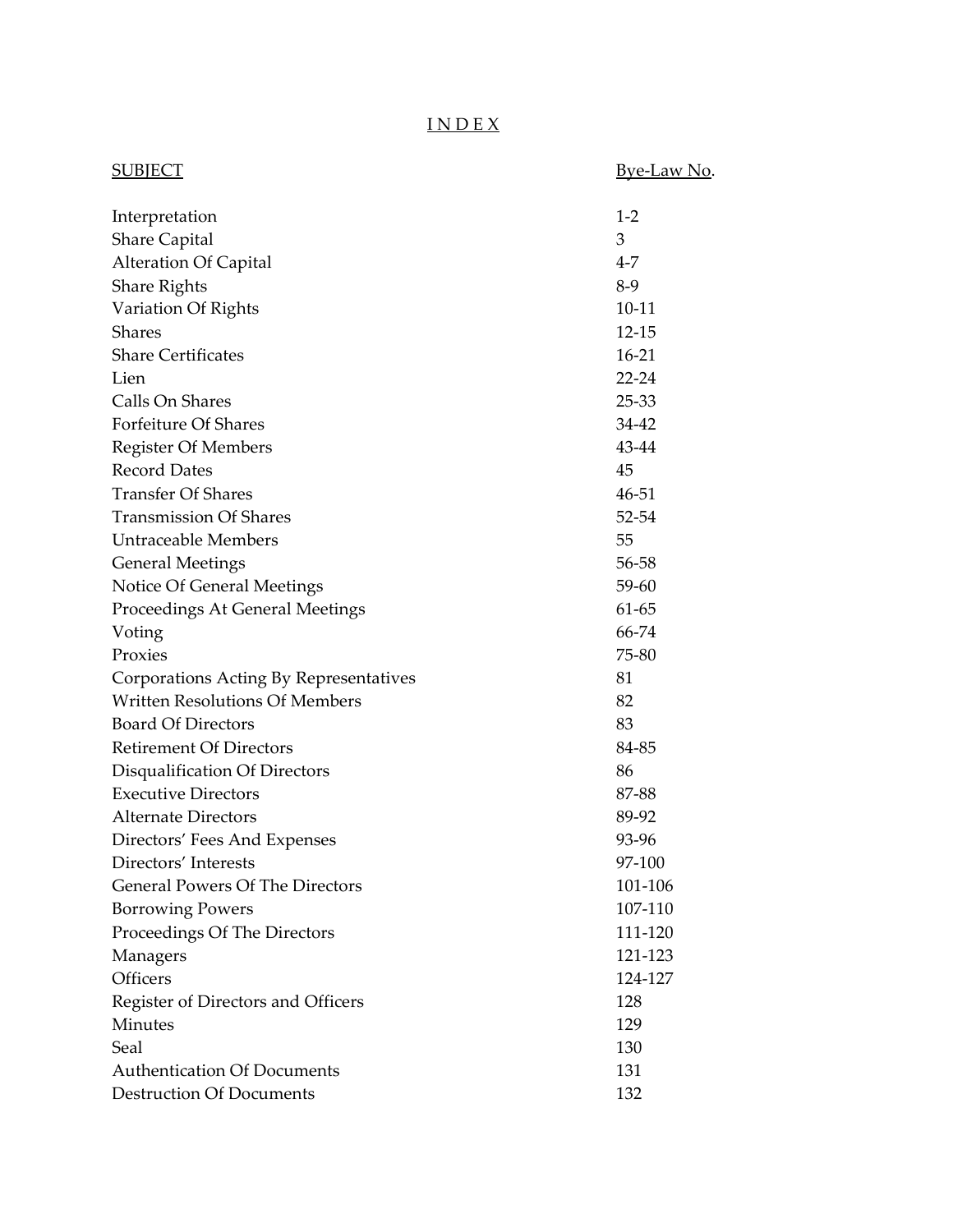# INDEX

| SUBJECT | Bye-Law No. |
|---|---|
| Interpretation | 1-2 |
| Share Capital | 3 |
| Alteration Of Capital | 4-7 |
| Share Rights | 8-9 |
| Variation Of Rights | 10-11 |
| Shares | 12-15 |
| Share Certificates | 16-21 |
| Lien | 22-24 |
| Calls On Shares | 25-33 |
| Forfeiture Of Shares | 34-42 |
| Register Of Members | 43-44 |
| Record Dates | 45 |
| Transfer Of Shares | 46-51 |
| Transmission Of Shares | 52-54 |
| Untraceable Members | 55 |
| General Meetings | 56-58 |
| Notice Of General Meetings | 59-60 |
| Proceedings At General Meetings | 61-65 |
| Voting | 66-74 |
| Proxies | 75-80 |
| Corporations Acting By Representatives | 81 |
| Written Resolutions Of Members | 82 |
| Board Of Directors | 83 |
| Retirement Of Directors | 84-85 |
| Disqualification Of Directors | 86 |
| Executive Directors | 87-88 |
| Alternate Directors | 89-92 |
| Directors' Fees And Expenses | 93-96 |
| Directors' Interests | 97-100 |
| General Powers Of The Directors | 101-106 |
| Borrowing Powers | 107-110 |
| Proceedings Of The Directors | 111-120 |
| Managers | 121-123 |
| Officers | 124-127 |
| Register of Directors and Officers | 128 |
| Minutes | 129 |
| Seal | 130 |
| Authentication Of Documents | 131 |
| Destruction Of Documents | 132 |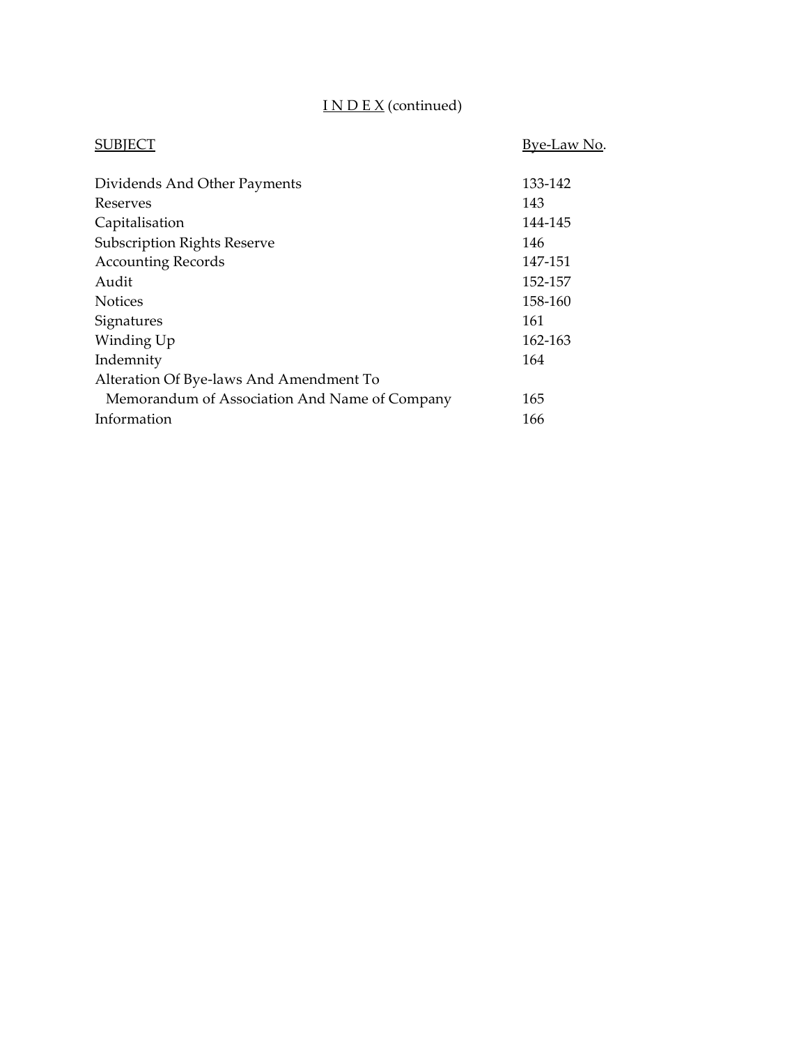# INDEX (continued)

| SUBJECT | Bye-Law No. |
|---|---|
| Dividends And Other Payments | 133-142 |
| Reserves | 143 |
| Capitalisation | 144-145 |
| Subscription Rights Reserve | 146 |
| Accounting Records | 147-151 |
| Audit | 152-157 |
| Notices | 158-160 |
| Signatures | 161 |
| Winding Up | 162-163 |
| Indemnity | 164 |
| Alteration Of Bye-laws And Amendment To Memorandum of Association And Name of Company | 165 |
| Information | 166 |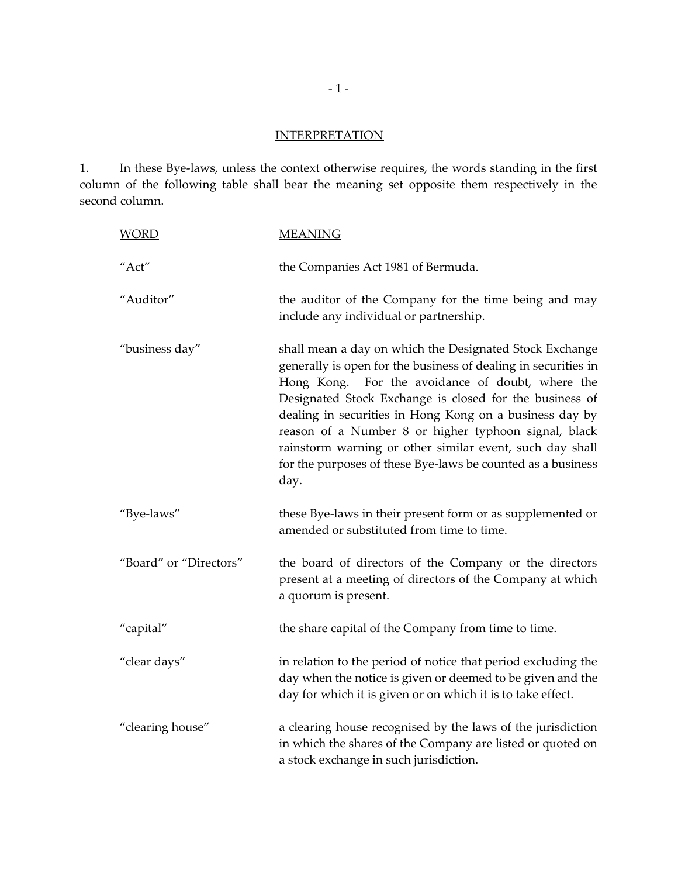## INTERPRETATION

1. In these Bye-laws, unless the context otherwise requires, the words standing in the first column of the following table shall bear the meaning set opposite them respectively in the second column.

| WORD | MEANING |
| --- | --- |
| "Act" | the Companies Act 1981 of Bermuda. |
| "Auditor" | the auditor of the Company for the time being and may include any individual or partnership. |
| "business day" | shall mean a day on which the Designated Stock Exchange generally is open for the business of dealing in securities in Hong Kong. For the avoidance of doubt, where the Designated Stock Exchange is closed for the business of dealing in securities in Hong Kong on a business day by reason of a Number 8 or higher typhoon signal, black rainstorm warning or other similar event, such day shall for the purposes of these Bye-laws be counted as a business day. |
| "Bye-laws" | these Bye-laws in their present form or as supplemented or amended or substituted from time to time. |
| "Board" or "Directors" | the board of directors of the Company or the directors present at a meeting of directors of the Company at which a quorum is present. |
| "capital" | the share capital of the Company from time to time. |
| "clear days" | in relation to the period of notice that period excluding the day when the notice is given or deemed to be given and the day for which it is given or on which it is to take effect. |
| "clearing house" | a clearing house recognised by the laws of the jurisdiction in which the shares of the Company are listed or quoted on a stock exchange in such jurisdiction. |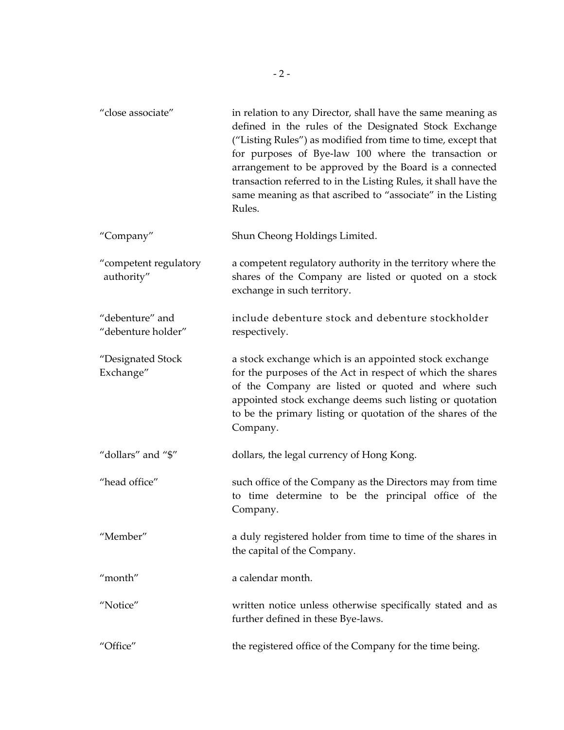| | |
|---|---|
| "close associate" | in relation to any Director, shall have the same meaning as defined in the rules of the Designated Stock Exchange ("Listing Rules") as modified from time to time, except that for purposes of Bye-law 100 where the transaction or arrangement to be approved by the Board is a connected transaction referred to in the Listing Rules, it shall have the same meaning as that ascribed to "associate" in the Listing Rules. |
| "Company" | Shun Cheong Holdings Limited. |
| "competent regulatory authority" | a competent regulatory authority in the territory where the shares of the Company are listed or quoted on a stock exchange in such territory. |
| "debenture" and "debenture holder" | include debenture stock and debenture stockholder respectively. |
| "Designated Stock Exchange" | a stock exchange which is an appointed stock exchange for the purposes of the Act in respect of which the shares of the Company are listed or quoted and where such appointed stock exchange deems such listing or quotation to be the primary listing or quotation of the shares of the Company. |
| "dollars" and "$" | dollars, the legal currency of Hong Kong. |
| "head office" | such office of the Company as the Directors may from time to time determine to be the principal office of the Company. |
| "Member" | a duly registered holder from time to time of the shares in the capital of the Company. |
| "month" | a calendar month. |
| "Notice" | written notice unless otherwise specifically stated and as further defined in these Bye-laws. |
| "Office" | the registered office of the Company for the time being. |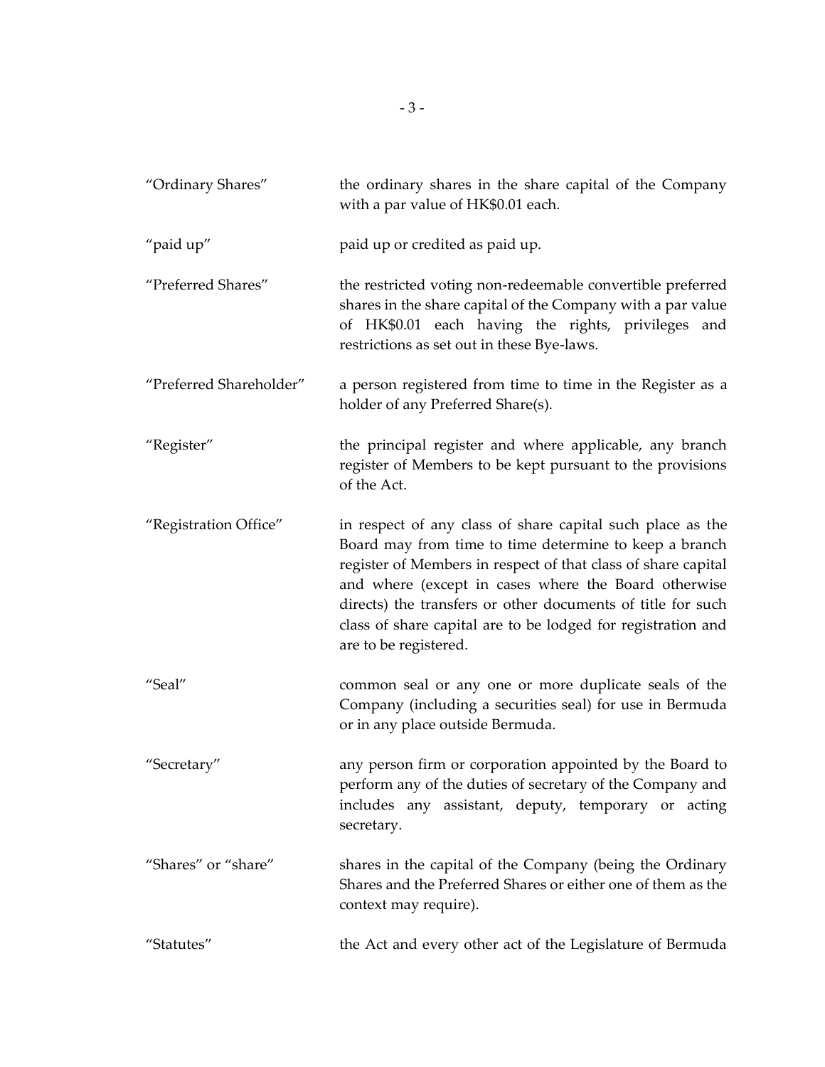| | |
|---|---|
| "Ordinary Shares" | the ordinary shares in the share capital of the Company with a par value of HK$0.01 each. |
| "paid up" | paid up or credited as paid up. |
| "Preferred Shares" | the restricted voting non-redeemable convertible preferred shares in the share capital of the Company with a par value of HK$0.01 each having the rights, privileges and restrictions as set out in these Bye-laws. |
| "Preferred Shareholder" | a person registered from time to time in the Register as a holder of any Preferred Share(s). |
| "Register" | the principal register and where applicable, any branch register of Members to be kept pursuant to the provisions of the Act. |
| "Registration Office" | in respect of any class of share capital such place as the Board may from time to time determine to keep a branch register of Members in respect of that class of share capital and where (except in cases where the Board otherwise directs) the transfers or other documents of title for such class of share capital are to be lodged for registration and are to be registered. |
| "Seal" | common seal or any one or more duplicate seals of the Company (including a securities seal) for use in Bermuda or in any place outside Bermuda. |
| "Secretary" | any person firm or corporation appointed by the Board to perform any of the duties of secretary of the Company and includes any assistant, deputy, temporary or acting secretary. |
| "Shares" or "share" | shares in the capital of the Company (being the Ordinary Shares and the Preferred Shares or either one of them as the context may require). |
| "Statutes" | the Act and every other act of the Legislature of Bermuda |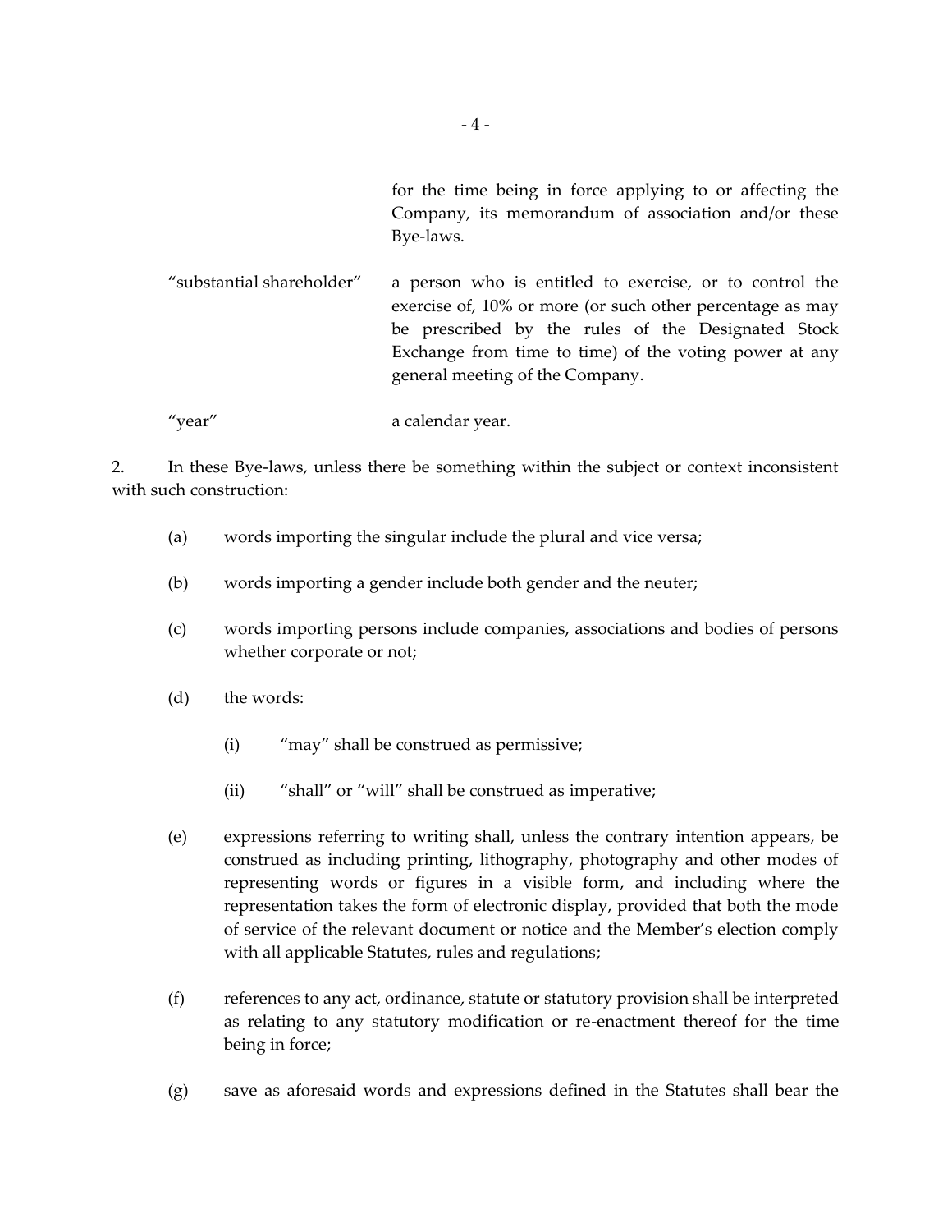for the time being in force applying to or affecting the Company, its memorandum of association and/or these Bye-laws.

| | |
|---|---|
| "substantial shareholder" | a person who is entitled to exercise, or to control the exercise of, 10% or more (or such other percentage as may be prescribed by the rules of the Designated Stock Exchange from time to time) of the voting power at any general meeting of the Company. |
| "year" | a calendar year. |

2. In these Bye-laws, unless there be something within the subject or context inconsistent with such construction:

(a) words importing the singular include the plural and vice versa;

(b) words importing a gender include both gender and the neuter;

(c) words importing persons include companies, associations and bodies of persons whether corporate or not;

(d) the words:

   (i) "may" shall be construed as permissive;

   (ii) "shall" or "will" shall be construed as imperative;

(e) expressions referring to writing shall, unless the contrary intention appears, be construed as including printing, lithography, photography and other modes of representing words or figures in a visible form, and including where the representation takes the form of electronic display, provided that both the mode of service of the relevant document or notice and the Member's election comply with all applicable Statutes, rules and regulations;

(f) references to any act, ordinance, statute or statutory provision shall be interpreted as relating to any statutory modification or re-enactment thereof for the time being in force;

(g) save as aforesaid words and expressions defined in the Statutes shall bear the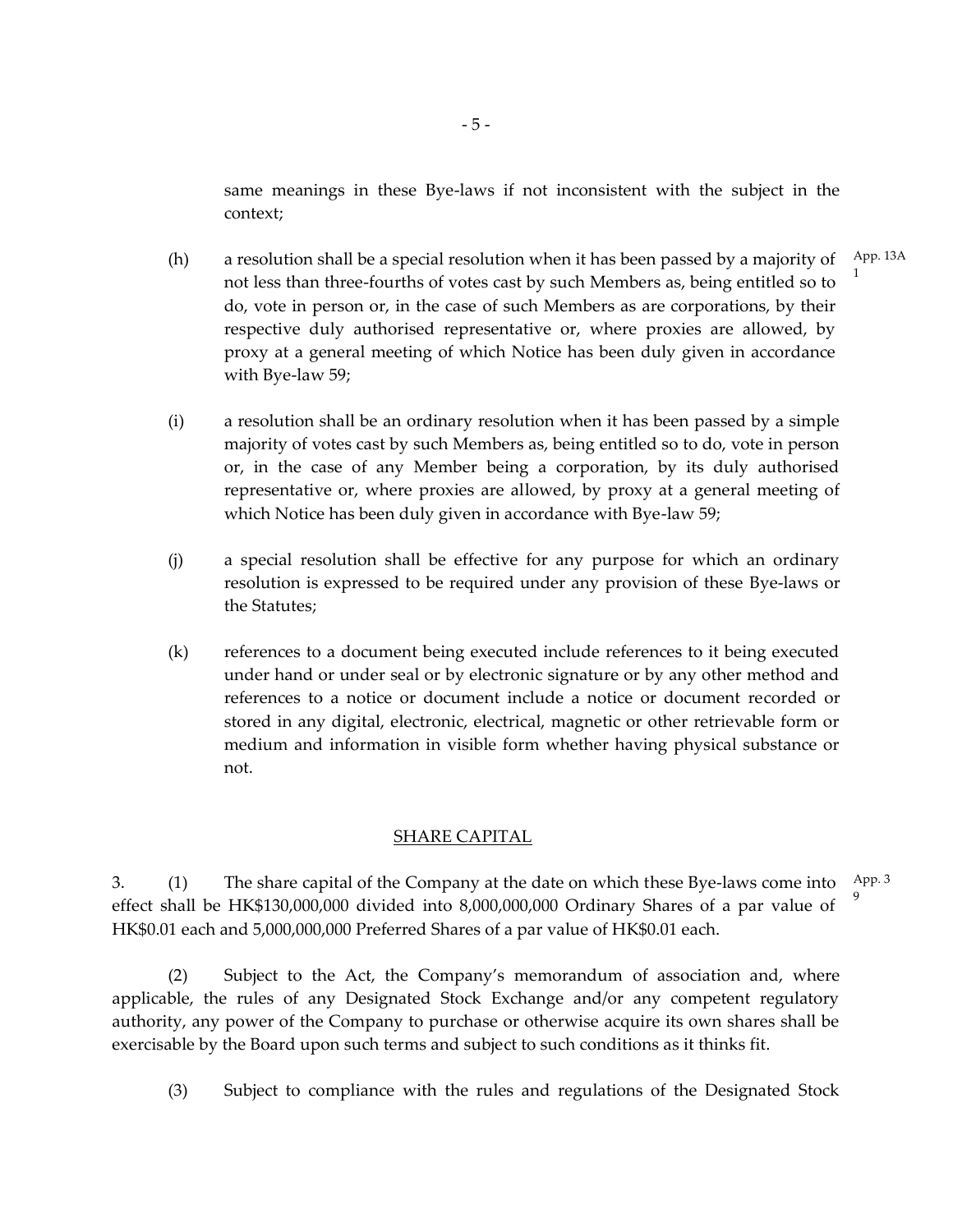same meanings in these Bye-laws if not inconsistent with the subject in the context;

(h) a resolution shall be a special resolution when it has been passed by a majority of not less than three-fourths of votes cast by such Members as, being entitled so to do, vote in person or, in the case of such Members as are corporations, by their respective duly authorised representative or, where proxies are allowed, by proxy at a general meeting of which Notice has been duly given in accordance with Bye-law 59; App. 13A 1

(i) a resolution shall be an ordinary resolution when it has been passed by a simple majority of votes cast by such Members as, being entitled so to do, vote in person or, in the case of any Member being a corporation, by its duly authorised representative or, where proxies are allowed, by proxy at a general meeting of which Notice has been duly given in accordance with Bye-law 59;

(j) a special resolution shall be effective for any purpose for which an ordinary resolution is expressed to be required under any provision of these Bye-laws or the Statutes;

(k) references to a document being executed include references to it being executed under hand or under seal or by electronic signature or by any other method and references to a notice or document include a notice or document recorded or stored in any digital, electronic, electrical, magnetic or other retrievable form or medium and information in visible form whether having physical substance or not.

## SHARE CAPITAL

3. (1) The share capital of the Company at the date on which these Bye-laws come into effect shall be HK$130,000,000 divided into 8,000,000,000 Ordinary Shares of a par value of HK$0.01 each and 5,000,000,000 Preferred Shares of a par value of HK$0.01 each. App. 3 9

(2) Subject to the Act, the Company's memorandum of association and, where applicable, the rules of any Designated Stock Exchange and/or any competent regulatory authority, any power of the Company to purchase or otherwise acquire its own shares shall be exercisable by the Board upon such terms and subject to such conditions as it thinks fit.

(3) Subject to compliance with the rules and regulations of the Designated Stock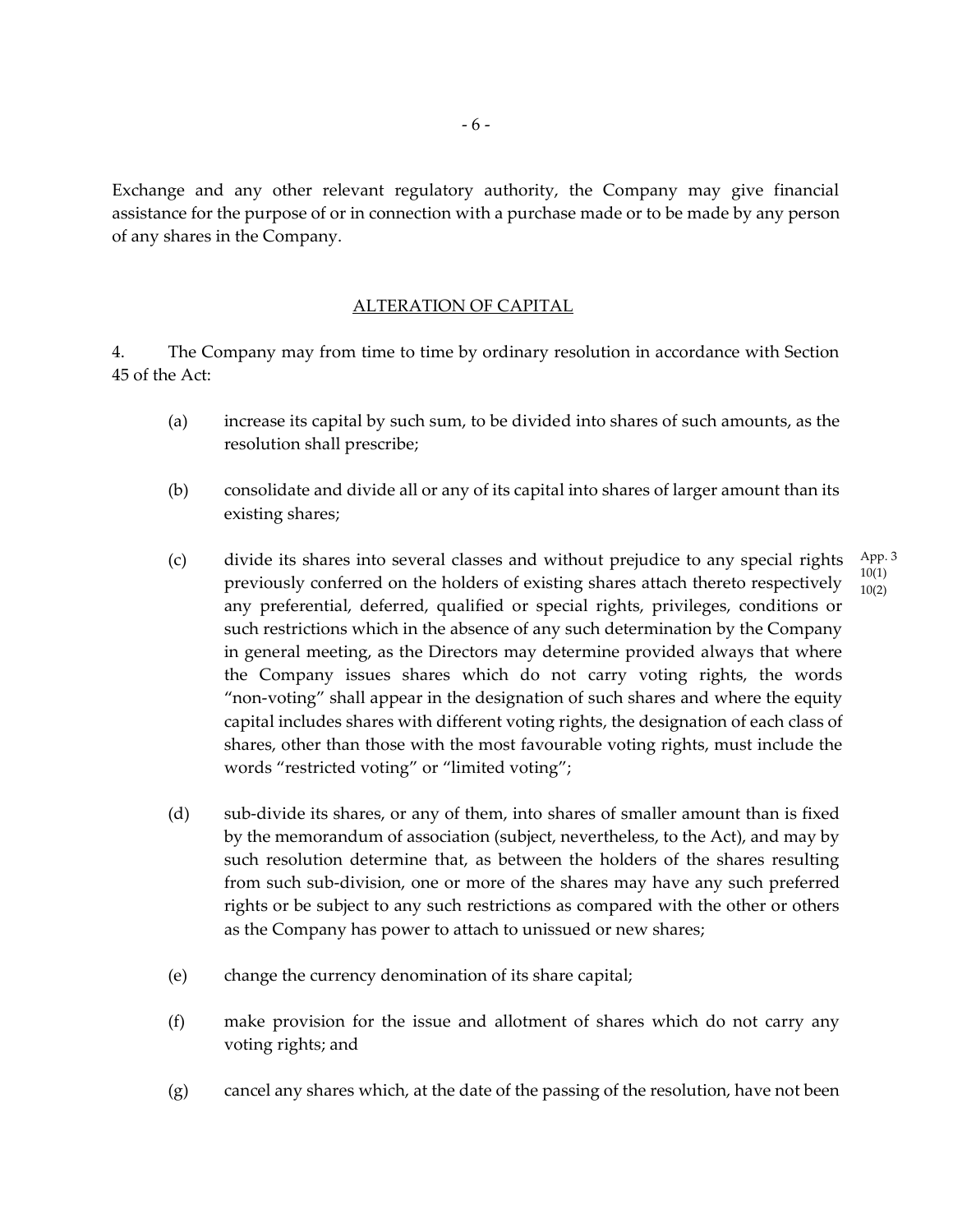Exchange and any other relevant regulatory authority, the Company may give financial assistance for the purpose of or in connection with a purchase made or to be made by any person of any shares in the Company.

## ALTERATION OF CAPITAL

4. The Company may from time to time by ordinary resolution in accordance with Section 45 of the Act:

(a) increase its capital by such sum, to be divided into shares of such amounts, as the resolution shall prescribe;

(b) consolidate and divide all or any of its capital into shares of larger amount than its existing shares;

(c) divide its shares into several classes and without prejudice to any special rights previously conferred on the holders of existing shares attach thereto respectively any preferential, deferred, qualified or special rights, privileges, conditions or such restrictions which in the absence of any such determination by the Company in general meeting, as the Directors may determine provided always that where the Company issues shares which do not carry voting rights, the words "non-voting" shall appear in the designation of such shares and where the equity capital includes shares with different voting rights, the designation of each class of shares, other than those with the most favourable voting rights, must include the words "restricted voting" or "limited voting";

App. 3 10(1) 10(2)

(d) sub-divide its shares, or any of them, into shares of smaller amount than is fixed by the memorandum of association (subject, nevertheless, to the Act), and may by such resolution determine that, as between the holders of the shares resulting from such sub-division, one or more of the shares may have any such preferred rights or be subject to any such restrictions as compared with the other or others as the Company has power to attach to unissued or new shares;

(e) change the currency denomination of its share capital;

(f) make provision for the issue and allotment of shares which do not carry any voting rights; and

(g) cancel any shares which, at the date of the passing of the resolution, have not been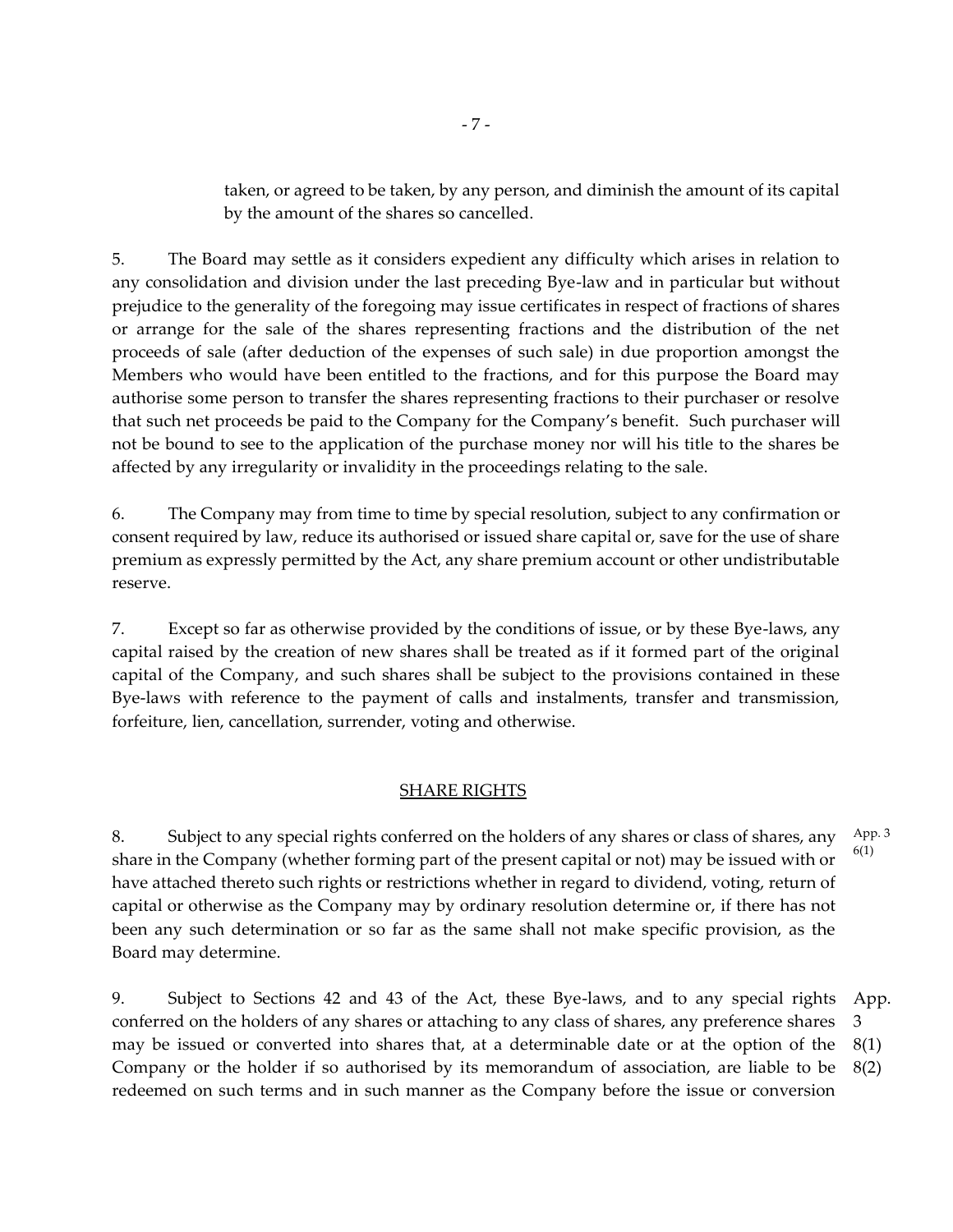taken, or agreed to be taken, by any person, and diminish the amount of its capital by the amount of the shares so cancelled.

5. The Board may settle as it considers expedient any difficulty which arises in relation to any consolidation and division under the last preceding Bye-law and in particular but without prejudice to the generality of the foregoing may issue certificates in respect of fractions of shares or arrange for the sale of the shares representing fractions and the distribution of the net proceeds of sale (after deduction of the expenses of such sale) in due proportion amongst the Members who would have been entitled to the fractions, and for this purpose the Board may authorise some person to transfer the shares representing fractions to their purchaser or resolve that such net proceeds be paid to the Company for the Company's benefit. Such purchaser will not be bound to see to the application of the purchase money nor will his title to the shares be affected by any irregularity or invalidity in the proceedings relating to the sale.

6. The Company may from time to time by special resolution, subject to any confirmation or consent required by law, reduce its authorised or issued share capital or, save for the use of share premium as expressly permitted by the Act, any share premium account or other undistributable reserve.

7. Except so far as otherwise provided by the conditions of issue, or by these Bye-laws, any capital raised by the creation of new shares shall be treated as if it formed part of the original capital of the Company, and such shares shall be subject to the provisions contained in these Bye-laws with reference to the payment of calls and instalments, transfer and transmission, forfeiture, lien, cancellation, surrender, voting and otherwise.

## SHARE RIGHTS

8. Subject to any special rights conferred on the holders of any shares or class of shares, any share in the Company (whether forming part of the present capital or not) may be issued with or have attached thereto such rights or restrictions whether in regard to dividend, voting, return of capital or otherwise as the Company may by ordinary resolution determine or, if there has not been any such determination or so far as the same shall not make specific provision, as the Board may determine.

App. 3 6(1)

9. Subject to Sections 42 and 43 of the Act, these Bye-laws, and to any special rights conferred on the holders of any shares or attaching to any class of shares, any preference shares may be issued or converted into shares that, at a determinable date or at the option of the Company or the holder if so authorised by its memorandum of association, are liable to be redeemed on such terms and in such manner as the Company before the issue or conversion

App. 3 8(1) 8(2)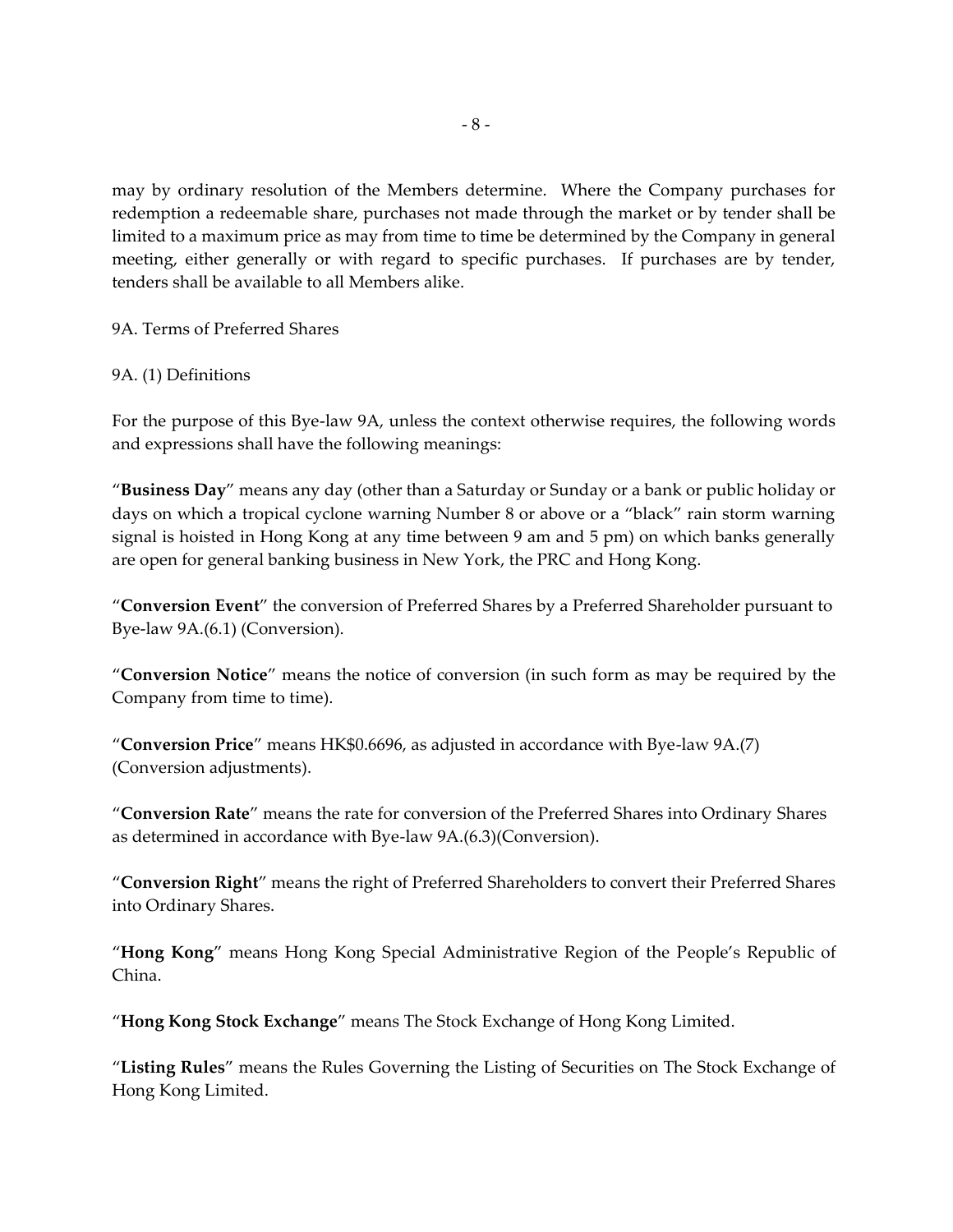may by ordinary resolution of the Members determine. Where the Company purchases for redemption a redeemable share, purchases not made through the market or by tender shall be limited to a maximum price as may from time to time be determined by the Company in general meeting, either generally or with regard to specific purchases. If purchases are by tender, tenders shall be available to all Members alike.

9A. Terms of Preferred Shares

9A. (1) Definitions

For the purpose of this Bye-law 9A, unless the context otherwise requires, the following words and expressions shall have the following meanings:

"**Business Day**" means any day (other than a Saturday or Sunday or a bank or public holiday or days on which a tropical cyclone warning Number 8 or above or a "black" rain storm warning signal is hoisted in Hong Kong at any time between 9 am and 5 pm) on which banks generally are open for general banking business in New York, the PRC and Hong Kong.

"**Conversion Event**" the conversion of Preferred Shares by a Preferred Shareholder pursuant to Bye-law 9A.(6.1) (Conversion).

"**Conversion Notice**" means the notice of conversion (in such form as may be required by the Company from time to time).

"**Conversion Price**" means HK$0.6696, as adjusted in accordance with Bye-law 9A.(7) (Conversion adjustments).

"**Conversion Rate**" means the rate for conversion of the Preferred Shares into Ordinary Shares as determined in accordance with Bye-law 9A.(6.3)(Conversion).

"**Conversion Right**" means the right of Preferred Shareholders to convert their Preferred Shares into Ordinary Shares.

"**Hong Kong**" means Hong Kong Special Administrative Region of the People's Republic of China.

"**Hong Kong Stock Exchange**" means The Stock Exchange of Hong Kong Limited.

"**Listing Rules**" means the Rules Governing the Listing of Securities on The Stock Exchange of Hong Kong Limited.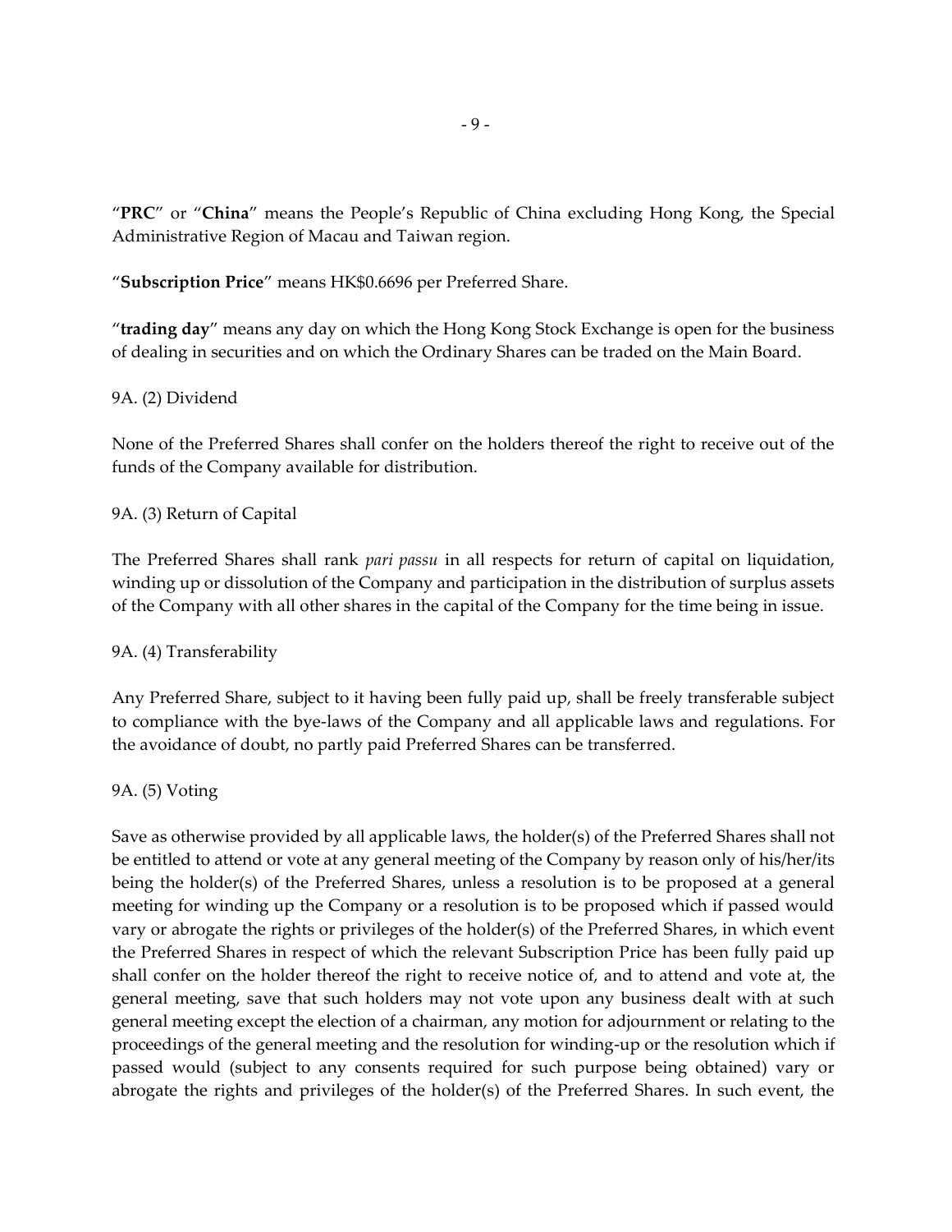"**PRC**" or "**China**" means the People's Republic of China excluding Hong Kong, the Special Administrative Region of Macau and Taiwan region.

"**Subscription Price**" means HK$0.6696 per Preferred Share.

"**trading day**" means any day on which the Hong Kong Stock Exchange is open for the business of dealing in securities and on which the Ordinary Shares can be traded on the Main Board.

9A. (2) Dividend

None of the Preferred Shares shall confer on the holders thereof the right to receive out of the funds of the Company available for distribution.

9A. (3) Return of Capital

The Preferred Shares shall rank *pari passu* in all respects for return of capital on liquidation, winding up or dissolution of the Company and participation in the distribution of surplus assets of the Company with all other shares in the capital of the Company for the time being in issue.

9A. (4) Transferability

Any Preferred Share, subject to it having been fully paid up, shall be freely transferable subject to compliance with the bye-laws of the Company and all applicable laws and regulations. For the avoidance of doubt, no partly paid Preferred Shares can be transferred.

9A. (5) Voting

Save as otherwise provided by all applicable laws, the holder(s) of the Preferred Shares shall not be entitled to attend or vote at any general meeting of the Company by reason only of his/her/its being the holder(s) of the Preferred Shares, unless a resolution is to be proposed at a general meeting for winding up the Company or a resolution is to be proposed which if passed would vary or abrogate the rights or privileges of the holder(s) of the Preferred Shares, in which event the Preferred Shares in respect of which the relevant Subscription Price has been fully paid up shall confer on the holder thereof the right to receive notice of, and to attend and vote at, the general meeting, save that such holders may not vote upon any business dealt with at such general meeting except the election of a chairman, any motion for adjournment or relating to the proceedings of the general meeting and the resolution for winding-up or the resolution which if passed would (subject to any consents required for such purpose being obtained) vary or abrogate the rights and privileges of the holder(s) of the Preferred Shares. In such event, the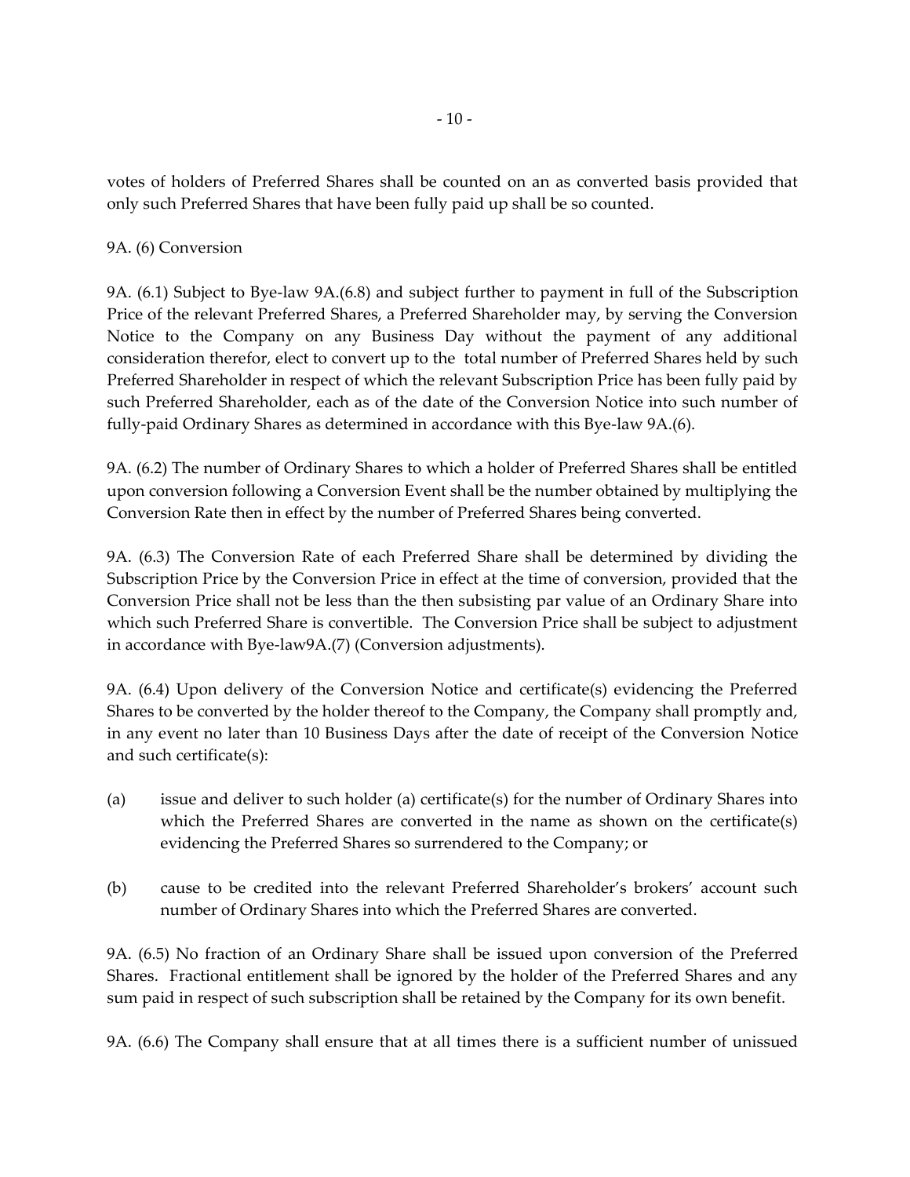votes of holders of Preferred Shares shall be counted on an as converted basis provided that only such Preferred Shares that have been fully paid up shall be so counted.

9A. (6) Conversion

9A. (6.1) Subject to Bye-law 9A.(6.8) and subject further to payment in full of the Subscription Price of the relevant Preferred Shares, a Preferred Shareholder may, by serving the Conversion Notice to the Company on any Business Day without the payment of any additional consideration therefor, elect to convert up to the total number of Preferred Shares held by such Preferred Shareholder in respect of which the relevant Subscription Price has been fully paid by such Preferred Shareholder, each as of the date of the Conversion Notice into such number of fully-paid Ordinary Shares as determined in accordance with this Bye-law 9A.(6).

9A. (6.2) The number of Ordinary Shares to which a holder of Preferred Shares shall be entitled upon conversion following a Conversion Event shall be the number obtained by multiplying the Conversion Rate then in effect by the number of Preferred Shares being converted.

9A. (6.3) The Conversion Rate of each Preferred Share shall be determined by dividing the Subscription Price by the Conversion Price in effect at the time of conversion, provided that the Conversion Price shall not be less than the then subsisting par value of an Ordinary Share into which such Preferred Share is convertible. The Conversion Price shall be subject to adjustment in accordance with Bye-law9A.(7) (Conversion adjustments).

9A. (6.4) Upon delivery of the Conversion Notice and certificate(s) evidencing the Preferred Shares to be converted by the holder thereof to the Company, the Company shall promptly and, in any event no later than 10 Business Days after the date of receipt of the Conversion Notice and such certificate(s):

(a) issue and deliver to such holder (a) certificate(s) for the number of Ordinary Shares into which the Preferred Shares are converted in the name as shown on the certificate(s) evidencing the Preferred Shares so surrendered to the Company; or

(b) cause to be credited into the relevant Preferred Shareholder's brokers' account such number of Ordinary Shares into which the Preferred Shares are converted.

9A. (6.5) No fraction of an Ordinary Share shall be issued upon conversion of the Preferred Shares. Fractional entitlement shall be ignored by the holder of the Preferred Shares and any sum paid in respect of such subscription shall be retained by the Company for its own benefit.

9A. (6.6) The Company shall ensure that at all times there is a sufficient number of unissued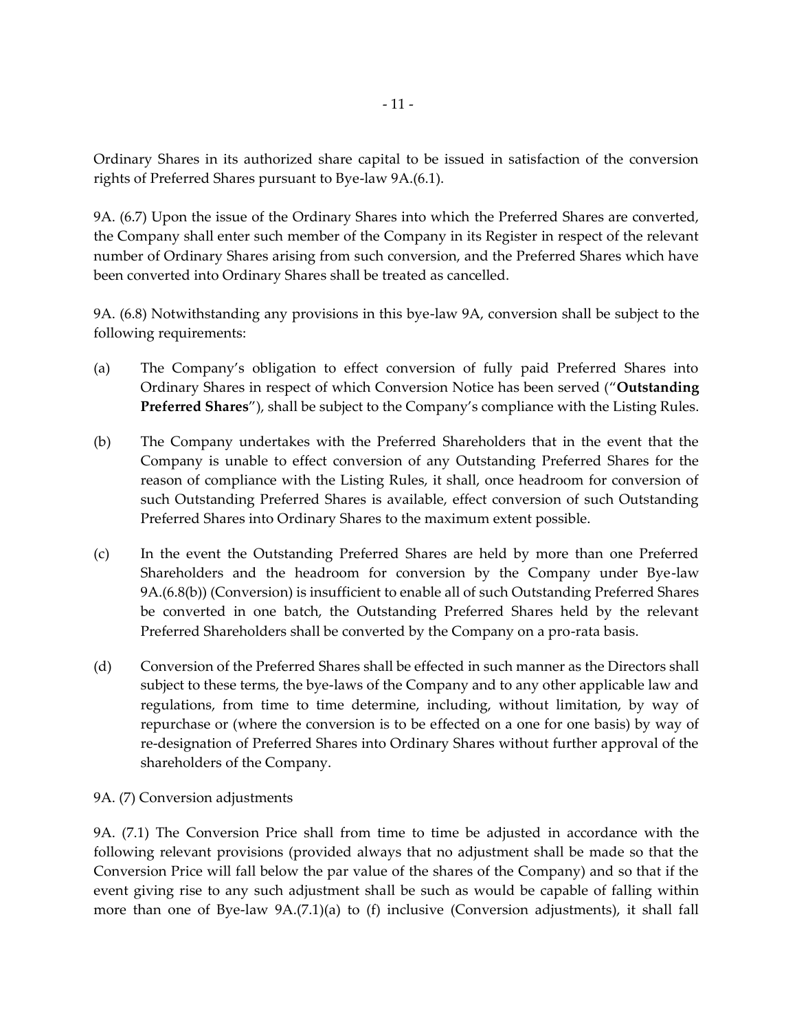Ordinary Shares in its authorized share capital to be issued in satisfaction of the conversion rights of Preferred Shares pursuant to Bye-law 9A.(6.1).

9A. (6.7) Upon the issue of the Ordinary Shares into which the Preferred Shares are converted, the Company shall enter such member of the Company in its Register in respect of the relevant number of Ordinary Shares arising from such conversion, and the Preferred Shares which have been converted into Ordinary Shares shall be treated as cancelled.

9A. (6.8) Notwithstanding any provisions in this bye-law 9A, conversion shall be subject to the following requirements:

(a) The Company's obligation to effect conversion of fully paid Preferred Shares into Ordinary Shares in respect of which Conversion Notice has been served ("**Outstanding Preferred Shares**"), shall be subject to the Company's compliance with the Listing Rules.

(b) The Company undertakes with the Preferred Shareholders that in the event that the Company is unable to effect conversion of any Outstanding Preferred Shares for the reason of compliance with the Listing Rules, it shall, once headroom for conversion of such Outstanding Preferred Shares is available, effect conversion of such Outstanding Preferred Shares into Ordinary Shares to the maximum extent possible.

(c) In the event the Outstanding Preferred Shares are held by more than one Preferred Shareholders and the headroom for conversion by the Company under Bye-law 9A.(6.8(b)) (Conversion) is insufficient to enable all of such Outstanding Preferred Shares be converted in one batch, the Outstanding Preferred Shares held by the relevant Preferred Shareholders shall be converted by the Company on a pro-rata basis.

(d) Conversion of the Preferred Shares shall be effected in such manner as the Directors shall subject to these terms, the bye-laws of the Company and to any other applicable law and regulations, from time to time determine, including, without limitation, by way of repurchase or (where the conversion is to be effected on a one for one basis) by way of re-designation of Preferred Shares into Ordinary Shares without further approval of the shareholders of the Company.

9A. (7) Conversion adjustments

9A. (7.1) The Conversion Price shall from time to time be adjusted in accordance with the following relevant provisions (provided always that no adjustment shall be made so that the Conversion Price will fall below the par value of the shares of the Company) and so that if the event giving rise to any such adjustment shall be such as would be capable of falling within more than one of Bye-law 9A.(7.1)(a) to (f) inclusive (Conversion adjustments), it shall fall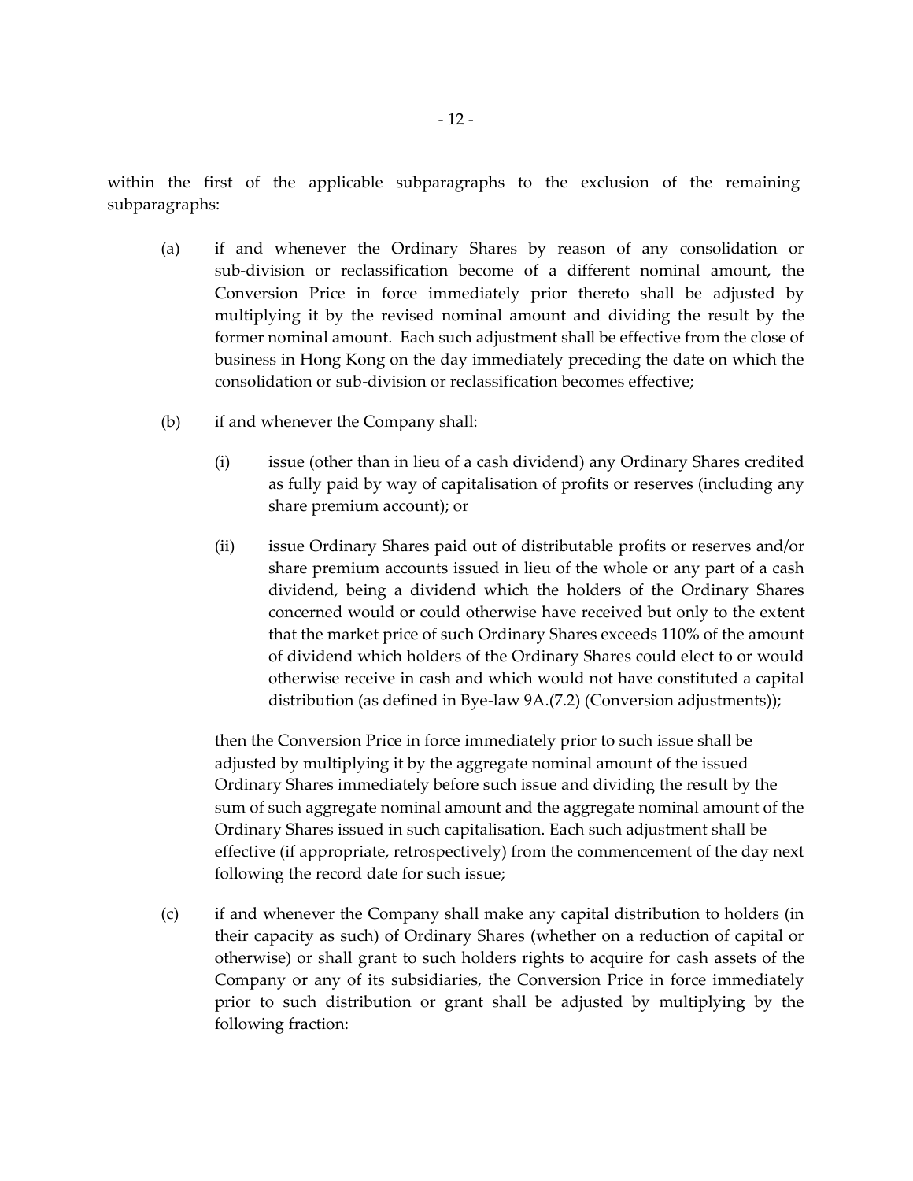within the first of the applicable subparagraphs to the exclusion of the remaining subparagraphs:

(a) if and whenever the Ordinary Shares by reason of any consolidation or sub-division or reclassification become of a different nominal amount, the Conversion Price in force immediately prior thereto shall be adjusted by multiplying it by the revised nominal amount and dividing the result by the former nominal amount. Each such adjustment shall be effective from the close of business in Hong Kong on the day immediately preceding the date on which the consolidation or sub-division or reclassification becomes effective;

(b) if and whenever the Company shall:

  (i) issue (other than in lieu of a cash dividend) any Ordinary Shares credited as fully paid by way of capitalisation of profits or reserves (including any share premium account); or

  (ii) issue Ordinary Shares paid out of distributable profits or reserves and/or share premium accounts issued in lieu of the whole or any part of a cash dividend, being a dividend which the holders of the Ordinary Shares concerned would or could otherwise have received but only to the extent that the market price of such Ordinary Shares exceeds 110% of the amount of dividend which holders of the Ordinary Shares could elect to or would otherwise receive in cash and which would not have constituted a capital distribution (as defined in Bye-law 9A.(7.2) (Conversion adjustments));

  then the Conversion Price in force immediately prior to such issue shall be adjusted by multiplying it by the aggregate nominal amount of the issued Ordinary Shares immediately before such issue and dividing the result by the sum of such aggregate nominal amount and the aggregate nominal amount of the Ordinary Shares issued in such capitalisation. Each such adjustment shall be effective (if appropriate, retrospectively) from the commencement of the day next following the record date for such issue;

(c) if and whenever the Company shall make any capital distribution to holders (in their capacity as such) of Ordinary Shares (whether on a reduction of capital or otherwise) or shall grant to such holders rights to acquire for cash assets of the Company or any of its subsidiaries, the Conversion Price in force immediately prior to such distribution or grant shall be adjusted by multiplying by the following fraction: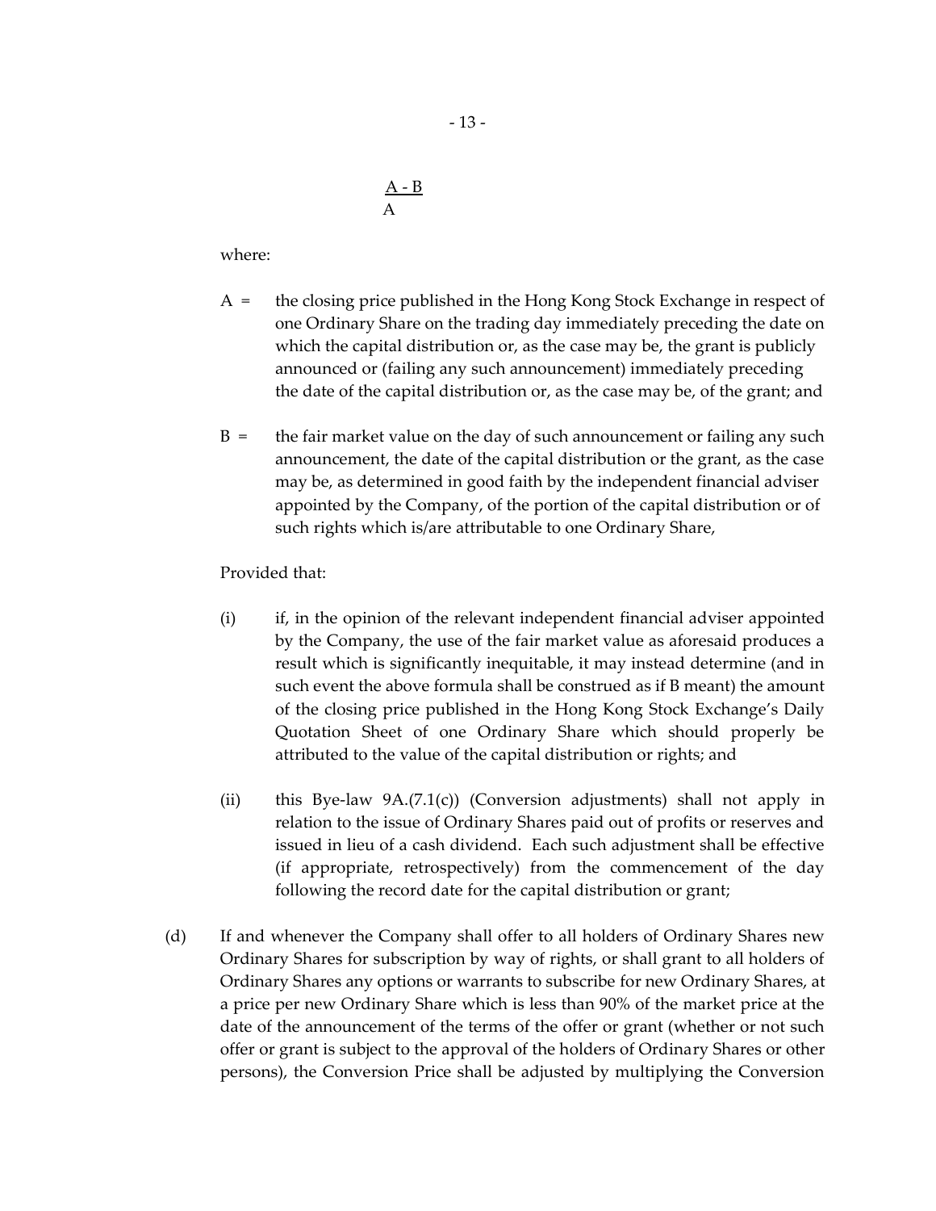$$\frac{A - B}{A}$$

where:

A = the closing price published in the Hong Kong Stock Exchange in respect of one Ordinary Share on the trading day immediately preceding the date on which the capital distribution or, as the case may be, the grant is publicly announced or (failing any such announcement) immediately preceding the date of the capital distribution or, as the case may be, of the grant; and

B = the fair market value on the day of such announcement or failing any such announcement, the date of the capital distribution or the grant, as the case may be, as determined in good faith by the independent financial adviser appointed by the Company, of the portion of the capital distribution or of such rights which is/are attributable to one Ordinary Share,

Provided that:

(i) if, in the opinion of the relevant independent financial adviser appointed by the Company, the use of the fair market value as aforesaid produces a result which is significantly inequitable, it may instead determine (and in such event the above formula shall be construed as if B meant) the amount of the closing price published in the Hong Kong Stock Exchange's Daily Quotation Sheet of one Ordinary Share which should properly be attributed to the value of the capital distribution or rights; and

(ii) this Bye-law 9A.(7.1(c)) (Conversion adjustments) shall not apply in relation to the issue of Ordinary Shares paid out of profits or reserves and issued in lieu of a cash dividend. Each such adjustment shall be effective (if appropriate, retrospectively) from the commencement of the day following the record date for the capital distribution or grant;

(d) If and whenever the Company shall offer to all holders of Ordinary Shares new Ordinary Shares for subscription by way of rights, or shall grant to all holders of Ordinary Shares any options or warrants to subscribe for new Ordinary Shares, at a price per new Ordinary Share which is less than 90% of the market price at the date of the announcement of the terms of the offer or grant (whether or not such offer or grant is subject to the approval of the holders of Ordinary Shares or other persons), the Conversion Price shall be adjusted by multiplying the Conversion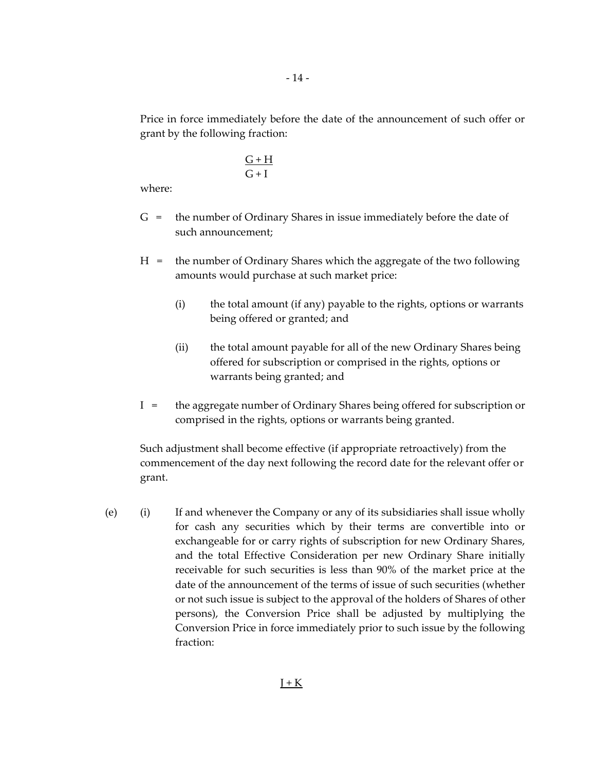Price in force immediately before the date of the announcement of such offer or grant by the following fraction:

$$\frac{G + H}{G + I}$$

where:

G = the number of Ordinary Shares in issue immediately before the date of such announcement;

H = the number of Ordinary Shares which the aggregate of the two following amounts would purchase at such market price:

(i) the total amount (if any) payable to the rights, options or warrants being offered or granted; and

(ii) the total amount payable for all of the new Ordinary Shares being offered for subscription or comprised in the rights, options or warrants being granted; and

I = the aggregate number of Ordinary Shares being offered for subscription or comprised in the rights, options or warrants being granted.

Such adjustment shall become effective (if appropriate retroactively) from the commencement of the day next following the record date for the relevant offer or grant.

(e) (i) If and whenever the Company or any of its subsidiaries shall issue wholly for cash any securities which by their terms are convertible into or exchangeable for or carry rights of subscription for new Ordinary Shares, and the total Effective Consideration per new Ordinary Share initially receivable for such securities is less than 90% of the market price at the date of the announcement of the terms of issue of such securities (whether or not such issue is subject to the approval of the holders of Shares of other persons), the Conversion Price shall be adjusted by multiplying the Conversion Price in force immediately prior to such issue by the following fraction:

$$\underline{J + K}$$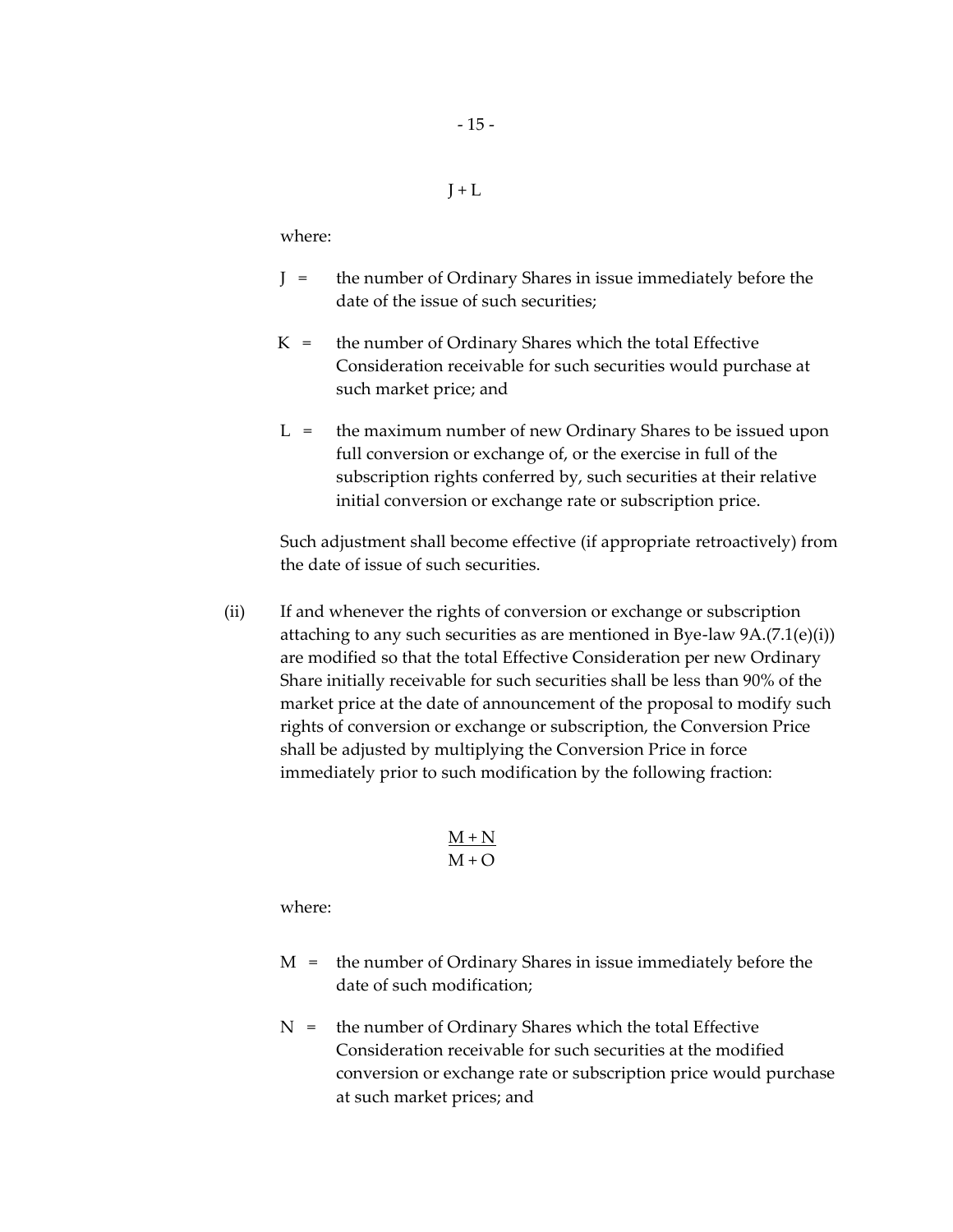$$J + L$$

where:

J = the number of Ordinary Shares in issue immediately before the date of the issue of such securities;

K = the number of Ordinary Shares which the total Effective Consideration receivable for such securities would purchase at such market price; and

L = the maximum number of new Ordinary Shares to be issued upon full conversion or exchange of, or the exercise in full of the subscription rights conferred by, such securities at their relative initial conversion or exchange rate or subscription price.

Such adjustment shall become effective (if appropriate retroactively) from the date of issue of such securities.

(ii) If and whenever the rights of conversion or exchange or subscription attaching to any such securities as are mentioned in Bye-law 9A.(7.1(e)(i)) are modified so that the total Effective Consideration per new Ordinary Share initially receivable for such securities shall be less than 90% of the market price at the date of announcement of the proposal to modify such rights of conversion or exchange or subscription, the Conversion Price shall be adjusted by multiplying the Conversion Price in force immediately prior to such modification by the following fraction:

$$\frac{M + N}{M + O}$$

where:

M = the number of Ordinary Shares in issue immediately before the date of such modification;

N = the number of Ordinary Shares which the total Effective Consideration receivable for such securities at the modified conversion or exchange rate or subscription price would purchase at such market prices; and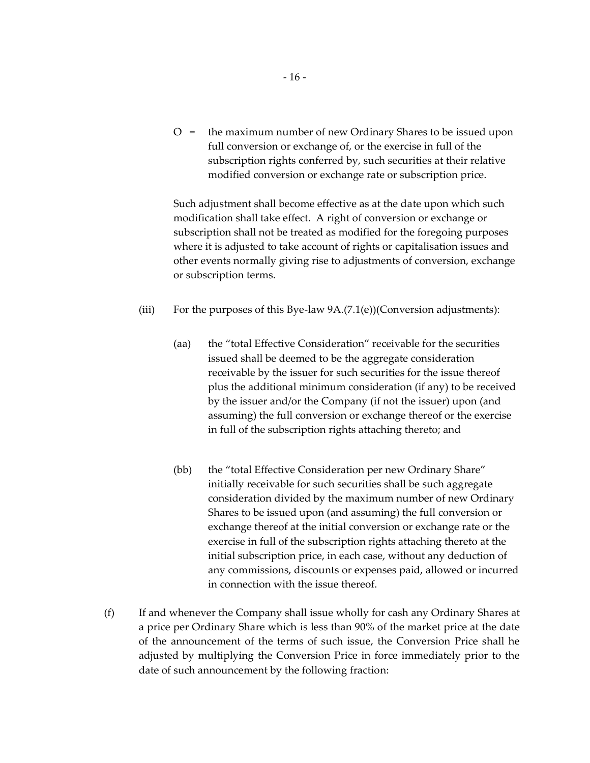O = the maximum number of new Ordinary Shares to be issued upon full conversion or exchange of, or the exercise in full of the subscription rights conferred by, such securities at their relative modified conversion or exchange rate or subscription price.

Such adjustment shall become effective as at the date upon which such modification shall take effect. A right of conversion or exchange or subscription shall not be treated as modified for the foregoing purposes where it is adjusted to take account of rights or capitalisation issues and other events normally giving rise to adjustments of conversion, exchange or subscription terms.

(iii) For the purposes of this Bye-law 9A.(7.1(e))(Conversion adjustments):

(aa) the "total Effective Consideration" receivable for the securities issued shall be deemed to be the aggregate consideration receivable by the issuer for such securities for the issue thereof plus the additional minimum consideration (if any) to be received by the issuer and/or the Company (if not the issuer) upon (and assuming) the full conversion or exchange thereof or the exercise in full of the subscription rights attaching thereto; and

(bb) the "total Effective Consideration per new Ordinary Share" initially receivable for such securities shall be such aggregate consideration divided by the maximum number of new Ordinary Shares to be issued upon (and assuming) the full conversion or exchange thereof at the initial conversion or exchange rate or the exercise in full of the subscription rights attaching thereto at the initial subscription price, in each case, without any deduction of any commissions, discounts or expenses paid, allowed or incurred in connection with the issue thereof.

(f) If and whenever the Company shall issue wholly for cash any Ordinary Shares at a price per Ordinary Share which is less than 90% of the market price at the date of the announcement of the terms of such issue, the Conversion Price shall he adjusted by multiplying the Conversion Price in force immediately prior to the date of such announcement by the following fraction: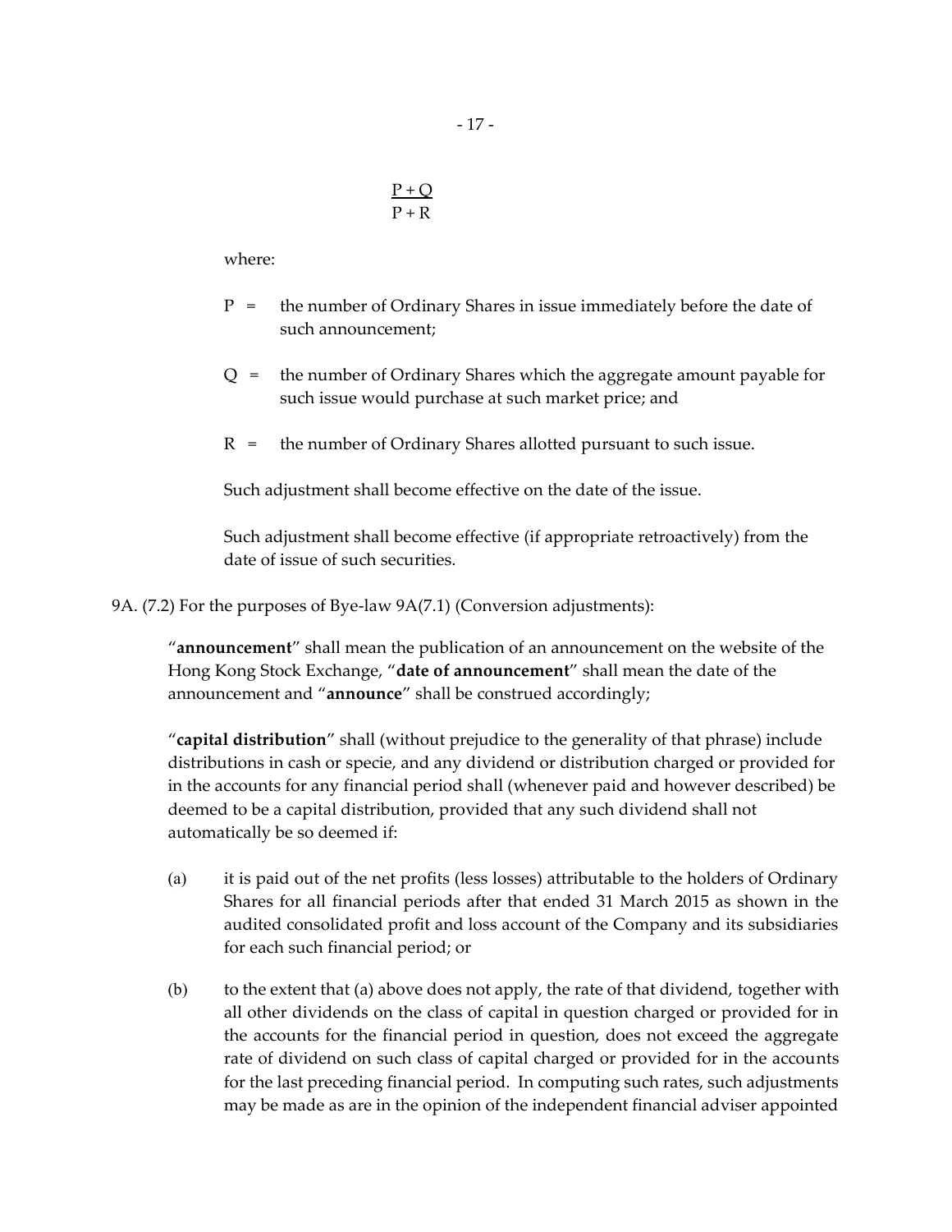$$\frac{P + Q}{P + R}$$

where:

P = the number of Ordinary Shares in issue immediately before the date of such announcement;

Q = the number of Ordinary Shares which the aggregate amount payable for such issue would purchase at such market price; and

R = the number of Ordinary Shares allotted pursuant to such issue.

Such adjustment shall become effective on the date of the issue.

Such adjustment shall become effective (if appropriate retroactively) from the date of issue of such securities.

9A. (7.2) For the purposes of Bye-law 9A(7.1) (Conversion adjustments):

"**announcement**" shall mean the publication of an announcement on the website of the Hong Kong Stock Exchange, "**date of announcement**" shall mean the date of the announcement and "**announce**" shall be construed accordingly;

"**capital distribution**" shall (without prejudice to the generality of that phrase) include distributions in cash or specie, and any dividend or distribution charged or provided for in the accounts for any financial period shall (whenever paid and however described) be deemed to be a capital distribution, provided that any such dividend shall not automatically be so deemed if:

(a) it is paid out of the net profits (less losses) attributable to the holders of Ordinary Shares for all financial periods after that ended 31 March 2015 as shown in the audited consolidated profit and loss account of the Company and its subsidiaries for each such financial period; or

(b) to the extent that (a) above does not apply, the rate of that dividend, together with all other dividends on the class of capital in question charged or provided for in the accounts for the financial period in question, does not exceed the aggregate rate of dividend on such class of capital charged or provided for in the accounts for the last preceding financial period. In computing such rates, such adjustments may be made as are in the opinion of the independent financial adviser appointed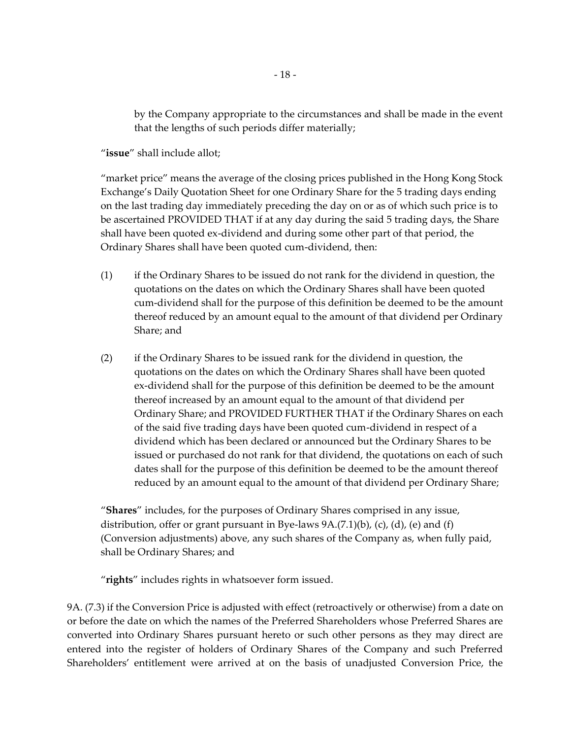by the Company appropriate to the circumstances and shall be made in the event that the lengths of such periods differ materially;

"**issue**" shall include allot;

"market price" means the average of the closing prices published in the Hong Kong Stock Exchange's Daily Quotation Sheet for one Ordinary Share for the 5 trading days ending on the last trading day immediately preceding the day on or as of which such price is to be ascertained PROVIDED THAT if at any day during the said 5 trading days, the Share shall have been quoted ex-dividend and during some other part of that period, the Ordinary Shares shall have been quoted cum-dividend, then:

(1) if the Ordinary Shares to be issued do not rank for the dividend in question, the quotations on the dates on which the Ordinary Shares shall have been quoted cum-dividend shall for the purpose of this definition be deemed to be the amount thereof reduced by an amount equal to the amount of that dividend per Ordinary Share; and

(2) if the Ordinary Shares to be issued rank for the dividend in question, the quotations on the dates on which the Ordinary Shares shall have been quoted ex-dividend shall for the purpose of this definition be deemed to be the amount thereof increased by an amount equal to the amount of that dividend per Ordinary Share; and PROVIDED FURTHER THAT if the Ordinary Shares on each of the said five trading days have been quoted cum-dividend in respect of a dividend which has been declared or announced but the Ordinary Shares to be issued or purchased do not rank for that dividend, the quotations on each of such dates shall for the purpose of this definition be deemed to be the amount thereof reduced by an amount equal to the amount of that dividend per Ordinary Share;

"**Shares**" includes, for the purposes of Ordinary Shares comprised in any issue, distribution, offer or grant pursuant in Bye-laws 9A.(7.1)(b), (c), (d), (e) and (f) (Conversion adjustments) above, any such shares of the Company as, when fully paid, shall be Ordinary Shares; and

"**rights**" includes rights in whatsoever form issued.

9A. (7.3) if the Conversion Price is adjusted with effect (retroactively or otherwise) from a date on or before the date on which the names of the Preferred Shareholders whose Preferred Shares are converted into Ordinary Shares pursuant hereto or such other persons as they may direct are entered into the register of holders of Ordinary Shares of the Company and such Preferred Shareholders' entitlement were arrived at on the basis of unadjusted Conversion Price, the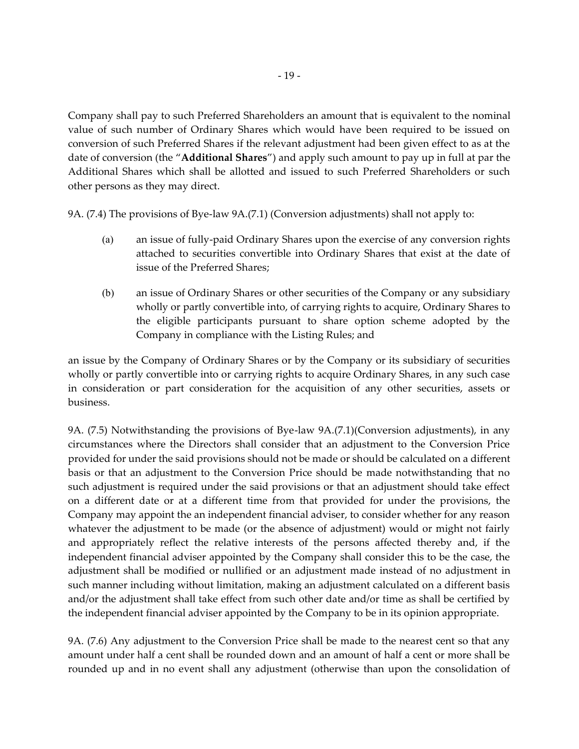Company shall pay to such Preferred Shareholders an amount that is equivalent to the nominal value of such number of Ordinary Shares which would have been required to be issued on conversion of such Preferred Shares if the relevant adjustment had been given effect to as at the date of conversion (the "**Additional Shares**") and apply such amount to pay up in full at par the Additional Shares which shall be allotted and issued to such Preferred Shareholders or such other persons as they may direct.

9A. (7.4) The provisions of Bye-law 9A.(7.1) (Conversion adjustments) shall not apply to:

(a) an issue of fully-paid Ordinary Shares upon the exercise of any conversion rights attached to securities convertible into Ordinary Shares that exist at the date of issue of the Preferred Shares;

(b) an issue of Ordinary Shares or other securities of the Company or any subsidiary wholly or partly convertible into, of carrying rights to acquire, Ordinary Shares to the eligible participants pursuant to share option scheme adopted by the Company in compliance with the Listing Rules; and

an issue by the Company of Ordinary Shares or by the Company or its subsidiary of securities wholly or partly convertible into or carrying rights to acquire Ordinary Shares, in any such case in consideration or part consideration for the acquisition of any other securities, assets or business.

9A. (7.5) Notwithstanding the provisions of Bye-law 9A.(7.1)(Conversion adjustments), in any circumstances where the Directors shall consider that an adjustment to the Conversion Price provided for under the said provisions should not be made or should be calculated on a different basis or that an adjustment to the Conversion Price should be made notwithstanding that no such adjustment is required under the said provisions or that an adjustment should take effect on a different date or at a different time from that provided for under the provisions, the Company may appoint the an independent financial adviser, to consider whether for any reason whatever the adjustment to be made (or the absence of adjustment) would or might not fairly and appropriately reflect the relative interests of the persons affected thereby and, if the independent financial adviser appointed by the Company shall consider this to be the case, the adjustment shall be modified or nullified or an adjustment made instead of no adjustment in such manner including without limitation, making an adjustment calculated on a different basis and/or the adjustment shall take effect from such other date and/or time as shall be certified by the independent financial adviser appointed by the Company to be in its opinion appropriate.

9A. (7.6) Any adjustment to the Conversion Price shall be made to the nearest cent so that any amount under half a cent shall be rounded down and an amount of half a cent or more shall be rounded up and in no event shall any adjustment (otherwise than upon the consolidation of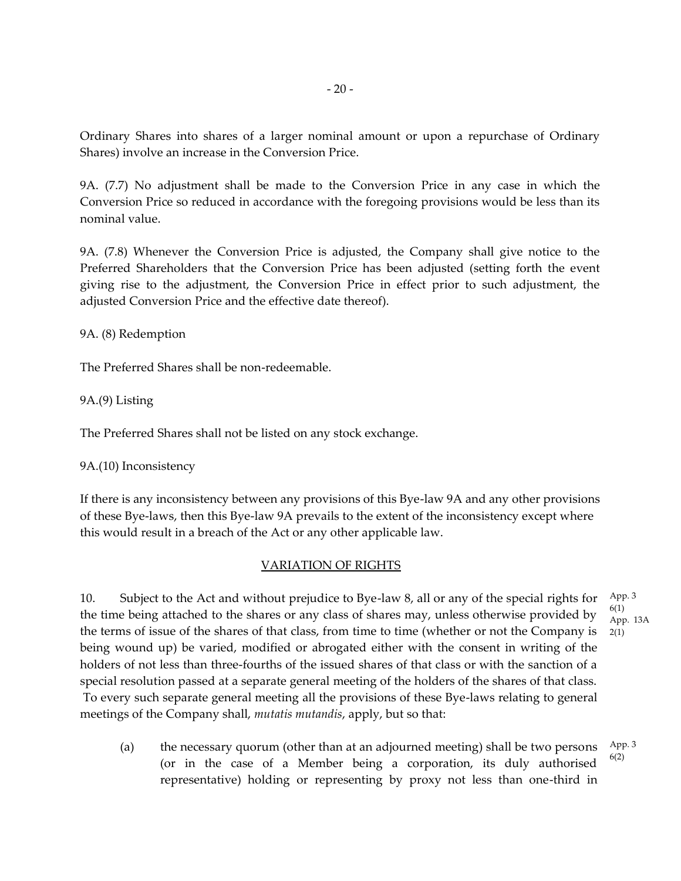Ordinary Shares into shares of a larger nominal amount or upon a repurchase of Ordinary Shares) involve an increase in the Conversion Price.

9A. (7.7) No adjustment shall be made to the Conversion Price in any case in which the Conversion Price so reduced in accordance with the foregoing provisions would be less than its nominal value.

9A. (7.8) Whenever the Conversion Price is adjusted, the Company shall give notice to the Preferred Shareholders that the Conversion Price has been adjusted (setting forth the event giving rise to the adjustment, the Conversion Price in effect prior to such adjustment, the adjusted Conversion Price and the effective date thereof).

9A. (8) Redemption

The Preferred Shares shall be non-redeemable.

9A.(9) Listing

The Preferred Shares shall not be listed on any stock exchange.

9A.(10) Inconsistency

If there is any inconsistency between any provisions of this Bye-law 9A and any other provisions of these Bye-laws, then this Bye-law 9A prevails to the extent of the inconsistency except where this would result in a breach of the Act or any other applicable law.

## VARIATION OF RIGHTS

10. Subject to the Act and without prejudice to Bye-law 8, all or any of the special rights for the time being attached to the shares or any class of shares may, unless otherwise provided by the terms of issue of the shares of that class, from time to time (whether or not the Company is being wound up) be varied, modified or abrogated either with the consent in writing of the holders of not less than three-fourths of the issued shares of that class or with the sanction of a special resolution passed at a separate general meeting of the holders of the shares of that class. To every such separate general meeting all the provisions of these Bye-laws relating to general meetings of the Company shall, *mutatis mutandis*, apply, but so that:

App. 3 6(1) App. 13A 2(1)

(a) the necessary quorum (other than at an adjourned meeting) shall be two persons (or in the case of a Member being a corporation, its duly authorised representative) holding or representing by proxy not less than one-third in

App. 3 6(2)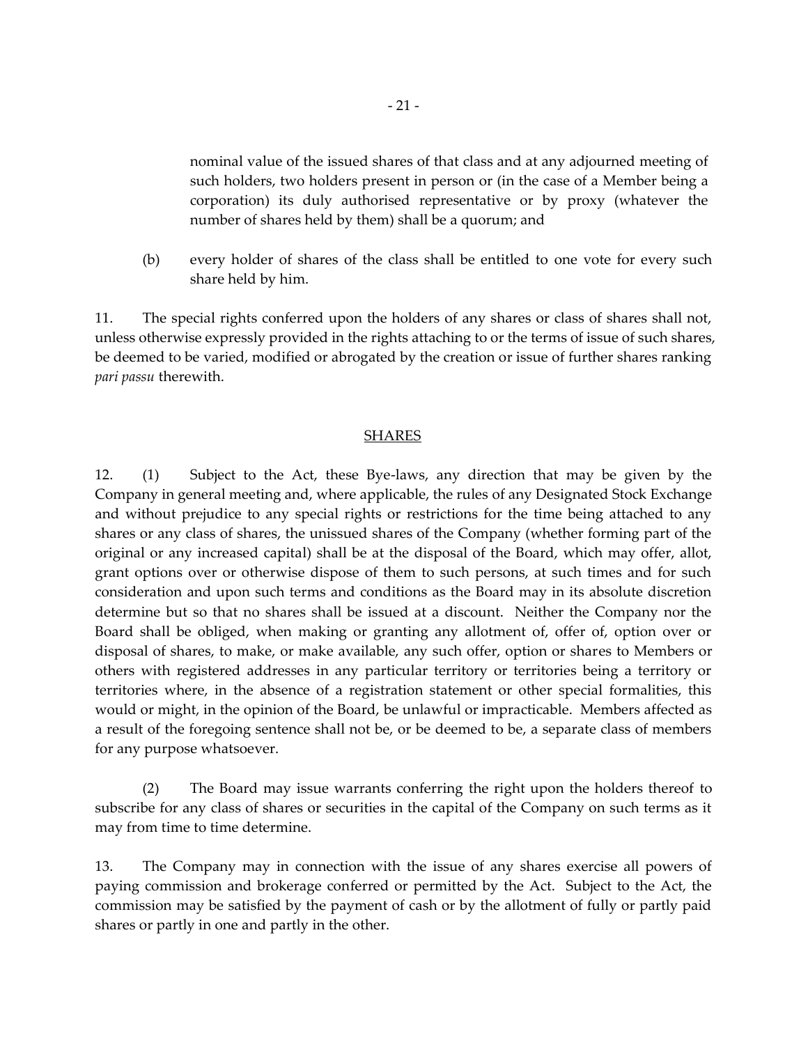nominal value of the issued shares of that class and at any adjourned meeting of such holders, two holders present in person or (in the case of a Member being a corporation) its duly authorised representative or by proxy (whatever the number of shares held by them) shall be a quorum; and

(b) every holder of shares of the class shall be entitled to one vote for every such share held by him.

11. The special rights conferred upon the holders of any shares or class of shares shall not, unless otherwise expressly provided in the rights attaching to or the terms of issue of such shares, be deemed to be varied, modified or abrogated by the creation or issue of further shares ranking *pari passu* therewith.

## SHARES

12. (1) Subject to the Act, these Bye-laws, any direction that may be given by the Company in general meeting and, where applicable, the rules of any Designated Stock Exchange and without prejudice to any special rights or restrictions for the time being attached to any shares or any class of shares, the unissued shares of the Company (whether forming part of the original or any increased capital) shall be at the disposal of the Board, which may offer, allot, grant options over or otherwise dispose of them to such persons, at such times and for such consideration and upon such terms and conditions as the Board may in its absolute discretion determine but so that no shares shall be issued at a discount. Neither the Company nor the Board shall be obliged, when making or granting any allotment of, offer of, option over or disposal of shares, to make, or make available, any such offer, option or shares to Members or others with registered addresses in any particular territory or territories being a territory or territories where, in the absence of a registration statement or other special formalities, this would or might, in the opinion of the Board, be unlawful or impracticable. Members affected as a result of the foregoing sentence shall not be, or be deemed to be, a separate class of members for any purpose whatsoever.

(2) The Board may issue warrants conferring the right upon the holders thereof to subscribe for any class of shares or securities in the capital of the Company on such terms as it may from time to time determine.

13. The Company may in connection with the issue of any shares exercise all powers of paying commission and brokerage conferred or permitted by the Act. Subject to the Act, the commission may be satisfied by the payment of cash or by the allotment of fully or partly paid shares or partly in one and partly in the other.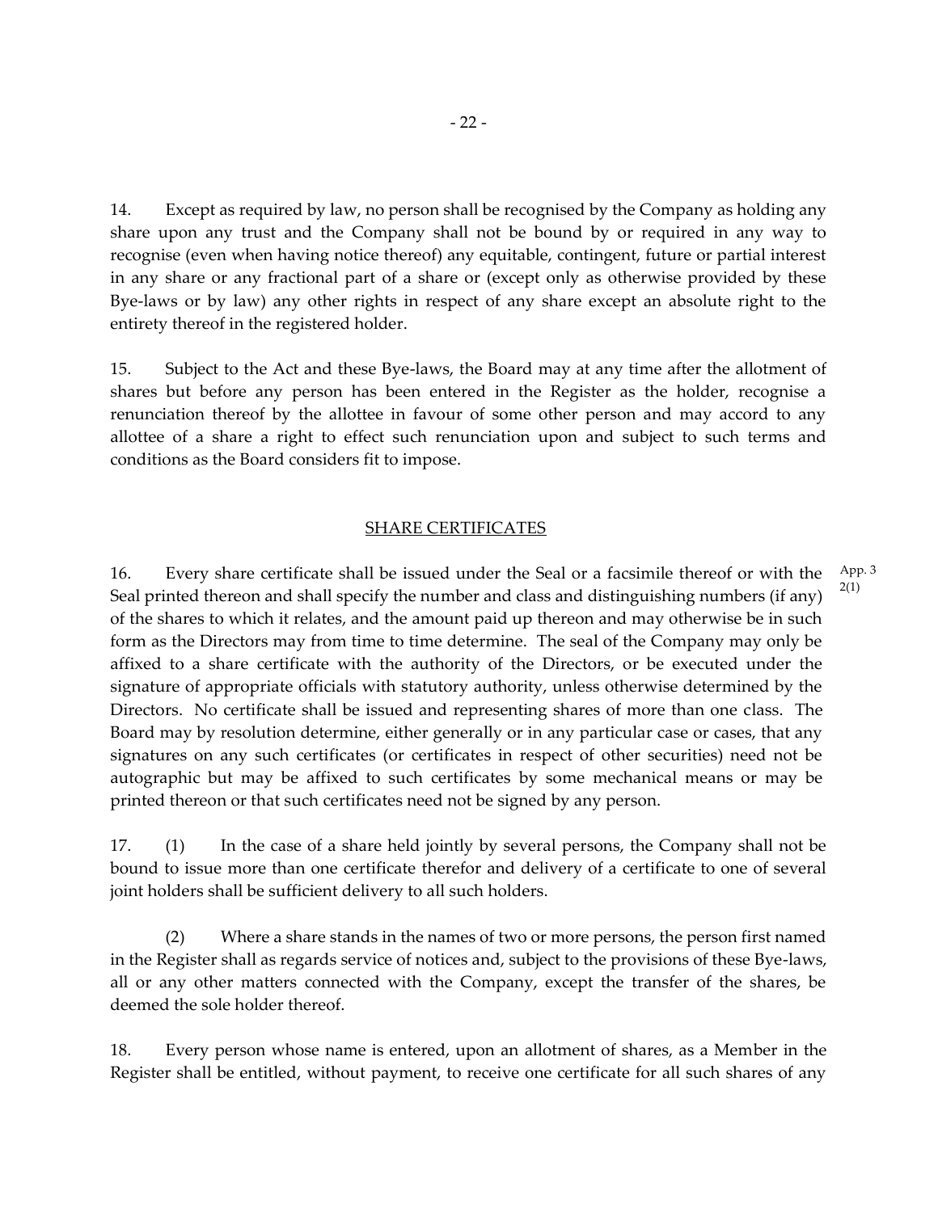14. Except as required by law, no person shall be recognised by the Company as holding any share upon any trust and the Company shall not be bound by or required in any way to recognise (even when having notice thereof) any equitable, contingent, future or partial interest in any share or any fractional part of a share or (except only as otherwise provided by these Bye-laws or by law) any other rights in respect of any share except an absolute right to the entirety thereof in the registered holder.

15. Subject to the Act and these Bye-laws, the Board may at any time after the allotment of shares but before any person has been entered in the Register as the holder, recognise a renunciation thereof by the allottee in favour of some other person and may accord to any allottee of a share a right to effect such renunciation upon and subject to such terms and conditions as the Board considers fit to impose.

## SHARE CERTIFICATES

16. Every share certificate shall be issued under the Seal or a facsimile thereof or with the Seal printed thereon and shall specify the number and class and distinguishing numbers (if any) of the shares to which it relates, and the amount paid up thereon and may otherwise be in such form as the Directors may from time to time determine. The seal of the Company may only be affixed to a share certificate with the authority of the Directors, or be executed under the signature of appropriate officials with statutory authority, unless otherwise determined by the Directors. No certificate shall be issued and representing shares of more than one class. The Board may by resolution determine, either generally or in any particular case or cases, that any signatures on any such certificates (or certificates in respect of other securities) need not be autographic but may be affixed to such certificates by some mechanical means or may be printed thereon or that such certificates need not be signed by any person.

App. 3 2(1)

17. (1) In the case of a share held jointly by several persons, the Company shall not be bound to issue more than one certificate therefor and delivery of a certificate to one of several joint holders shall be sufficient delivery to all such holders.

(2) Where a share stands in the names of two or more persons, the person first named in the Register shall as regards service of notices and, subject to the provisions of these Bye-laws, all or any other matters connected with the Company, except the transfer of the shares, be deemed the sole holder thereof.

18. Every person whose name is entered, upon an allotment of shares, as a Member in the Register shall be entitled, without payment, to receive one certificate for all such shares of any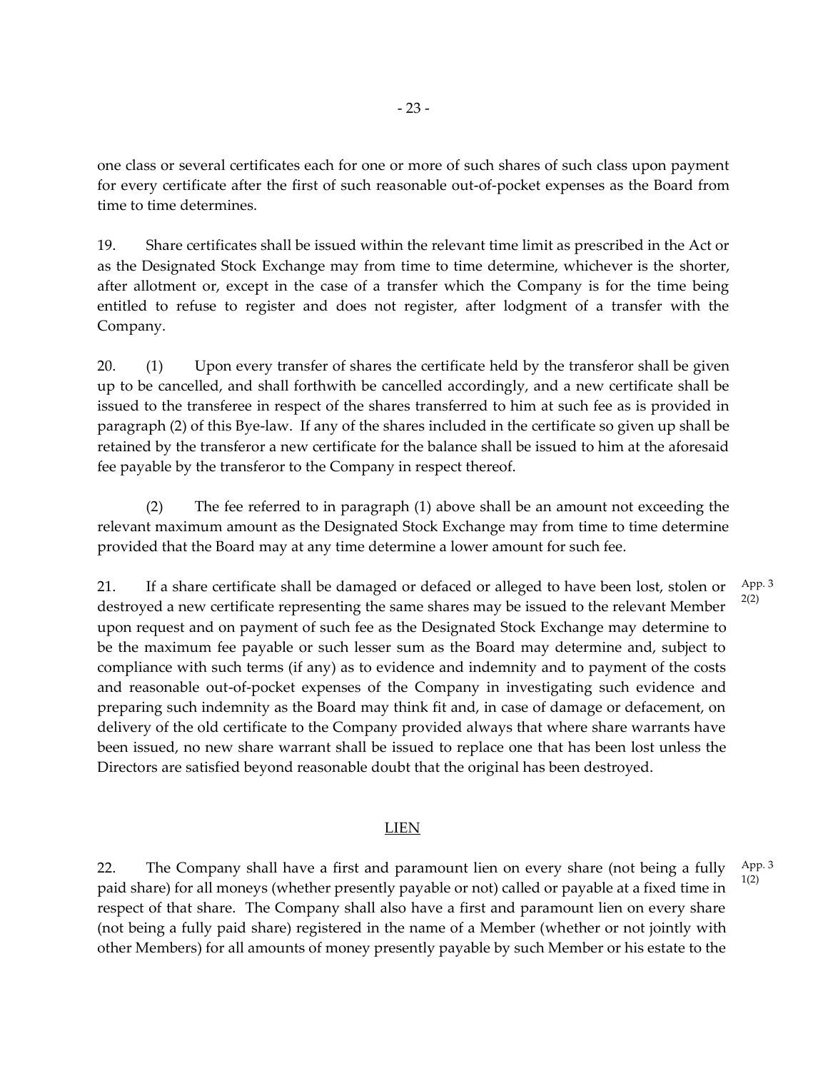one class or several certificates each for one or more of such shares of such class upon payment for every certificate after the first of such reasonable out-of-pocket expenses as the Board from time to time determines.

19. Share certificates shall be issued within the relevant time limit as prescribed in the Act or as the Designated Stock Exchange may from time to time determine, whichever is the shorter, after allotment or, except in the case of a transfer which the Company is for the time being entitled to refuse to register and does not register, after lodgment of a transfer with the Company.

20. (1) Upon every transfer of shares the certificate held by the transferor shall be given up to be cancelled, and shall forthwith be cancelled accordingly, and a new certificate shall be issued to the transferee in respect of the shares transferred to him at such fee as is provided in paragraph (2) of this Bye-law. If any of the shares included in the certificate so given up shall be retained by the transferor a new certificate for the balance shall be issued to him at the aforesaid fee payable by the transferor to the Company in respect thereof.

(2) The fee referred to in paragraph (1) above shall be an amount not exceeding the relevant maximum amount as the Designated Stock Exchange may from time to time determine provided that the Board may at any time determine a lower amount for such fee.

21. If a share certificate shall be damaged or defaced or alleged to have been lost, stolen or destroyed a new certificate representing the same shares may be issued to the relevant Member upon request and on payment of such fee as the Designated Stock Exchange may determine to be the maximum fee payable or such lesser sum as the Board may determine and, subject to compliance with such terms (if any) as to evidence and indemnity and to payment of the costs and reasonable out-of-pocket expenses of the Company in investigating such evidence and preparing such indemnity as the Board may think fit and, in case of damage or defacement, on delivery of the old certificate to the Company provided always that where share warrants have been issued, no new share warrant shall be issued to replace one that has been lost unless the Directors are satisfied beyond reasonable doubt that the original has been destroyed.

App. 3 2(2)

## LIEN

22. The Company shall have a first and paramount lien on every share (not being a fully paid share) for all moneys (whether presently payable or not) called or payable at a fixed time in respect of that share. The Company shall also have a first and paramount lien on every share (not being a fully paid share) registered in the name of a Member (whether or not jointly with other Members) for all amounts of money presently payable by such Member or his estate to the

App. 3 1(2)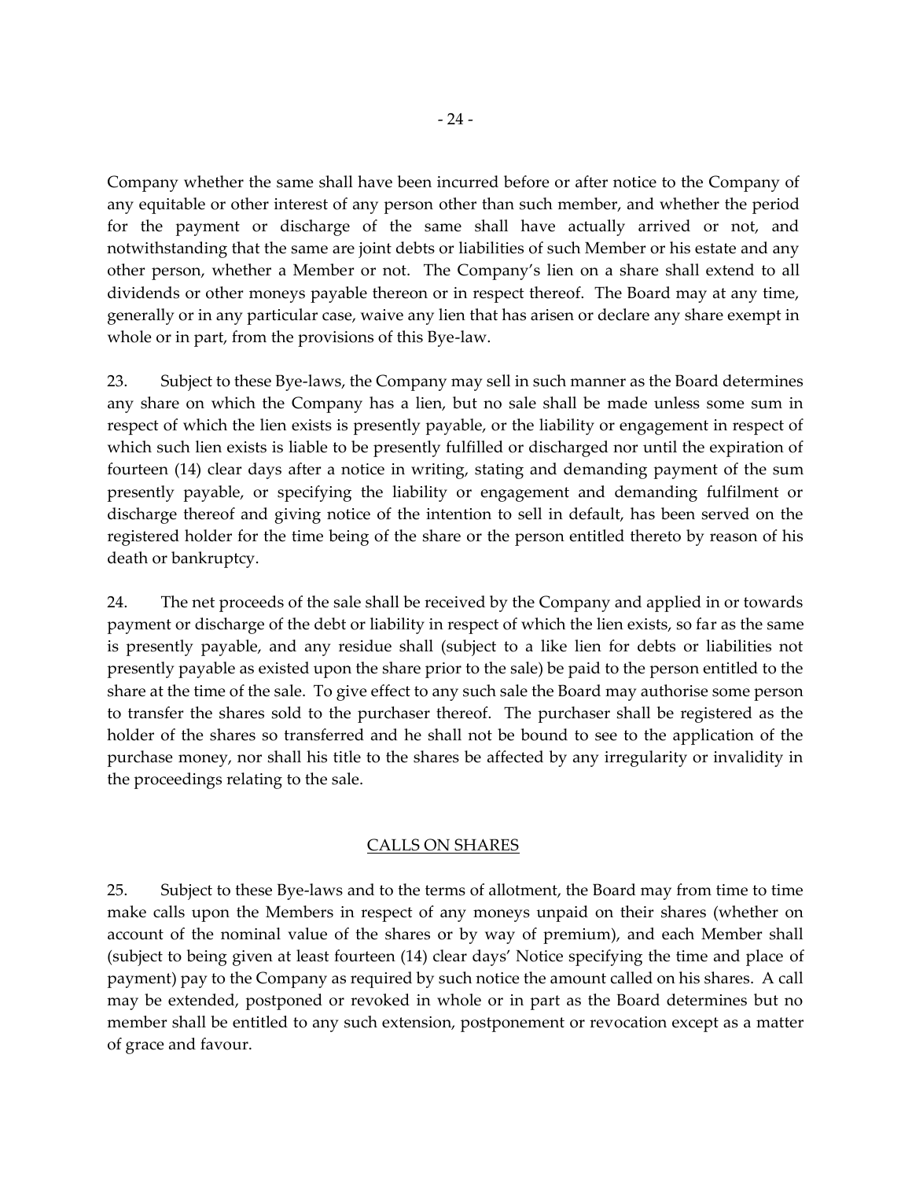Company whether the same shall have been incurred before or after notice to the Company of any equitable or other interest of any person other than such member, and whether the period for the payment or discharge of the same shall have actually arrived or not, and notwithstanding that the same are joint debts or liabilities of such Member or his estate and any other person, whether a Member or not. The Company's lien on a share shall extend to all dividends or other moneys payable thereon or in respect thereof. The Board may at any time, generally or in any particular case, waive any lien that has arisen or declare any share exempt in whole or in part, from the provisions of this Bye-law.

23. Subject to these Bye-laws, the Company may sell in such manner as the Board determines any share on which the Company has a lien, but no sale shall be made unless some sum in respect of which the lien exists is presently payable, or the liability or engagement in respect of which such lien exists is liable to be presently fulfilled or discharged nor until the expiration of fourteen (14) clear days after a notice in writing, stating and demanding payment of the sum presently payable, or specifying the liability or engagement and demanding fulfilment or discharge thereof and giving notice of the intention to sell in default, has been served on the registered holder for the time being of the share or the person entitled thereto by reason of his death or bankruptcy.

24. The net proceeds of the sale shall be received by the Company and applied in or towards payment or discharge of the debt or liability in respect of which the lien exists, so far as the same is presently payable, and any residue shall (subject to a like lien for debts or liabilities not presently payable as existed upon the share prior to the sale) be paid to the person entitled to the share at the time of the sale. To give effect to any such sale the Board may authorise some person to transfer the shares sold to the purchaser thereof. The purchaser shall be registered as the holder of the shares so transferred and he shall not be bound to see to the application of the purchase money, nor shall his title to the shares be affected by any irregularity or invalidity in the proceedings relating to the sale.

## CALLS ON SHARES

25. Subject to these Bye-laws and to the terms of allotment, the Board may from time to time make calls upon the Members in respect of any moneys unpaid on their shares (whether on account of the nominal value of the shares or by way of premium), and each Member shall (subject to being given at least fourteen (14) clear days' Notice specifying the time and place of payment) pay to the Company as required by such notice the amount called on his shares. A call may be extended, postponed or revoked in whole or in part as the Board determines but no member shall be entitled to any such extension, postponement or revocation except as a matter of grace and favour.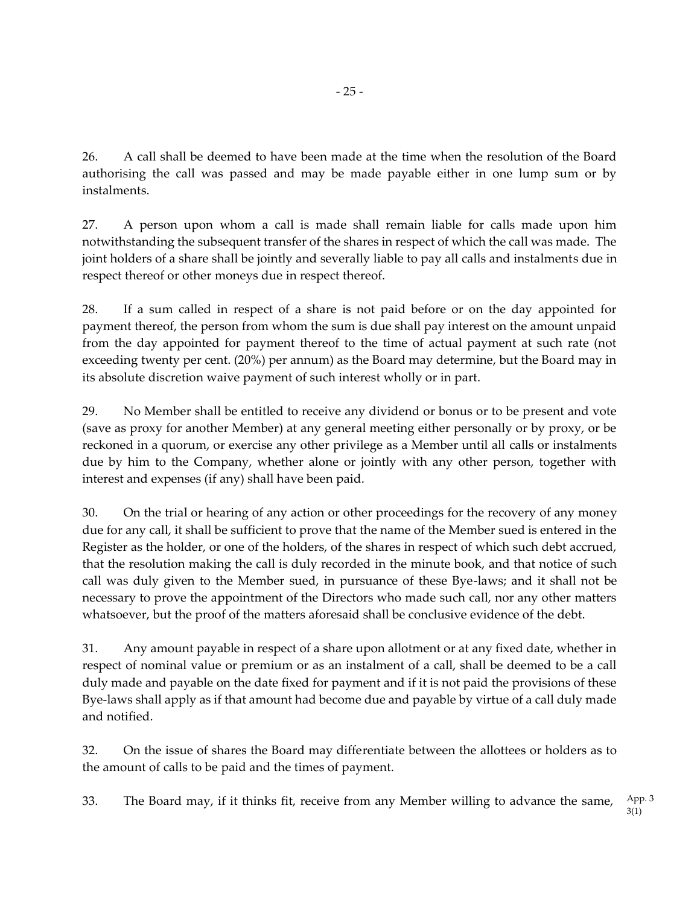26. A call shall be deemed to have been made at the time when the resolution of the Board authorising the call was passed and may be made payable either in one lump sum or by instalments.

27. A person upon whom a call is made shall remain liable for calls made upon him notwithstanding the subsequent transfer of the shares in respect of which the call was made. The joint holders of a share shall be jointly and severally liable to pay all calls and instalments due in respect thereof or other moneys due in respect thereof.

28. If a sum called in respect of a share is not paid before or on the day appointed for payment thereof, the person from whom the sum is due shall pay interest on the amount unpaid from the day appointed for payment thereof to the time of actual payment at such rate (not exceeding twenty per cent. (20%) per annum) as the Board may determine, but the Board may in its absolute discretion waive payment of such interest wholly or in part.

29. No Member shall be entitled to receive any dividend or bonus or to be present and vote (save as proxy for another Member) at any general meeting either personally or by proxy, or be reckoned in a quorum, or exercise any other privilege as a Member until all calls or instalments due by him to the Company, whether alone or jointly with any other person, together with interest and expenses (if any) shall have been paid.

30. On the trial or hearing of any action or other proceedings for the recovery of any money due for any call, it shall be sufficient to prove that the name of the Member sued is entered in the Register as the holder, or one of the holders, of the shares in respect of which such debt accrued, that the resolution making the call is duly recorded in the minute book, and that notice of such call was duly given to the Member sued, in pursuance of these Bye-laws; and it shall not be necessary to prove the appointment of the Directors who made such call, nor any other matters whatsoever, but the proof of the matters aforesaid shall be conclusive evidence of the debt.

31. Any amount payable in respect of a share upon allotment or at any fixed date, whether in respect of nominal value or premium or as an instalment of a call, shall be deemed to be a call duly made and payable on the date fixed for payment and if it is not paid the provisions of these Bye-laws shall apply as if that amount had become due and payable by virtue of a call duly made and notified.

32. On the issue of shares the Board may differentiate between the allottees or holders as to the amount of calls to be paid and the times of payment.

33. The Board may, if it thinks fit, receive from any Member willing to advance the same, App. 3 3(1)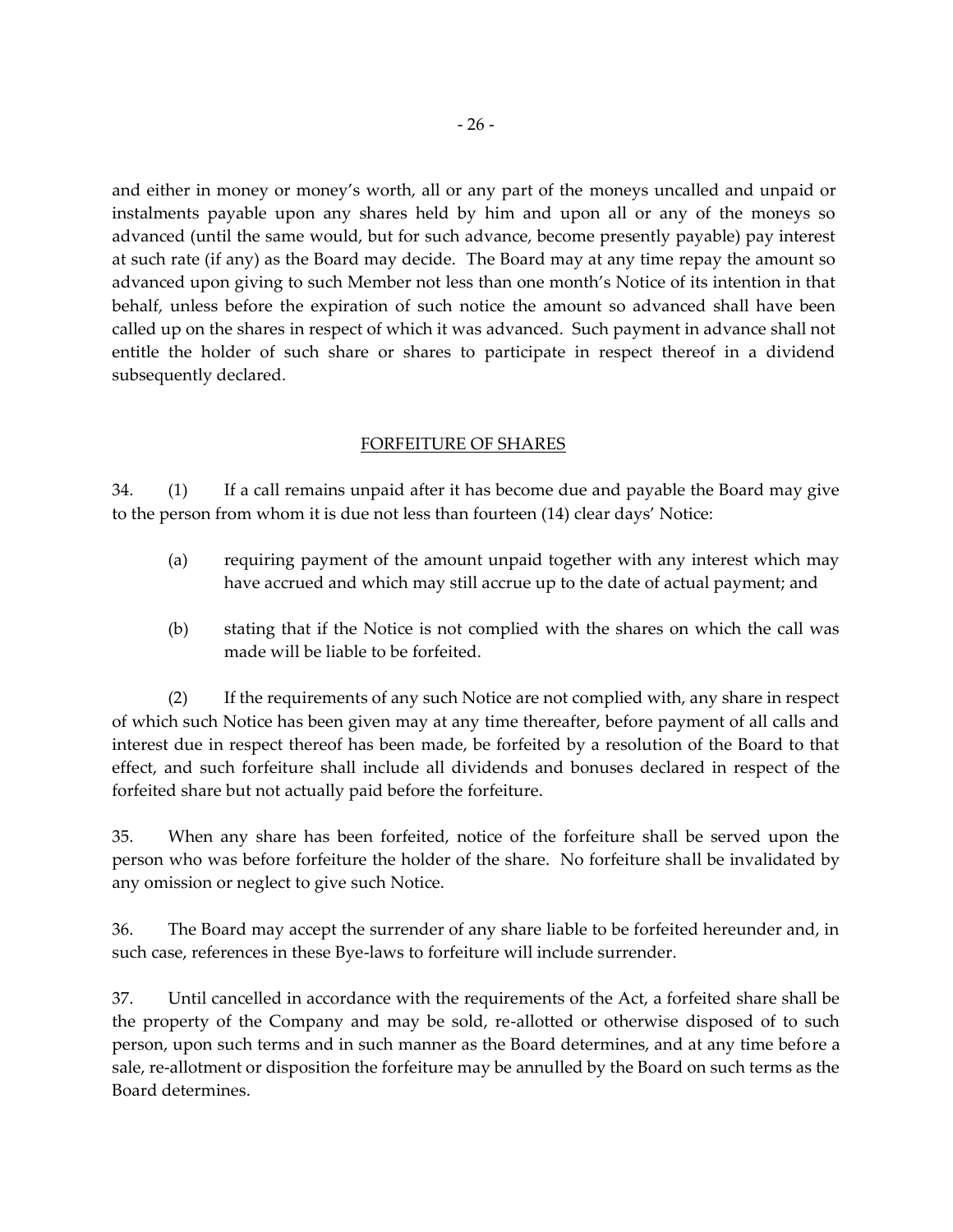and either in money or money's worth, all or any part of the moneys uncalled and unpaid or instalments payable upon any shares held by him and upon all or any of the moneys so advanced (until the same would, but for such advance, become presently payable) pay interest at such rate (if any) as the Board may decide. The Board may at any time repay the amount so advanced upon giving to such Member not less than one month's Notice of its intention in that behalf, unless before the expiration of such notice the amount so advanced shall have been called up on the shares in respect of which it was advanced. Such payment in advance shall not entitle the holder of such share or shares to participate in respect thereof in a dividend subsequently declared.

## FORFEITURE OF SHARES

34. (1) If a call remains unpaid after it has become due and payable the Board may give to the person from whom it is due not less than fourteen (14) clear days' Notice:

   (a) requiring payment of the amount unpaid together with any interest which may have accrued and which may still accrue up to the date of actual payment; and

   (b) stating that if the Notice is not complied with the shares on which the call was made will be liable to be forfeited.

(2) If the requirements of any such Notice are not complied with, any share in respect of which such Notice has been given may at any time thereafter, before payment of all calls and interest due in respect thereof has been made, be forfeited by a resolution of the Board to that effect, and such forfeiture shall include all dividends and bonuses declared in respect of the forfeited share but not actually paid before the forfeiture.

35. When any share has been forfeited, notice of the forfeiture shall be served upon the person who was before forfeiture the holder of the share. No forfeiture shall be invalidated by any omission or neglect to give such Notice.

36. The Board may accept the surrender of any share liable to be forfeited hereunder and, in such case, references in these Bye-laws to forfeiture will include surrender.

37. Until cancelled in accordance with the requirements of the Act, a forfeited share shall be the property of the Company and may be sold, re-allotted or otherwise disposed of to such person, upon such terms and in such manner as the Board determines, and at any time before a sale, re-allotment or disposition the forfeiture may be annulled by the Board on such terms as the Board determines.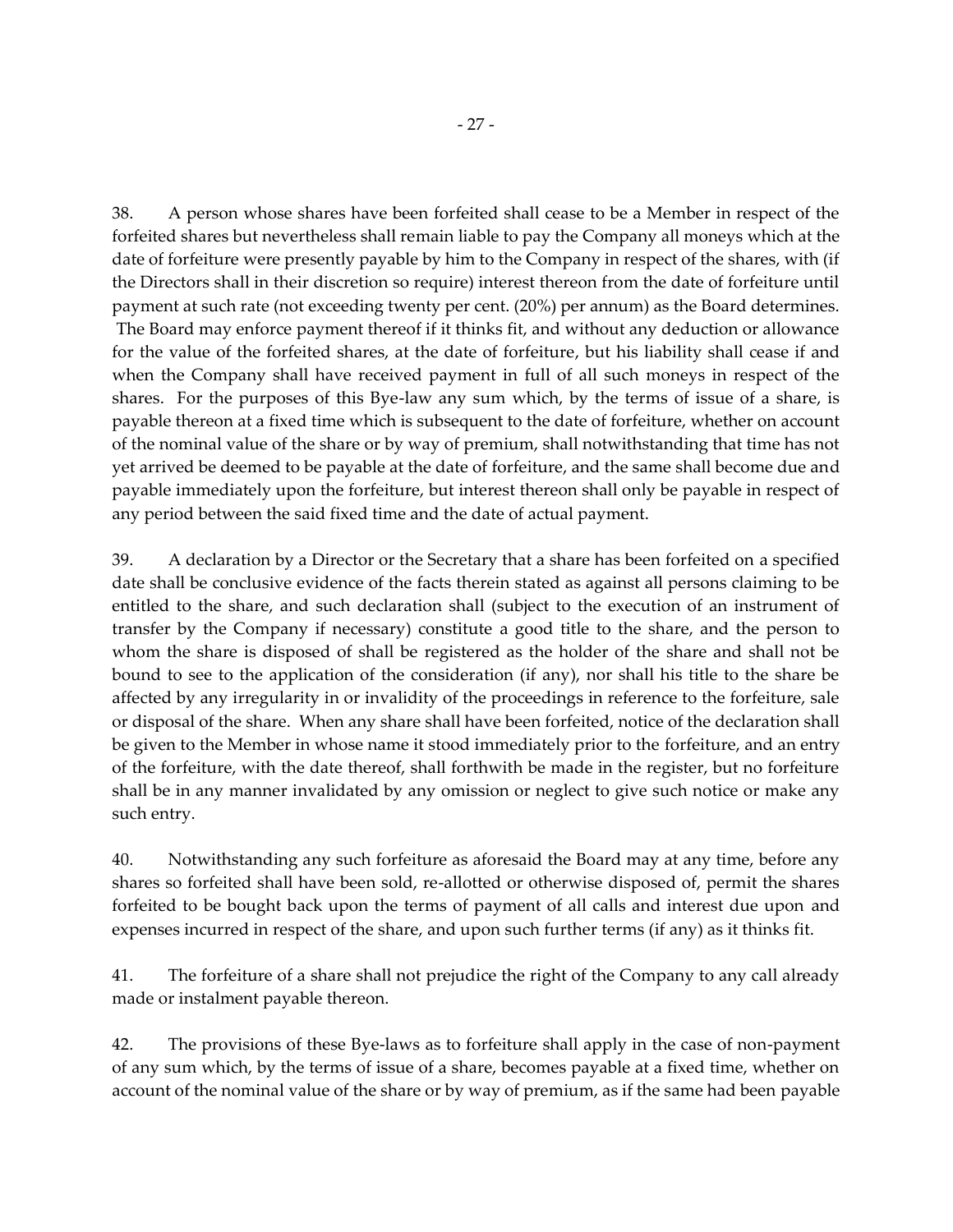38. A person whose shares have been forfeited shall cease to be a Member in respect of the forfeited shares but nevertheless shall remain liable to pay the Company all moneys which at the date of forfeiture were presently payable by him to the Company in respect of the shares, with (if the Directors shall in their discretion so require) interest thereon from the date of forfeiture until payment at such rate (not exceeding twenty per cent. (20%) per annum) as the Board determines. The Board may enforce payment thereof if it thinks fit, and without any deduction or allowance for the value of the forfeited shares, at the date of forfeiture, but his liability shall cease if and when the Company shall have received payment in full of all such moneys in respect of the shares. For the purposes of this Bye-law any sum which, by the terms of issue of a share, is payable thereon at a fixed time which is subsequent to the date of forfeiture, whether on account of the nominal value of the share or by way of premium, shall notwithstanding that time has not yet arrived be deemed to be payable at the date of forfeiture, and the same shall become due and payable immediately upon the forfeiture, but interest thereon shall only be payable in respect of any period between the said fixed time and the date of actual payment.

39. A declaration by a Director or the Secretary that a share has been forfeited on a specified date shall be conclusive evidence of the facts therein stated as against all persons claiming to be entitled to the share, and such declaration shall (subject to the execution of an instrument of transfer by the Company if necessary) constitute a good title to the share, and the person to whom the share is disposed of shall be registered as the holder of the share and shall not be bound to see to the application of the consideration (if any), nor shall his title to the share be affected by any irregularity in or invalidity of the proceedings in reference to the forfeiture, sale or disposal of the share. When any share shall have been forfeited, notice of the declaration shall be given to the Member in whose name it stood immediately prior to the forfeiture, and an entry of the forfeiture, with the date thereof, shall forthwith be made in the register, but no forfeiture shall be in any manner invalidated by any omission or neglect to give such notice or make any such entry.

40. Notwithstanding any such forfeiture as aforesaid the Board may at any time, before any shares so forfeited shall have been sold, re-allotted or otherwise disposed of, permit the shares forfeited to be bought back upon the terms of payment of all calls and interest due upon and expenses incurred in respect of the share, and upon such further terms (if any) as it thinks fit.

41. The forfeiture of a share shall not prejudice the right of the Company to any call already made or instalment payable thereon.

42. The provisions of these Bye-laws as to forfeiture shall apply in the case of non-payment of any sum which, by the terms of issue of a share, becomes payable at a fixed time, whether on account of the nominal value of the share or by way of premium, as if the same had been payable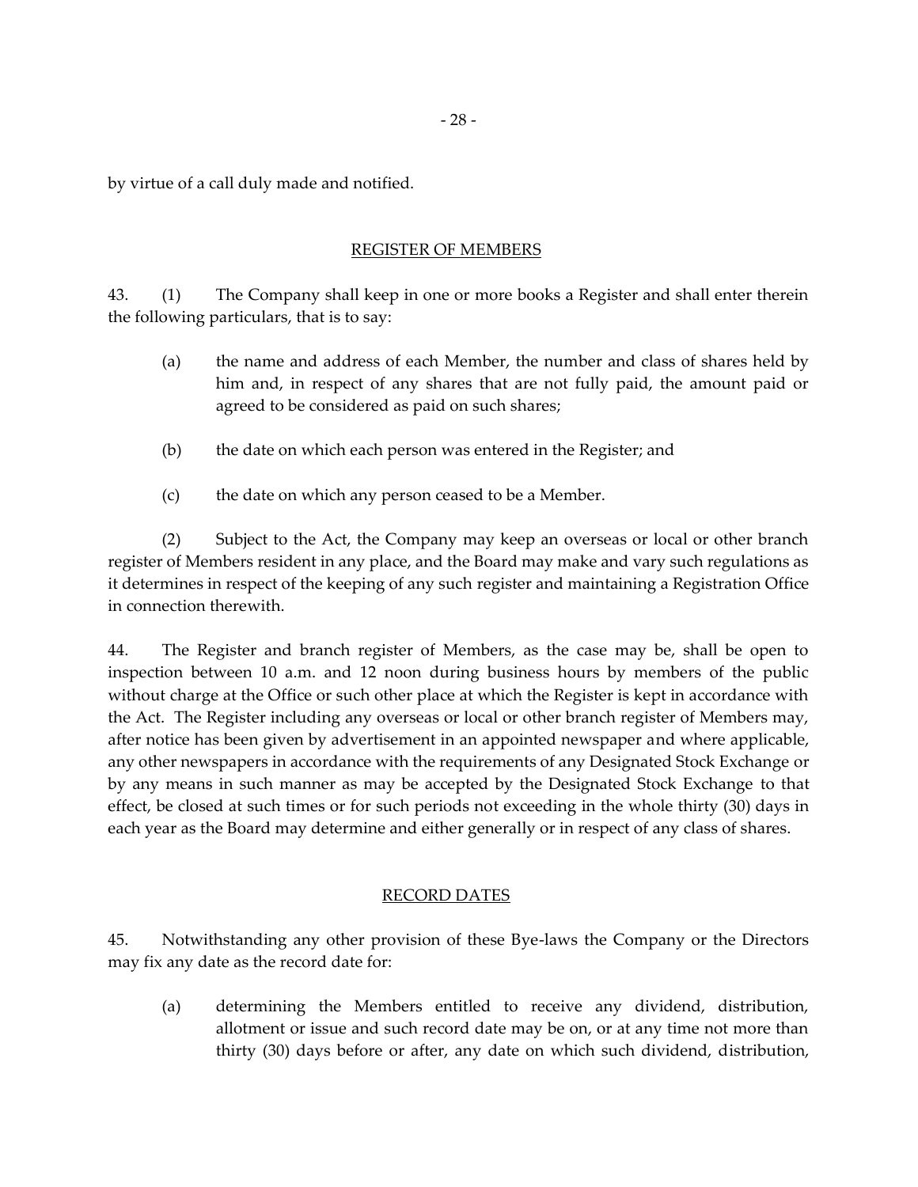by virtue of a call duly made and notified.

## REGISTER OF MEMBERS

43. (1) The Company shall keep in one or more books a Register and shall enter therein the following particulars, that is to say:

(a) the name and address of each Member, the number and class of shares held by him and, in respect of any shares that are not fully paid, the amount paid or agreed to be considered as paid on such shares;

(b) the date on which each person was entered in the Register; and

(c) the date on which any person ceased to be a Member.

(2) Subject to the Act, the Company may keep an overseas or local or other branch register of Members resident in any place, and the Board may make and vary such regulations as it determines in respect of the keeping of any such register and maintaining a Registration Office in connection therewith.

44. The Register and branch register of Members, as the case may be, shall be open to inspection between 10 a.m. and 12 noon during business hours by members of the public without charge at the Office or such other place at which the Register is kept in accordance with the Act. The Register including any overseas or local or other branch register of Members may, after notice has been given by advertisement in an appointed newspaper and where applicable, any other newspapers in accordance with the requirements of any Designated Stock Exchange or by any means in such manner as may be accepted by the Designated Stock Exchange to that effect, be closed at such times or for such periods not exceeding in the whole thirty (30) days in each year as the Board may determine and either generally or in respect of any class of shares.

## RECORD DATES

45. Notwithstanding any other provision of these Bye-laws the Company or the Directors may fix any date as the record date for:

(a) determining the Members entitled to receive any dividend, distribution, allotment or issue and such record date may be on, or at any time not more than thirty (30) days before or after, any date on which such dividend, distribution,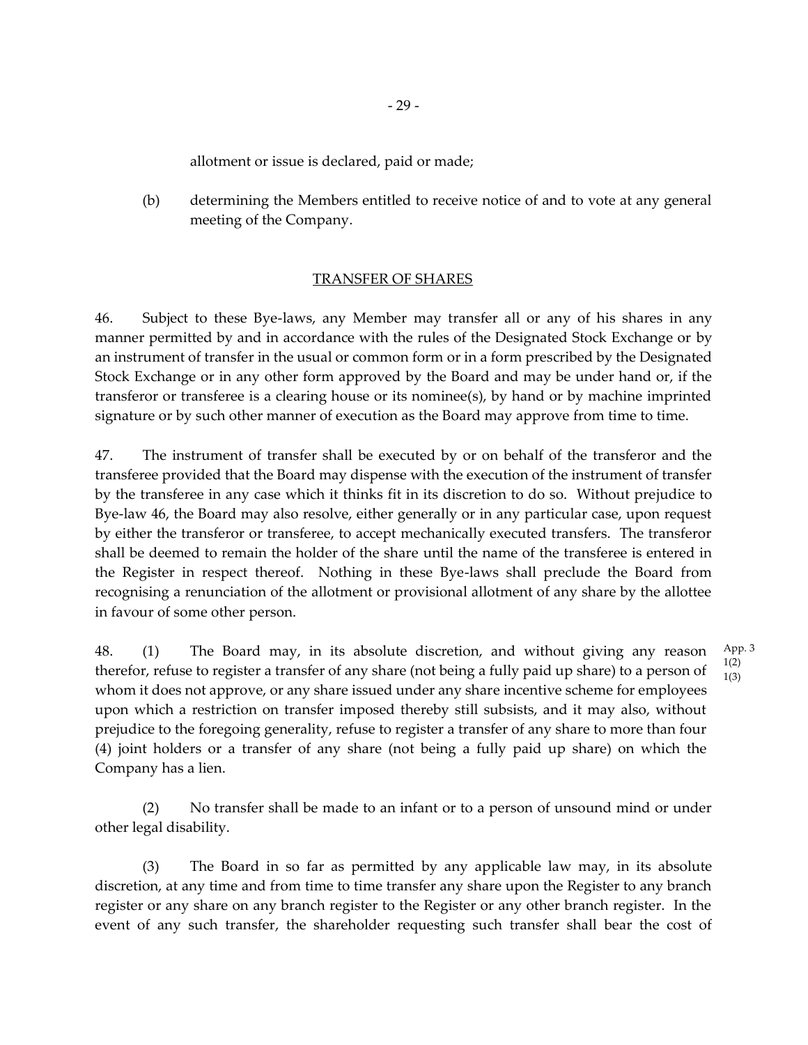allotment or issue is declared, paid or made;

(b) determining the Members entitled to receive notice of and to vote at any general meeting of the Company.

## TRANSFER OF SHARES

46. Subject to these Bye-laws, any Member may transfer all or any of his shares in any manner permitted by and in accordance with the rules of the Designated Stock Exchange or by an instrument of transfer in the usual or common form or in a form prescribed by the Designated Stock Exchange or in any other form approved by the Board and may be under hand or, if the transferor or transferee is a clearing house or its nominee(s), by hand or by machine imprinted signature or by such other manner of execution as the Board may approve from time to time.

47. The instrument of transfer shall be executed by or on behalf of the transferor and the transferee provided that the Board may dispense with the execution of the instrument of transfer by the transferee in any case which it thinks fit in its discretion to do so. Without prejudice to Bye-law 46, the Board may also resolve, either generally or in any particular case, upon request by either the transferor or transferee, to accept mechanically executed transfers. The transferor shall be deemed to remain the holder of the share until the name of the transferee is entered in the Register in respect thereof. Nothing in these Bye-laws shall preclude the Board from recognising a renunciation of the allotment or provisional allotment of any share by the allottee in favour of some other person.

48. (1) The Board may, in its absolute discretion, and without giving any reason therefor, refuse to register a transfer of any share (not being a fully paid up share) to a person of whom it does not approve, or any share issued under any share incentive scheme for employees upon which a restriction on transfer imposed thereby still subsists, and it may also, without prejudice to the foregoing generality, refuse to register a transfer of any share to more than four (4) joint holders or a transfer of any share (not being a fully paid up share) on which the Company has a lien.

App. 3 1(2) 1(3)

(2) No transfer shall be made to an infant or to a person of unsound mind or under other legal disability.

(3) The Board in so far as permitted by any applicable law may, in its absolute discretion, at any time and from time to time transfer any share upon the Register to any branch register or any share on any branch register to the Register or any other branch register. In the event of any such transfer, the shareholder requesting such transfer shall bear the cost of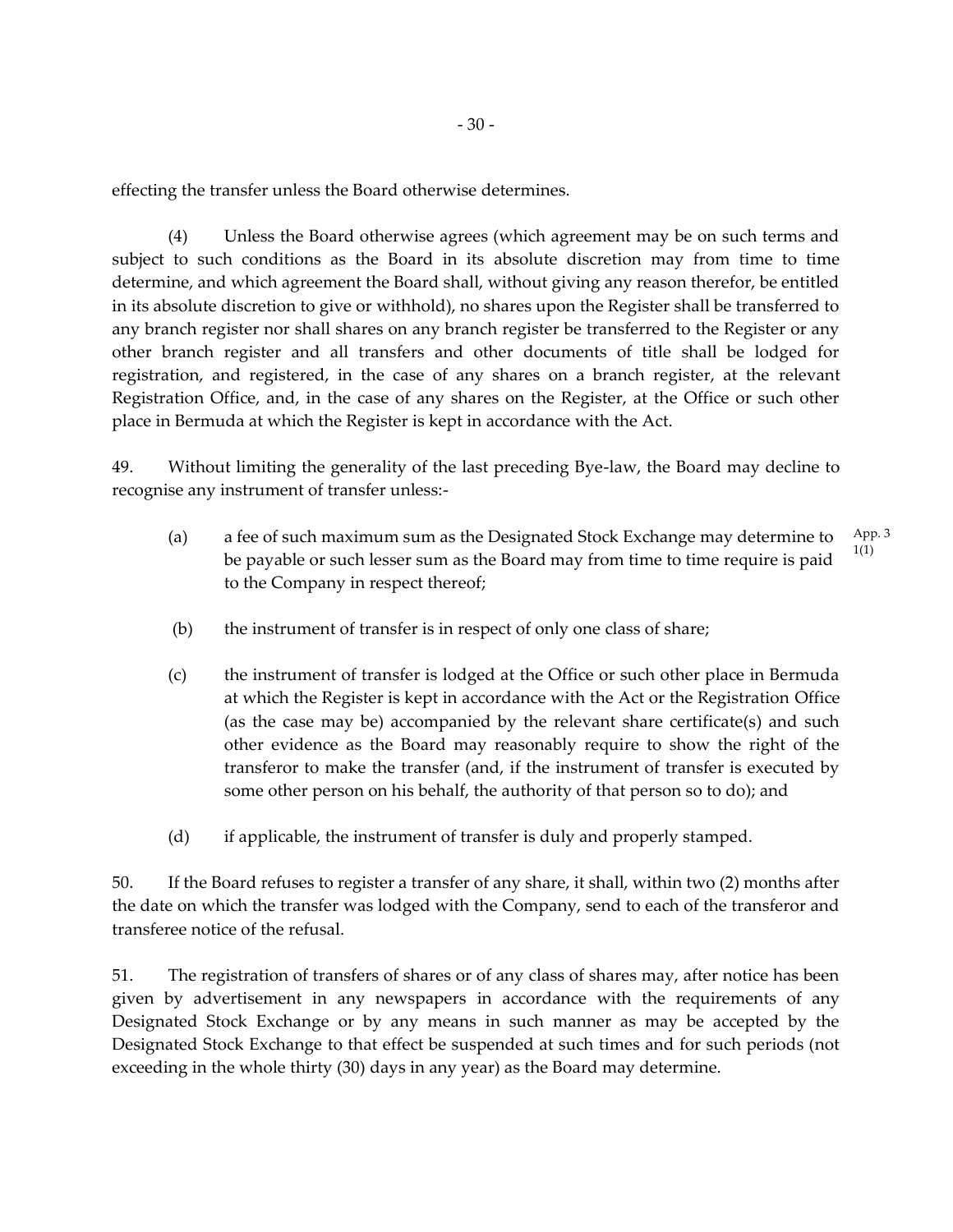effecting the transfer unless the Board otherwise determines.

(4) Unless the Board otherwise agrees (which agreement may be on such terms and subject to such conditions as the Board in its absolute discretion may from time to time determine, and which agreement the Board shall, without giving any reason therefor, be entitled in its absolute discretion to give or withhold), no shares upon the Register shall be transferred to any branch register nor shall shares on any branch register be transferred to the Register or any other branch register and all transfers and other documents of title shall be lodged for registration, and registered, in the case of any shares on a branch register, at the relevant Registration Office, and, in the case of any shares on the Register, at the Office or such other place in Bermuda at which the Register is kept in accordance with the Act.

49. Without limiting the generality of the last preceding Bye-law, the Board may decline to recognise any instrument of transfer unless:-

(a) a fee of such maximum sum as the Designated Stock Exchange may determine to be payable or such lesser sum as the Board may from time to time require is paid to the Company in respect thereof; App. 3 1(1)

(b) the instrument of transfer is in respect of only one class of share;

(c) the instrument of transfer is lodged at the Office or such other place in Bermuda at which the Register is kept in accordance with the Act or the Registration Office (as the case may be) accompanied by the relevant share certificate(s) and such other evidence as the Board may reasonably require to show the right of the transferor to make the transfer (and, if the instrument of transfer is executed by some other person on his behalf, the authority of that person so to do); and

(d) if applicable, the instrument of transfer is duly and properly stamped.

50. If the Board refuses to register a transfer of any share, it shall, within two (2) months after the date on which the transfer was lodged with the Company, send to each of the transferor and transferee notice of the refusal.

51. The registration of transfers of shares or of any class of shares may, after notice has been given by advertisement in any newspapers in accordance with the requirements of any Designated Stock Exchange or by any means in such manner as may be accepted by the Designated Stock Exchange to that effect be suspended at such times and for such periods (not exceeding in the whole thirty (30) days in any year) as the Board may determine.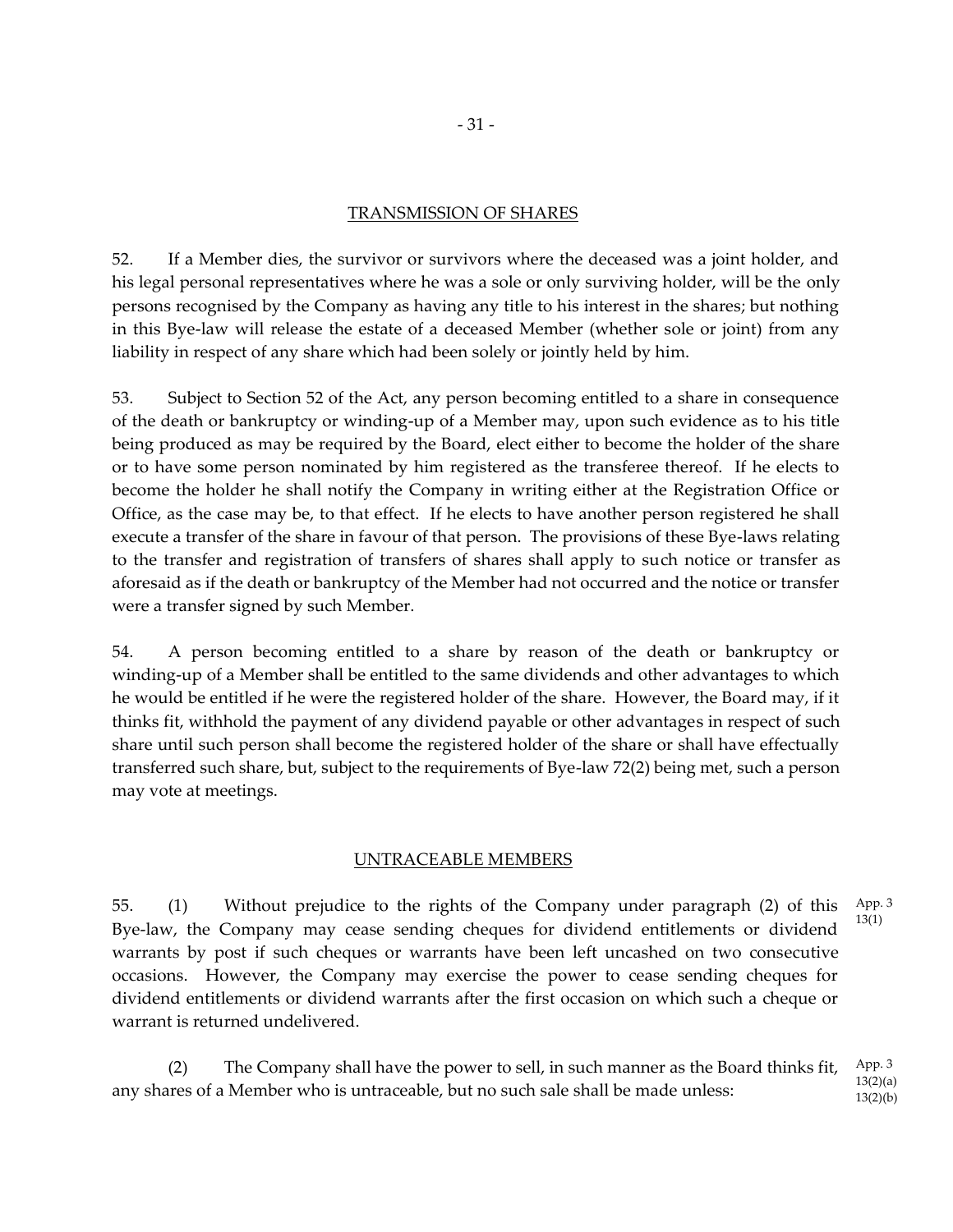## TRANSMISSION OF SHARES

52. If a Member dies, the survivor or survivors where the deceased was a joint holder, and his legal personal representatives where he was a sole or only surviving holder, will be the only persons recognised by the Company as having any title to his interest in the shares; but nothing in this Bye-law will release the estate of a deceased Member (whether sole or joint) from any liability in respect of any share which had been solely or jointly held by him.

53. Subject to Section 52 of the Act, any person becoming entitled to a share in consequence of the death or bankruptcy or winding-up of a Member may, upon such evidence as to his title being produced as may be required by the Board, elect either to become the holder of the share or to have some person nominated by him registered as the transferee thereof. If he elects to become the holder he shall notify the Company in writing either at the Registration Office or Office, as the case may be, to that effect. If he elects to have another person registered he shall execute a transfer of the share in favour of that person. The provisions of these Bye-laws relating to the transfer and registration of transfers of shares shall apply to such notice or transfer as aforesaid as if the death or bankruptcy of the Member had not occurred and the notice or transfer were a transfer signed by such Member.

54. A person becoming entitled to a share by reason of the death or bankruptcy or winding-up of a Member shall be entitled to the same dividends and other advantages to which he would be entitled if he were the registered holder of the share. However, the Board may, if it thinks fit, withhold the payment of any dividend payable or other advantages in respect of such share until such person shall become the registered holder of the share or shall have effectually transferred such share, but, subject to the requirements of Bye-law 72(2) being met, such a person may vote at meetings.

## UNTRACEABLE MEMBERS

55. (1) Without prejudice to the rights of the Company under paragraph (2) of this Bye-law, the Company may cease sending cheques for dividend entitlements or dividend warrants by post if such cheques or warrants have been left uncashed on two consecutive occasions. However, the Company may exercise the power to cease sending cheques for dividend entitlements or dividend warrants after the first occasion on which such a cheque or warrant is returned undelivered.

App. 3 13(1)

(2) The Company shall have the power to sell, in such manner as the Board thinks fit, any shares of a Member who is untraceable, but no such sale shall be made unless:

App. 3 13(2)(a) 13(2)(b)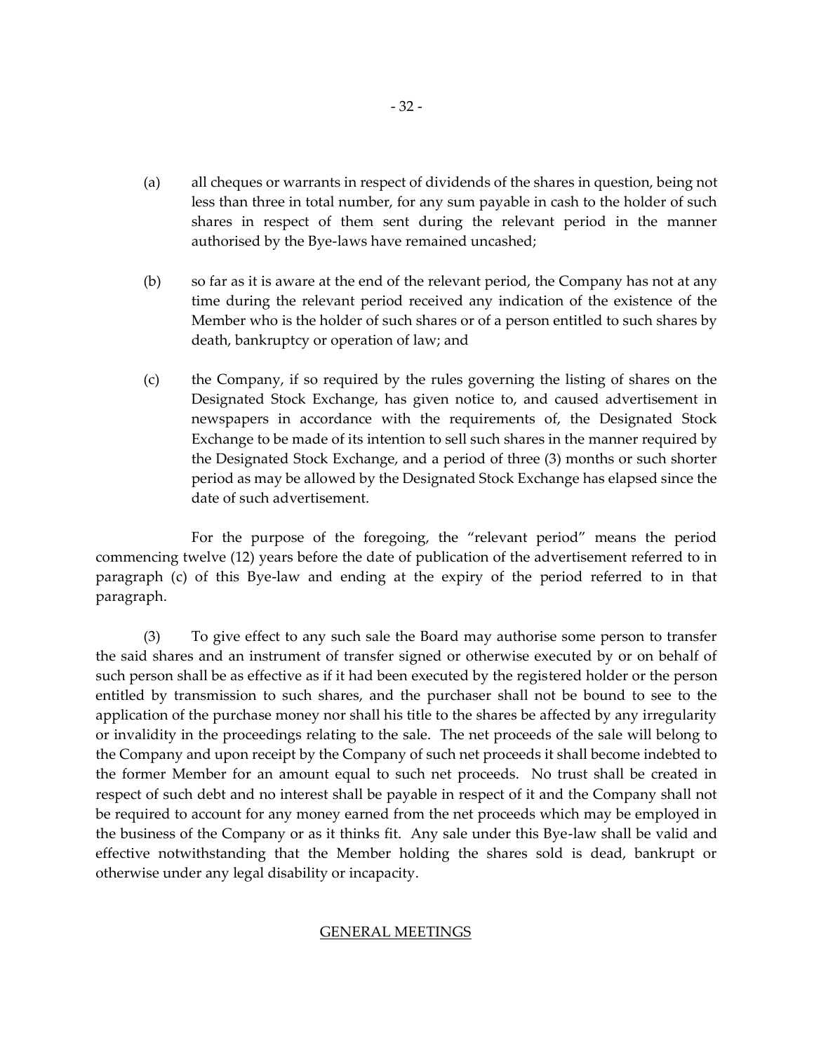(a) all cheques or warrants in respect of dividends of the shares in question, being not less than three in total number, for any sum payable in cash to the holder of such shares in respect of them sent during the relevant period in the manner authorised by the Bye-laws have remained uncashed;

(b) so far as it is aware at the end of the relevant period, the Company has not at any time during the relevant period received any indication of the existence of the Member who is the holder of such shares or of a person entitled to such shares by death, bankruptcy or operation of law; and

(c) the Company, if so required by the rules governing the listing of shares on the Designated Stock Exchange, has given notice to, and caused advertisement in newspapers in accordance with the requirements of, the Designated Stock Exchange to be made of its intention to sell such shares in the manner required by the Designated Stock Exchange, and a period of three (3) months or such shorter period as may be allowed by the Designated Stock Exchange has elapsed since the date of such advertisement.

For the purpose of the foregoing, the "relevant period" means the period commencing twelve (12) years before the date of publication of the advertisement referred to in paragraph (c) of this Bye-law and ending at the expiry of the period referred to in that paragraph.

(3) To give effect to any such sale the Board may authorise some person to transfer the said shares and an instrument of transfer signed or otherwise executed by or on behalf of such person shall be as effective as if it had been executed by the registered holder or the person entitled by transmission to such shares, and the purchaser shall not be bound to see to the application of the purchase money nor shall his title to the shares be affected by any irregularity or invalidity in the proceedings relating to the sale. The net proceeds of the sale will belong to the Company and upon receipt by the Company of such net proceeds it shall become indebted to the former Member for an amount equal to such net proceeds. No trust shall be created in respect of such debt and no interest shall be payable in respect of it and the Company shall not be required to account for any money earned from the net proceeds which may be employed in the business of the Company or as it thinks fit. Any sale under this Bye-law shall be valid and effective notwithstanding that the Member holding the shares sold is dead, bankrupt or otherwise under any legal disability or incapacity.

## GENERAL MEETINGS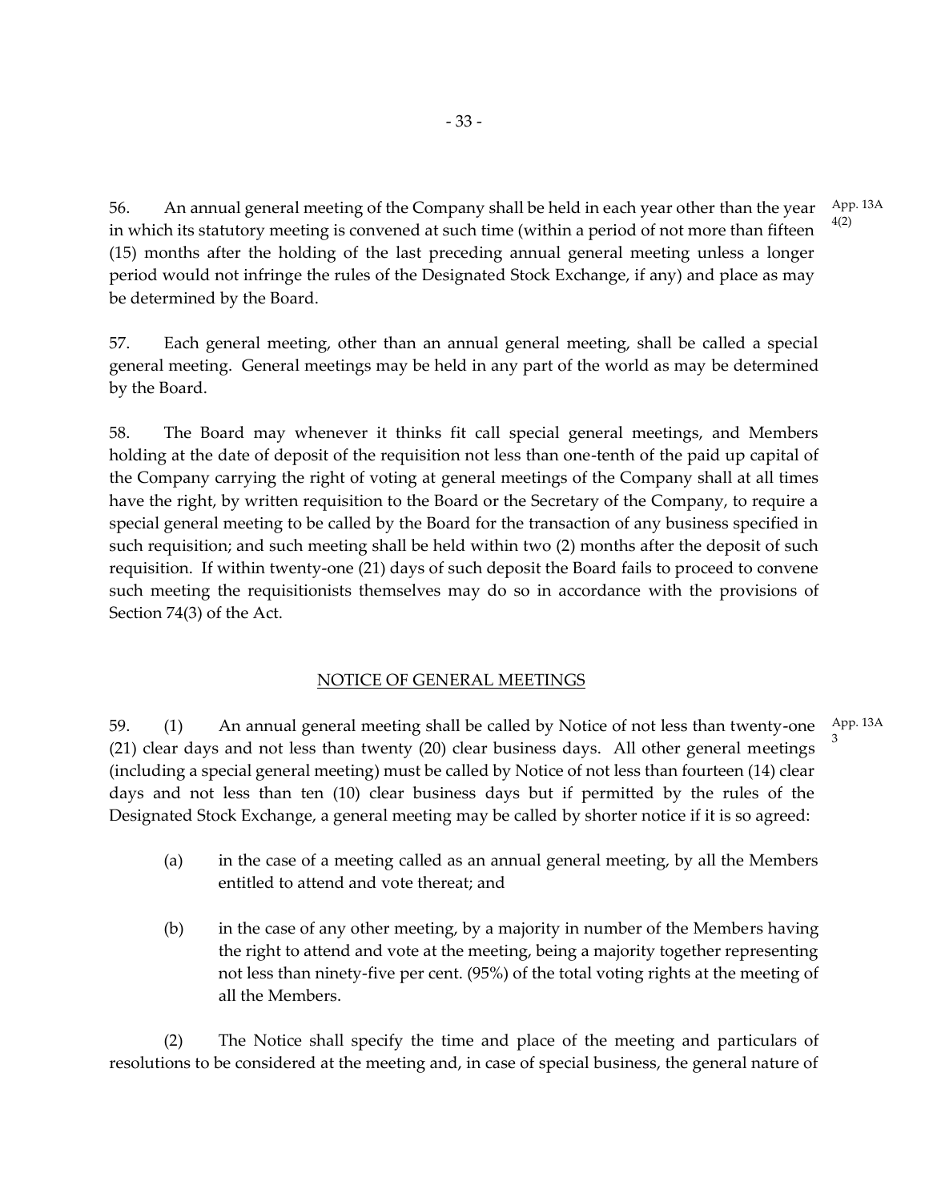56. An annual general meeting of the Company shall be held in each year other than the year in which its statutory meeting is convened at such time (within a period of not more than fifteen (15) months after the holding of the last preceding annual general meeting unless a longer period would not infringe the rules of the Designated Stock Exchange, if any) and place as may be determined by the Board. App. 13A 4(2)

57. Each general meeting, other than an annual general meeting, shall be called a special general meeting. General meetings may be held in any part of the world as may be determined by the Board.

58. The Board may whenever it thinks fit call special general meetings, and Members holding at the date of deposit of the requisition not less than one-tenth of the paid up capital of the Company carrying the right of voting at general meetings of the Company shall at all times have the right, by written requisition to the Board or the Secretary of the Company, to require a special general meeting to be called by the Board for the transaction of any business specified in such requisition; and such meeting shall be held within two (2) months after the deposit of such requisition. If within twenty-one (21) days of such deposit the Board fails to proceed to convene such meeting the requisitionists themselves may do so in accordance with the provisions of Section 74(3) of the Act.

## NOTICE OF GENERAL MEETINGS

59. (1) An annual general meeting shall be called by Notice of not less than twenty-one (21) clear days and not less than twenty (20) clear business days. All other general meetings (including a special general meeting) must be called by Notice of not less than fourteen (14) clear days and not less than ten (10) clear business days but if permitted by the rules of the Designated Stock Exchange, a general meeting may be called by shorter notice if it is so agreed: App. 13A 3

(a) in the case of a meeting called as an annual general meeting, by all the Members entitled to attend and vote thereat; and

(b) in the case of any other meeting, by a majority in number of the Members having the right to attend and vote at the meeting, being a majority together representing not less than ninety-five per cent. (95%) of the total voting rights at the meeting of all the Members.

(2) The Notice shall specify the time and place of the meeting and particulars of resolutions to be considered at the meeting and, in case of special business, the general nature of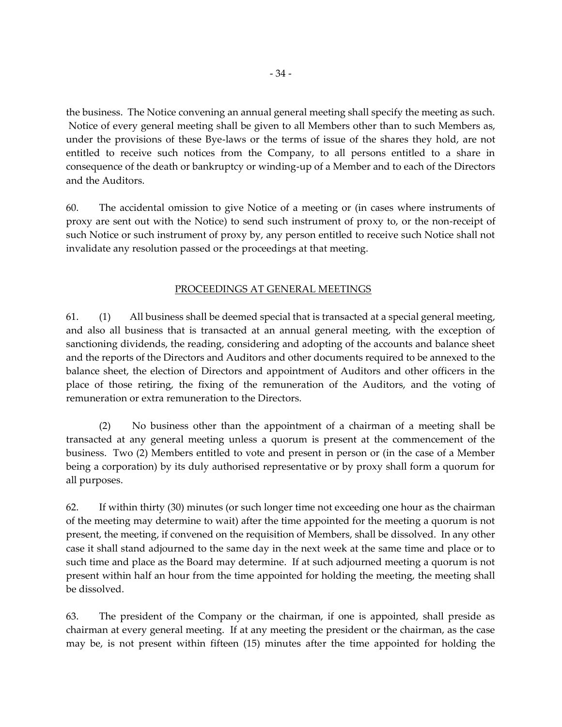the business. The Notice convening an annual general meeting shall specify the meeting as such. Notice of every general meeting shall be given to all Members other than to such Members as, under the provisions of these Bye-laws or the terms of issue of the shares they hold, are not entitled to receive such notices from the Company, to all persons entitled to a share in consequence of the death or bankruptcy or winding-up of a Member and to each of the Directors and the Auditors.

60. The accidental omission to give Notice of a meeting or (in cases where instruments of proxy are sent out with the Notice) to send such instrument of proxy to, or the non-receipt of such Notice or such instrument of proxy by, any person entitled to receive such Notice shall not invalidate any resolution passed or the proceedings at that meeting.

## PROCEEDINGS AT GENERAL MEETINGS

61. (1) All business shall be deemed special that is transacted at a special general meeting, and also all business that is transacted at an annual general meeting, with the exception of sanctioning dividends, the reading, considering and adopting of the accounts and balance sheet and the reports of the Directors and Auditors and other documents required to be annexed to the balance sheet, the election of Directors and appointment of Auditors and other officers in the place of those retiring, the fixing of the remuneration of the Auditors, and the voting of remuneration or extra remuneration to the Directors.

(2) No business other than the appointment of a chairman of a meeting shall be transacted at any general meeting unless a quorum is present at the commencement of the business. Two (2) Members entitled to vote and present in person or (in the case of a Member being a corporation) by its duly authorised representative or by proxy shall form a quorum for all purposes.

62. If within thirty (30) minutes (or such longer time not exceeding one hour as the chairman of the meeting may determine to wait) after the time appointed for the meeting a quorum is not present, the meeting, if convened on the requisition of Members, shall be dissolved. In any other case it shall stand adjourned to the same day in the next week at the same time and place or to such time and place as the Board may determine. If at such adjourned meeting a quorum is not present within half an hour from the time appointed for holding the meeting, the meeting shall be dissolved.

63. The president of the Company or the chairman, if one is appointed, shall preside as chairman at every general meeting. If at any meeting the president or the chairman, as the case may be, is not present within fifteen (15) minutes after the time appointed for holding the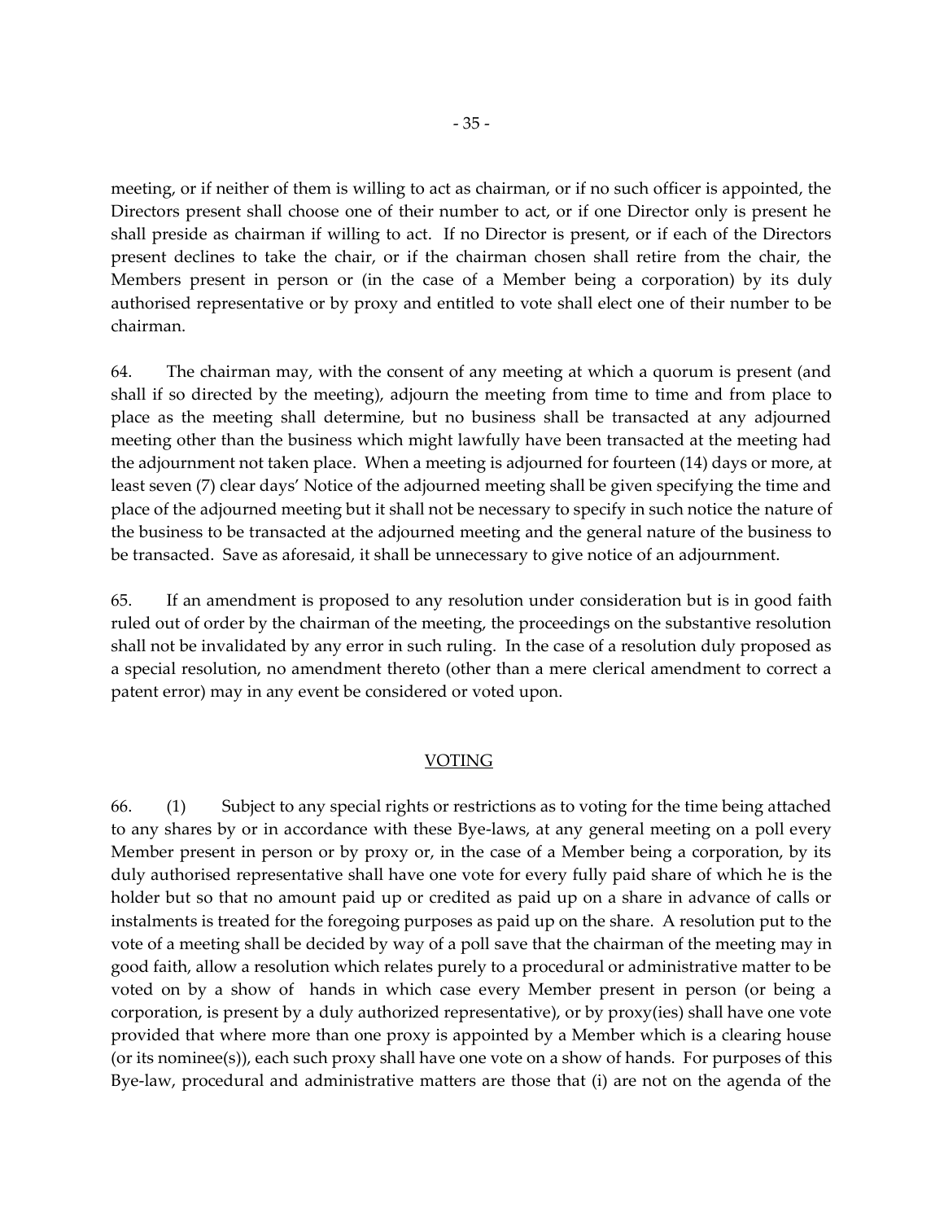meeting, or if neither of them is willing to act as chairman, or if no such officer is appointed, the Directors present shall choose one of their number to act, or if one Director only is present he shall preside as chairman if willing to act. If no Director is present, or if each of the Directors present declines to take the chair, or if the chairman chosen shall retire from the chair, the Members present in person or (in the case of a Member being a corporation) by its duly authorised representative or by proxy and entitled to vote shall elect one of their number to be chairman.

64. The chairman may, with the consent of any meeting at which a quorum is present (and shall if so directed by the meeting), adjourn the meeting from time to time and from place to place as the meeting shall determine, but no business shall be transacted at any adjourned meeting other than the business which might lawfully have been transacted at the meeting had the adjournment not taken place. When a meeting is adjourned for fourteen (14) days or more, at least seven (7) clear days' Notice of the adjourned meeting shall be given specifying the time and place of the adjourned meeting but it shall not be necessary to specify in such notice the nature of the business to be transacted at the adjourned meeting and the general nature of the business to be transacted. Save as aforesaid, it shall be unnecessary to give notice of an adjournment.

65. If an amendment is proposed to any resolution under consideration but is in good faith ruled out of order by the chairman of the meeting, the proceedings on the substantive resolution shall not be invalidated by any error in such ruling. In the case of a resolution duly proposed as a special resolution, no amendment thereto (other than a mere clerical amendment to correct a patent error) may in any event be considered or voted upon.

## VOTING

66. (1) Subject to any special rights or restrictions as to voting for the time being attached to any shares by or in accordance with these Bye-laws, at any general meeting on a poll every Member present in person or by proxy or, in the case of a Member being a corporation, by its duly authorised representative shall have one vote for every fully paid share of which he is the holder but so that no amount paid up or credited as paid up on a share in advance of calls or instalments is treated for the foregoing purposes as paid up on the share. A resolution put to the vote of a meeting shall be decided by way of a poll save that the chairman of the meeting may in good faith, allow a resolution which relates purely to a procedural or administrative matter to be voted on by a show of hands in which case every Member present in person (or being a corporation, is present by a duly authorized representative), or by proxy(ies) shall have one vote provided that where more than one proxy is appointed by a Member which is a clearing house (or its nominee(s)), each such proxy shall have one vote on a show of hands. For purposes of this Bye-law, procedural and administrative matters are those that (i) are not on the agenda of the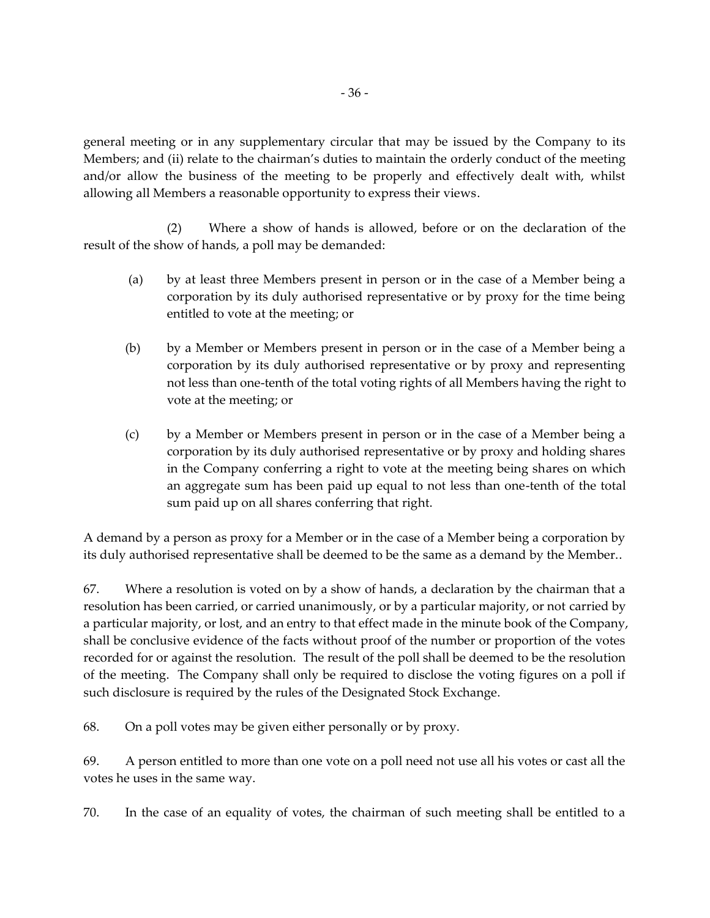general meeting or in any supplementary circular that may be issued by the Company to its Members; and (ii) relate to the chairman's duties to maintain the orderly conduct of the meeting and/or allow the business of the meeting to be properly and effectively dealt with, whilst allowing all Members a reasonable opportunity to express their views.

(2) Where a show of hands is allowed, before or on the declaration of the result of the show of hands, a poll may be demanded:

(a) by at least three Members present in person or in the case of a Member being a corporation by its duly authorised representative or by proxy for the time being entitled to vote at the meeting; or

(b) by a Member or Members present in person or in the case of a Member being a corporation by its duly authorised representative or by proxy and representing not less than one-tenth of the total voting rights of all Members having the right to vote at the meeting; or

(c) by a Member or Members present in person or in the case of a Member being a corporation by its duly authorised representative or by proxy and holding shares in the Company conferring a right to vote at the meeting being shares on which an aggregate sum has been paid up equal to not less than one-tenth of the total sum paid up on all shares conferring that right.

A demand by a person as proxy for a Member or in the case of a Member being a corporation by its duly authorised representative shall be deemed to be the same as a demand by the Member..

67. Where a resolution is voted on by a show of hands, a declaration by the chairman that a resolution has been carried, or carried unanimously, or by a particular majority, or not carried by a particular majority, or lost, and an entry to that effect made in the minute book of the Company, shall be conclusive evidence of the facts without proof of the number or proportion of the votes recorded for or against the resolution. The result of the poll shall be deemed to be the resolution of the meeting. The Company shall only be required to disclose the voting figures on a poll if such disclosure is required by the rules of the Designated Stock Exchange.

68. On a poll votes may be given either personally or by proxy.

69. A person entitled to more than one vote on a poll need not use all his votes or cast all the votes he uses in the same way.

70. In the case of an equality of votes, the chairman of such meeting shall be entitled to a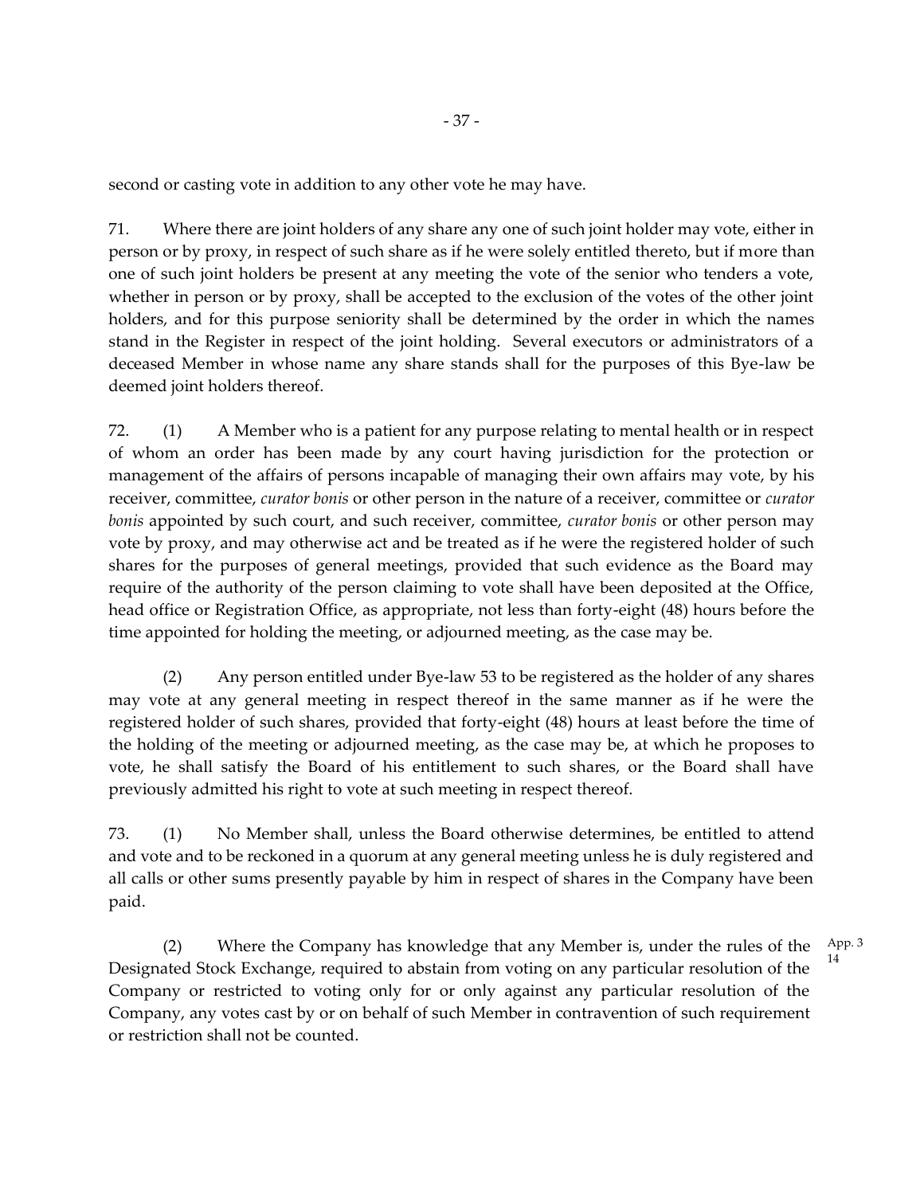second or casting vote in addition to any other vote he may have.

71. Where there are joint holders of any share any one of such joint holder may vote, either in person or by proxy, in respect of such share as if he were solely entitled thereto, but if more than one of such joint holders be present at any meeting the vote of the senior who tenders a vote, whether in person or by proxy, shall be accepted to the exclusion of the votes of the other joint holders, and for this purpose seniority shall be determined by the order in which the names stand in the Register in respect of the joint holding. Several executors or administrators of a deceased Member in whose name any share stands shall for the purposes of this Bye-law be deemed joint holders thereof.

72. (1) A Member who is a patient for any purpose relating to mental health or in respect of whom an order has been made by any court having jurisdiction for the protection or management of the affairs of persons incapable of managing their own affairs may vote, by his receiver, committee, *curator bonis* or other person in the nature of a receiver, committee or *curator bonis* appointed by such court, and such receiver, committee, *curator bonis* or other person may vote by proxy, and may otherwise act and be treated as if he were the registered holder of such shares for the purposes of general meetings, provided that such evidence as the Board may require of the authority of the person claiming to vote shall have been deposited at the Office, head office or Registration Office, as appropriate, not less than forty-eight (48) hours before the time appointed for holding the meeting, or adjourned meeting, as the case may be.

(2) Any person entitled under Bye-law 53 to be registered as the holder of any shares may vote at any general meeting in respect thereof in the same manner as if he were the registered holder of such shares, provided that forty-eight (48) hours at least before the time of the holding of the meeting or adjourned meeting, as the case may be, at which he proposes to vote, he shall satisfy the Board of his entitlement to such shares, or the Board shall have previously admitted his right to vote at such meeting in respect thereof.

73. (1) No Member shall, unless the Board otherwise determines, be entitled to attend and vote and to be reckoned in a quorum at any general meeting unless he is duly registered and all calls or other sums presently payable by him in respect of shares in the Company have been paid.

(2) Where the Company has knowledge that any Member is, under the rules of the Designated Stock Exchange, required to abstain from voting on any particular resolution of the Company or restricted to voting only for or only against any particular resolution of the Company, any votes cast by or on behalf of such Member in contravention of such requirement or restriction shall not be counted.

App. 3 14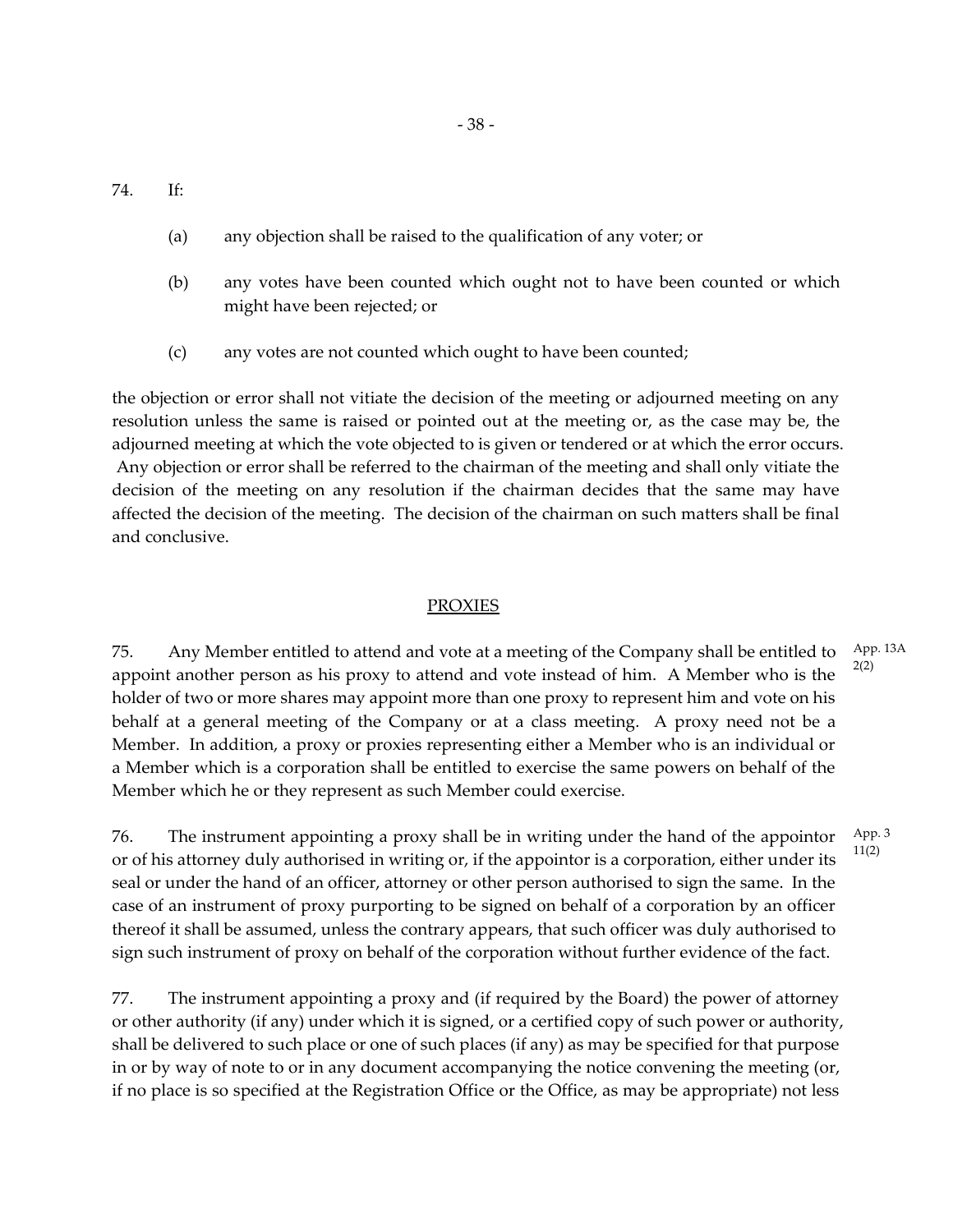74. If:

(a) any objection shall be raised to the qualification of any voter; or

(b) any votes have been counted which ought not to have been counted or which might have been rejected; or

(c) any votes are not counted which ought to have been counted;

the objection or error shall not vitiate the decision of the meeting or adjourned meeting on any resolution unless the same is raised or pointed out at the meeting or, as the case may be, the adjourned meeting at which the vote objected to is given or tendered or at which the error occurs. Any objection or error shall be referred to the chairman of the meeting and shall only vitiate the decision of the meeting on any resolution if the chairman decides that the same may have affected the decision of the meeting. The decision of the chairman on such matters shall be final and conclusive.

## PROXIES

75. Any Member entitled to attend and vote at a meeting of the Company shall be entitled to appoint another person as his proxy to attend and vote instead of him. A Member who is the holder of two or more shares may appoint more than one proxy to represent him and vote on his behalf at a general meeting of the Company or at a class meeting. A proxy need not be a Member. In addition, a proxy or proxies representing either a Member who is an individual or a Member which is a corporation shall be entitled to exercise the same powers on behalf of the Member which he or they represent as such Member could exercise.

App. 13A 2(2)

76. The instrument appointing a proxy shall be in writing under the hand of the appointor or of his attorney duly authorised in writing or, if the appointor is a corporation, either under its seal or under the hand of an officer, attorney or other person authorised to sign the same. In the case of an instrument of proxy purporting to be signed on behalf of a corporation by an officer thereof it shall be assumed, unless the contrary appears, that such officer was duly authorised to sign such instrument of proxy on behalf of the corporation without further evidence of the fact.

App. 3 11(2)

77. The instrument appointing a proxy and (if required by the Board) the power of attorney or other authority (if any) under which it is signed, or a certified copy of such power or authority, shall be delivered to such place or one of such places (if any) as may be specified for that purpose in or by way of note to or in any document accompanying the notice convening the meeting (or, if no place is so specified at the Registration Office or the Office, as may be appropriate) not less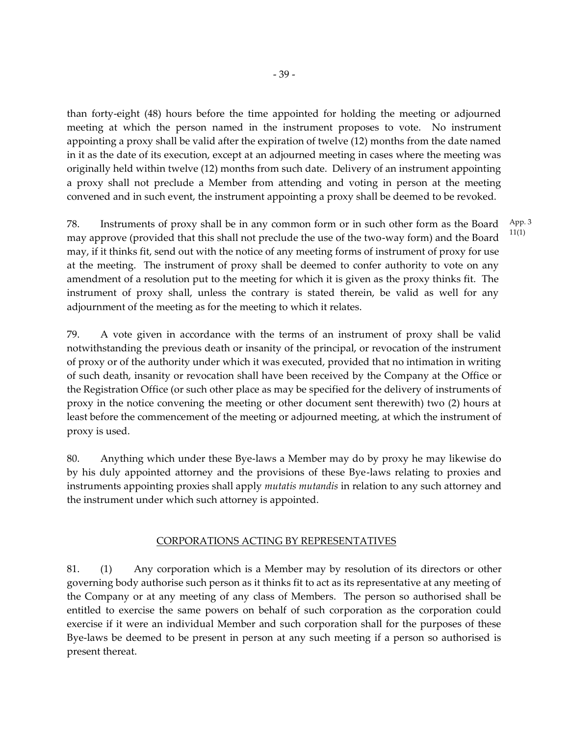than forty-eight (48) hours before the time appointed for holding the meeting or adjourned meeting at which the person named in the instrument proposes to vote. No instrument appointing a proxy shall be valid after the expiration of twelve (12) months from the date named in it as the date of its execution, except at an adjourned meeting in cases where the meeting was originally held within twelve (12) months from such date. Delivery of an instrument appointing a proxy shall not preclude a Member from attending and voting in person at the meeting convened and in such event, the instrument appointing a proxy shall be deemed to be revoked.

78. Instruments of proxy shall be in any common form or in such other form as the Board may approve (provided that this shall not preclude the use of the two-way form) and the Board may, if it thinks fit, send out with the notice of any meeting forms of instrument of proxy for use at the meeting. The instrument of proxy shall be deemed to confer authority to vote on any amendment of a resolution put to the meeting for which it is given as the proxy thinks fit. The instrument of proxy shall, unless the contrary is stated therein, be valid as well for any adjournment of the meeting as for the meeting to which it relates.

App. 3 11(1)

79. A vote given in accordance with the terms of an instrument of proxy shall be valid notwithstanding the previous death or insanity of the principal, or revocation of the instrument of proxy or of the authority under which it was executed, provided that no intimation in writing of such death, insanity or revocation shall have been received by the Company at the Office or the Registration Office (or such other place as may be specified for the delivery of instruments of proxy in the notice convening the meeting or other document sent therewith) two (2) hours at least before the commencement of the meeting or adjourned meeting, at which the instrument of proxy is used.

80. Anything which under these Bye-laws a Member may do by proxy he may likewise do by his duly appointed attorney and the provisions of these Bye-laws relating to proxies and instruments appointing proxies shall apply *mutatis mutandis* in relation to any such attorney and the instrument under which such attorney is appointed.

## CORPORATIONS ACTING BY REPRESENTATIVES

81. (1) Any corporation which is a Member may by resolution of its directors or other governing body authorise such person as it thinks fit to act as its representative at any meeting of the Company or at any meeting of any class of Members. The person so authorised shall be entitled to exercise the same powers on behalf of such corporation as the corporation could exercise if it were an individual Member and such corporation shall for the purposes of these Bye-laws be deemed to be present in person at any such meeting if a person so authorised is present thereat.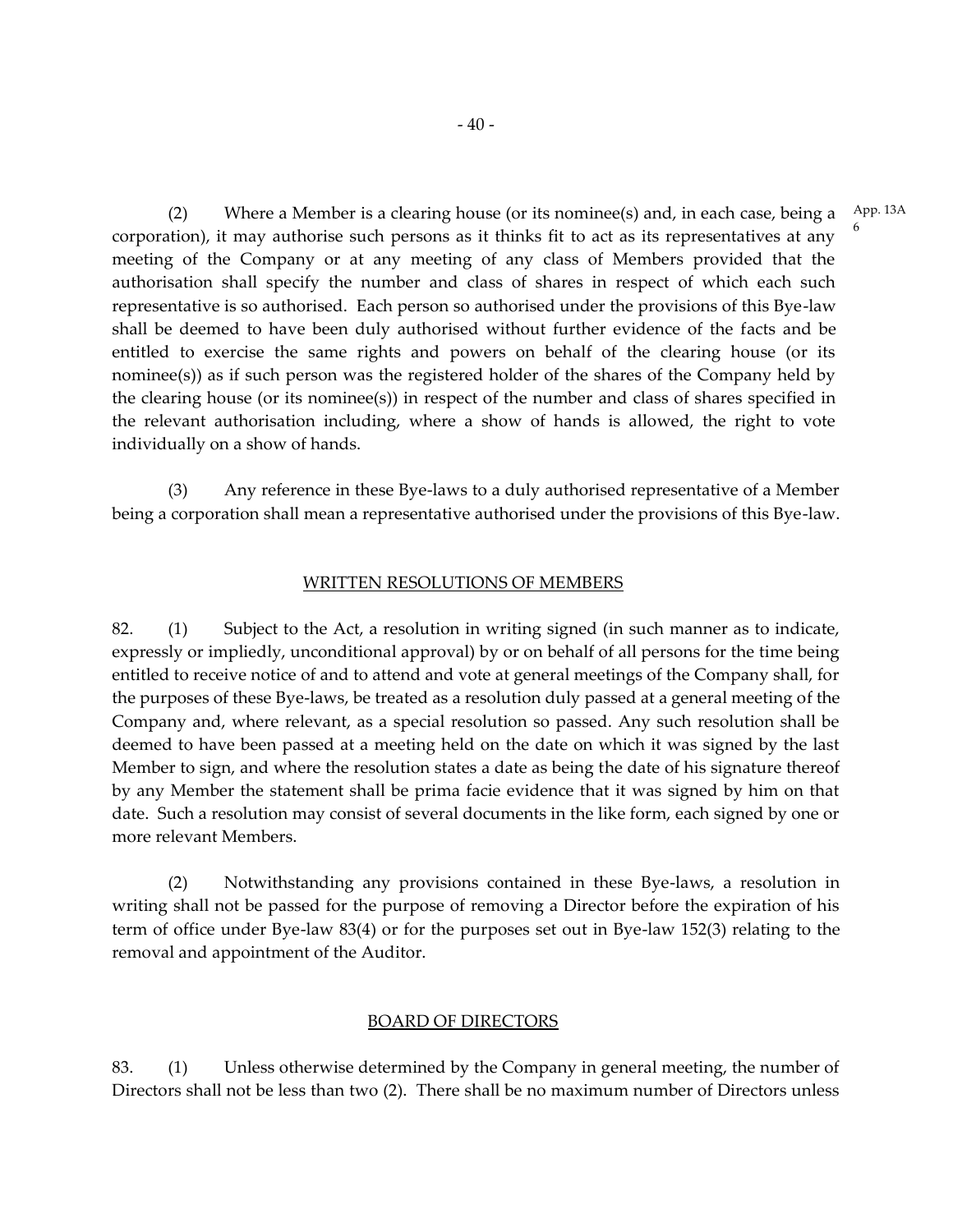(2) Where a Member is a clearing house (or its nominee(s) and, in each case, being a corporation), it may authorise such persons as it thinks fit to act as its representatives at any meeting of the Company or at any meeting of any class of Members provided that the authorisation shall specify the number and class of shares in respect of which each such representative is so authorised. Each person so authorised under the provisions of this Bye-law shall be deemed to have been duly authorised without further evidence of the facts and be entitled to exercise the same rights and powers on behalf of the clearing house (or its nominee(s)) as if such person was the registered holder of the shares of the Company held by the clearing house (or its nominee(s)) in respect of the number and class of shares specified in the relevant authorisation including, where a show of hands is allowed, the right to vote individually on a show of hands.

App. 13A 6

(3) Any reference in these Bye-laws to a duly authorised representative of a Member being a corporation shall mean a representative authorised under the provisions of this Bye-law.

## WRITTEN RESOLUTIONS OF MEMBERS

82. (1) Subject to the Act, a resolution in writing signed (in such manner as to indicate, expressly or impliedly, unconditional approval) by or on behalf of all persons for the time being entitled to receive notice of and to attend and vote at general meetings of the Company shall, for the purposes of these Bye-laws, be treated as a resolution duly passed at a general meeting of the Company and, where relevant, as a special resolution so passed. Any such resolution shall be deemed to have been passed at a meeting held on the date on which it was signed by the last Member to sign, and where the resolution states a date as being the date of his signature thereof by any Member the statement shall be prima facie evidence that it was signed by him on that date. Such a resolution may consist of several documents in the like form, each signed by one or more relevant Members.

(2) Notwithstanding any provisions contained in these Bye-laws, a resolution in writing shall not be passed for the purpose of removing a Director before the expiration of his term of office under Bye-law 83(4) or for the purposes set out in Bye-law 152(3) relating to the removal and appointment of the Auditor.

## BOARD OF DIRECTORS

83. (1) Unless otherwise determined by the Company in general meeting, the number of Directors shall not be less than two (2). There shall be no maximum number of Directors unless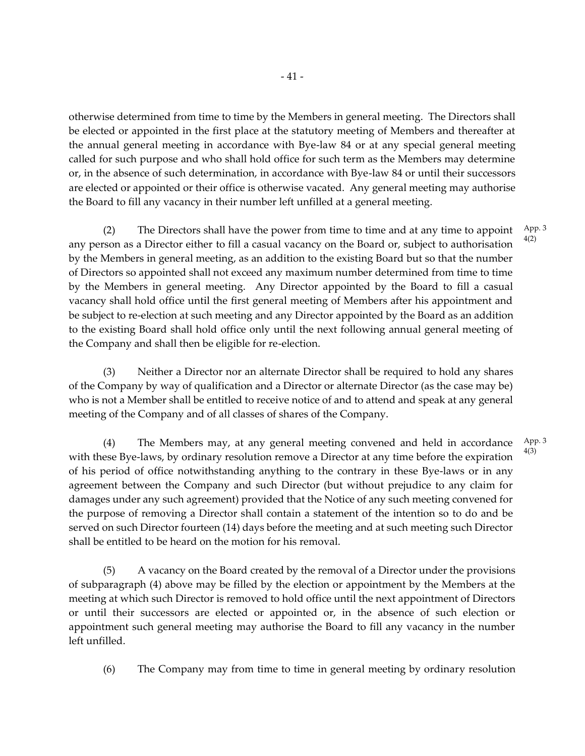otherwise determined from time to time by the Members in general meeting. The Directors shall be elected or appointed in the first place at the statutory meeting of Members and thereafter at the annual general meeting in accordance with Bye-law 84 or at any special general meeting called for such purpose and who shall hold office for such term as the Members may determine or, in the absence of such determination, in accordance with Bye-law 84 or until their successors are elected or appointed or their office is otherwise vacated. Any general meeting may authorise the Board to fill any vacancy in their number left unfilled at a general meeting.

(2) The Directors shall have the power from time to time and at any time to appoint any person as a Director either to fill a casual vacancy on the Board or, subject to authorisation by the Members in general meeting, as an addition to the existing Board but so that the number of Directors so appointed shall not exceed any maximum number determined from time to time by the Members in general meeting. Any Director appointed by the Board to fill a casual vacancy shall hold office until the first general meeting of Members after his appointment and be subject to re-election at such meeting and any Director appointed by the Board as an addition to the existing Board shall hold office only until the next following annual general meeting of the Company and shall then be eligible for re-election. App. 3 4(2)

(3) Neither a Director nor an alternate Director shall be required to hold any shares of the Company by way of qualification and a Director or alternate Director (as the case may be) who is not a Member shall be entitled to receive notice of and to attend and speak at any general meeting of the Company and of all classes of shares of the Company.

(4) The Members may, at any general meeting convened and held in accordance with these Bye-laws, by ordinary resolution remove a Director at any time before the expiration of his period of office notwithstanding anything to the contrary in these Bye-laws or in any agreement between the Company and such Director (but without prejudice to any claim for damages under any such agreement) provided that the Notice of any such meeting convened for the purpose of removing a Director shall contain a statement of the intention so to do and be served on such Director fourteen (14) days before the meeting and at such meeting such Director shall be entitled to be heard on the motion for his removal. App. 3 4(3)

(5) A vacancy on the Board created by the removal of a Director under the provisions of subparagraph (4) above may be filled by the election or appointment by the Members at the meeting at which such Director is removed to hold office until the next appointment of Directors or until their successors are elected or appointed or, in the absence of such election or appointment such general meeting may authorise the Board to fill any vacancy in the number left unfilled.

(6) The Company may from time to time in general meeting by ordinary resolution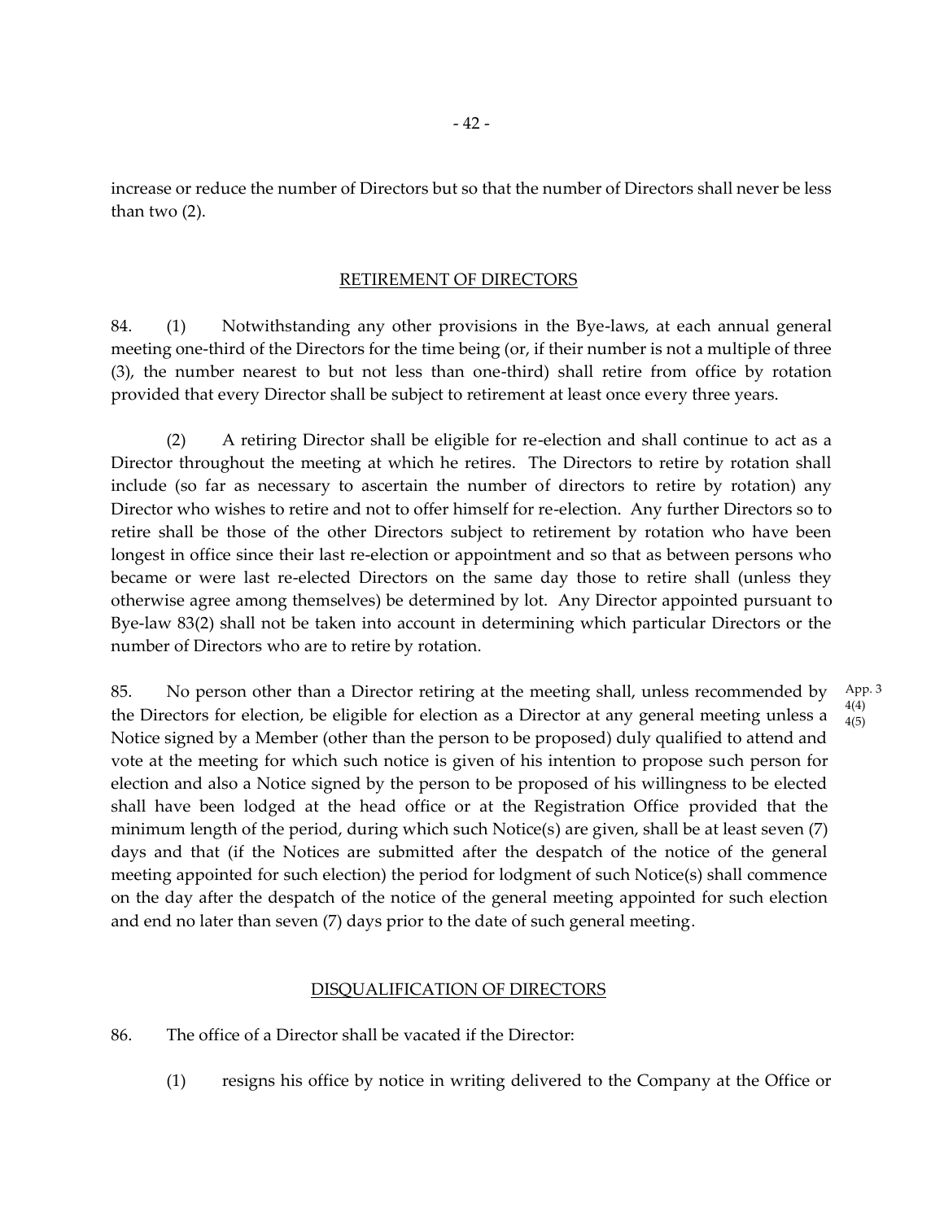increase or reduce the number of Directors but so that the number of Directors shall never be less than two (2).

## RETIREMENT OF DIRECTORS

84. (1) Notwithstanding any other provisions in the Bye-laws, at each annual general meeting one-third of the Directors for the time being (or, if their number is not a multiple of three (3), the number nearest to but not less than one-third) shall retire from office by rotation provided that every Director shall be subject to retirement at least once every three years.

(2) A retiring Director shall be eligible for re-election and shall continue to act as a Director throughout the meeting at which he retires. The Directors to retire by rotation shall include (so far as necessary to ascertain the number of directors to retire by rotation) any Director who wishes to retire and not to offer himself for re-election. Any further Directors so to retire shall be those of the other Directors subject to retirement by rotation who have been longest in office since their last re-election or appointment and so that as between persons who became or were last re-elected Directors on the same day those to retire shall (unless they otherwise agree among themselves) be determined by lot. Any Director appointed pursuant to Bye-law 83(2) shall not be taken into account in determining which particular Directors or the number of Directors who are to retire by rotation.

85. No person other than a Director retiring at the meeting shall, unless recommended by the Directors for election, be eligible for election as a Director at any general meeting unless a Notice signed by a Member (other than the person to be proposed) duly qualified to attend and vote at the meeting for which such notice is given of his intention to propose such person for election and also a Notice signed by the person to be proposed of his willingness to be elected shall have been lodged at the head office or at the Registration Office provided that the minimum length of the period, during which such Notice(s) are given, shall be at least seven (7) days and that (if the Notices are submitted after the despatch of the notice of the general meeting appointed for such election) the period for lodgment of such Notice(s) shall commence on the day after the despatch of the notice of the general meeting appointed for such election and end no later than seven (7) days prior to the date of such general meeting.

App. 3
4(4)
4(5)

## DISQUALIFICATION OF DIRECTORS

86. The office of a Director shall be vacated if the Director:

(1) resigns his office by notice in writing delivered to the Company at the Office or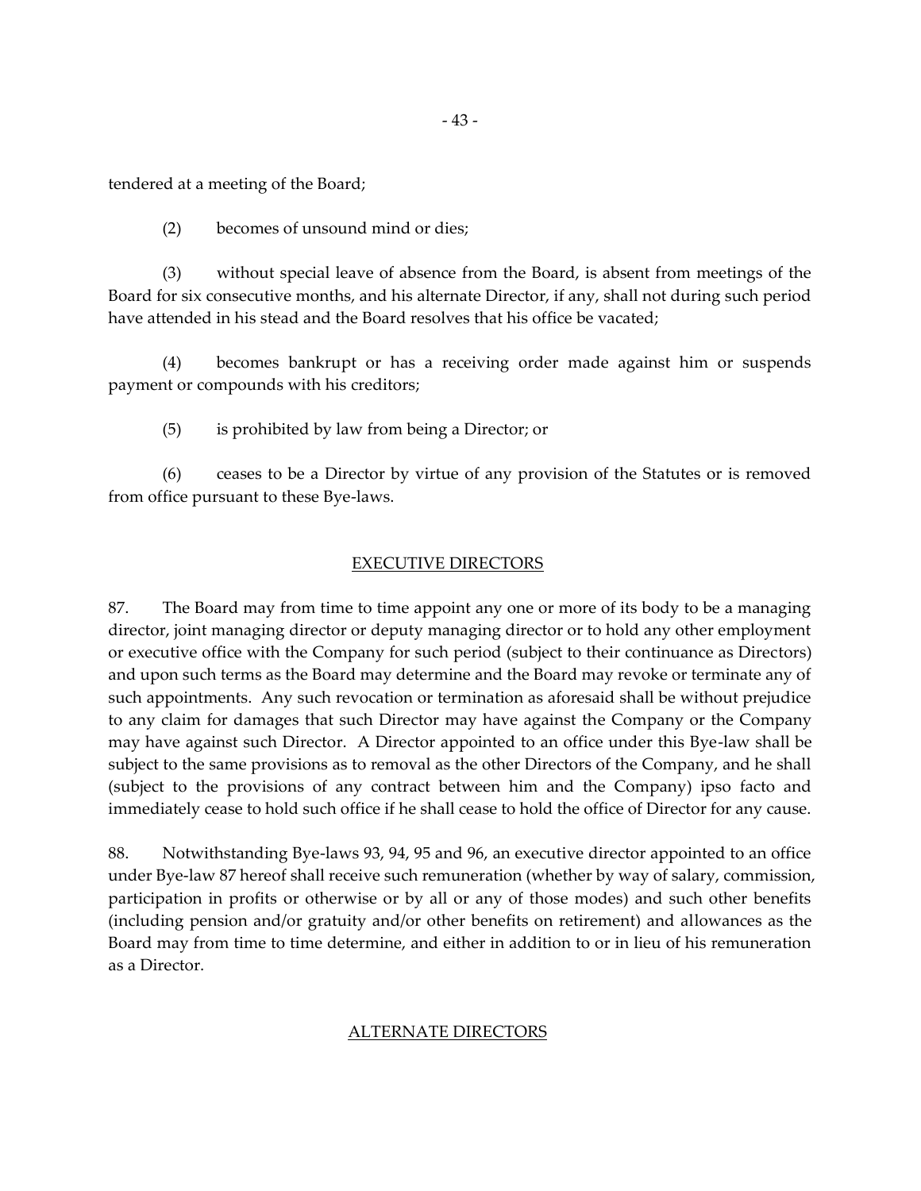tendered at a meeting of the Board;

(2) becomes of unsound mind or dies;

(3) without special leave of absence from the Board, is absent from meetings of the Board for six consecutive months, and his alternate Director, if any, shall not during such period have attended in his stead and the Board resolves that his office be vacated;

(4) becomes bankrupt or has a receiving order made against him or suspends payment or compounds with his creditors;

(5) is prohibited by law from being a Director; or

(6) ceases to be a Director by virtue of any provision of the Statutes or is removed from office pursuant to these Bye-laws.

## EXECUTIVE DIRECTORS

87. The Board may from time to time appoint any one or more of its body to be a managing director, joint managing director or deputy managing director or to hold any other employment or executive office with the Company for such period (subject to their continuance as Directors) and upon such terms as the Board may determine and the Board may revoke or terminate any of such appointments. Any such revocation or termination as aforesaid shall be without prejudice to any claim for damages that such Director may have against the Company or the Company may have against such Director. A Director appointed to an office under this Bye-law shall be subject to the same provisions as to removal as the other Directors of the Company, and he shall (subject to the provisions of any contract between him and the Company) ipso facto and immediately cease to hold such office if he shall cease to hold the office of Director for any cause.

88. Notwithstanding Bye-laws 93, 94, 95 and 96, an executive director appointed to an office under Bye-law 87 hereof shall receive such remuneration (whether by way of salary, commission, participation in profits or otherwise or by all or any of those modes) and such other benefits (including pension and/or gratuity and/or other benefits on retirement) and allowances as the Board may from time to time determine, and either in addition to or in lieu of his remuneration as a Director.

## ALTERNATE DIRECTORS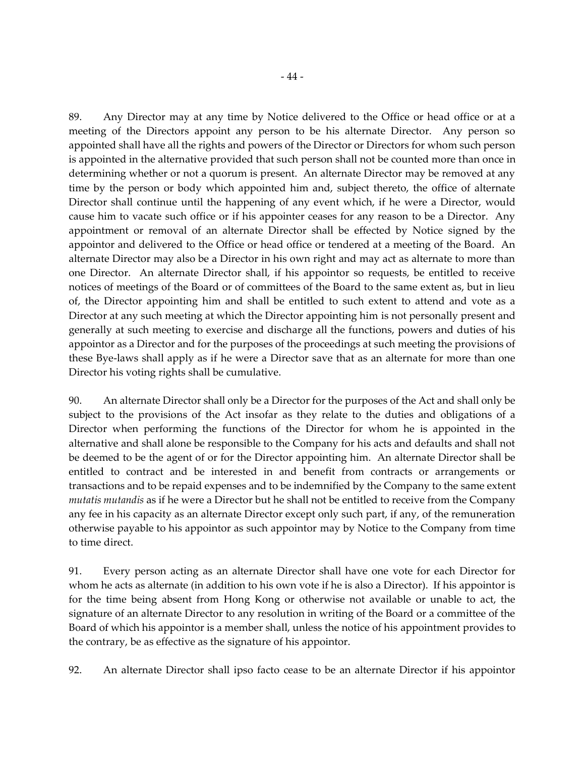89. Any Director may at any time by Notice delivered to the Office or head office or at a meeting of the Directors appoint any person to be his alternate Director. Any person so appointed shall have all the rights and powers of the Director or Directors for whom such person is appointed in the alternative provided that such person shall not be counted more than once in determining whether or not a quorum is present. An alternate Director may be removed at any time by the person or body which appointed him and, subject thereto, the office of alternate Director shall continue until the happening of any event which, if he were a Director, would cause him to vacate such office or if his appointer ceases for any reason to be a Director. Any appointment or removal of an alternate Director shall be effected by Notice signed by the appointor and delivered to the Office or head office or tendered at a meeting of the Board. An alternate Director may also be a Director in his own right and may act as alternate to more than one Director. An alternate Director shall, if his appointor so requests, be entitled to receive notices of meetings of the Board or of committees of the Board to the same extent as, but in lieu of, the Director appointing him and shall be entitled to such extent to attend and vote as a Director at any such meeting at which the Director appointing him is not personally present and generally at such meeting to exercise and discharge all the functions, powers and duties of his appointor as a Director and for the purposes of the proceedings at such meeting the provisions of these Bye-laws shall apply as if he were a Director save that as an alternate for more than one Director his voting rights shall be cumulative.

90. An alternate Director shall only be a Director for the purposes of the Act and shall only be subject to the provisions of the Act insofar as they relate to the duties and obligations of a Director when performing the functions of the Director for whom he is appointed in the alternative and shall alone be responsible to the Company for his acts and defaults and shall not be deemed to be the agent of or for the Director appointing him. An alternate Director shall be entitled to contract and be interested in and benefit from contracts or arrangements or transactions and to be repaid expenses and to be indemnified by the Company to the same extent *mutatis mutandis* as if he were a Director but he shall not be entitled to receive from the Company any fee in his capacity as an alternate Director except only such part, if any, of the remuneration otherwise payable to his appointor as such appointor may by Notice to the Company from time to time direct.

91. Every person acting as an alternate Director shall have one vote for each Director for whom he acts as alternate (in addition to his own vote if he is also a Director). If his appointor is for the time being absent from Hong Kong or otherwise not available or unable to act, the signature of an alternate Director to any resolution in writing of the Board or a committee of the Board of which his appointor is a member shall, unless the notice of his appointment provides to the contrary, be as effective as the signature of his appointor.

92. An alternate Director shall ipso facto cease to be an alternate Director if his appointor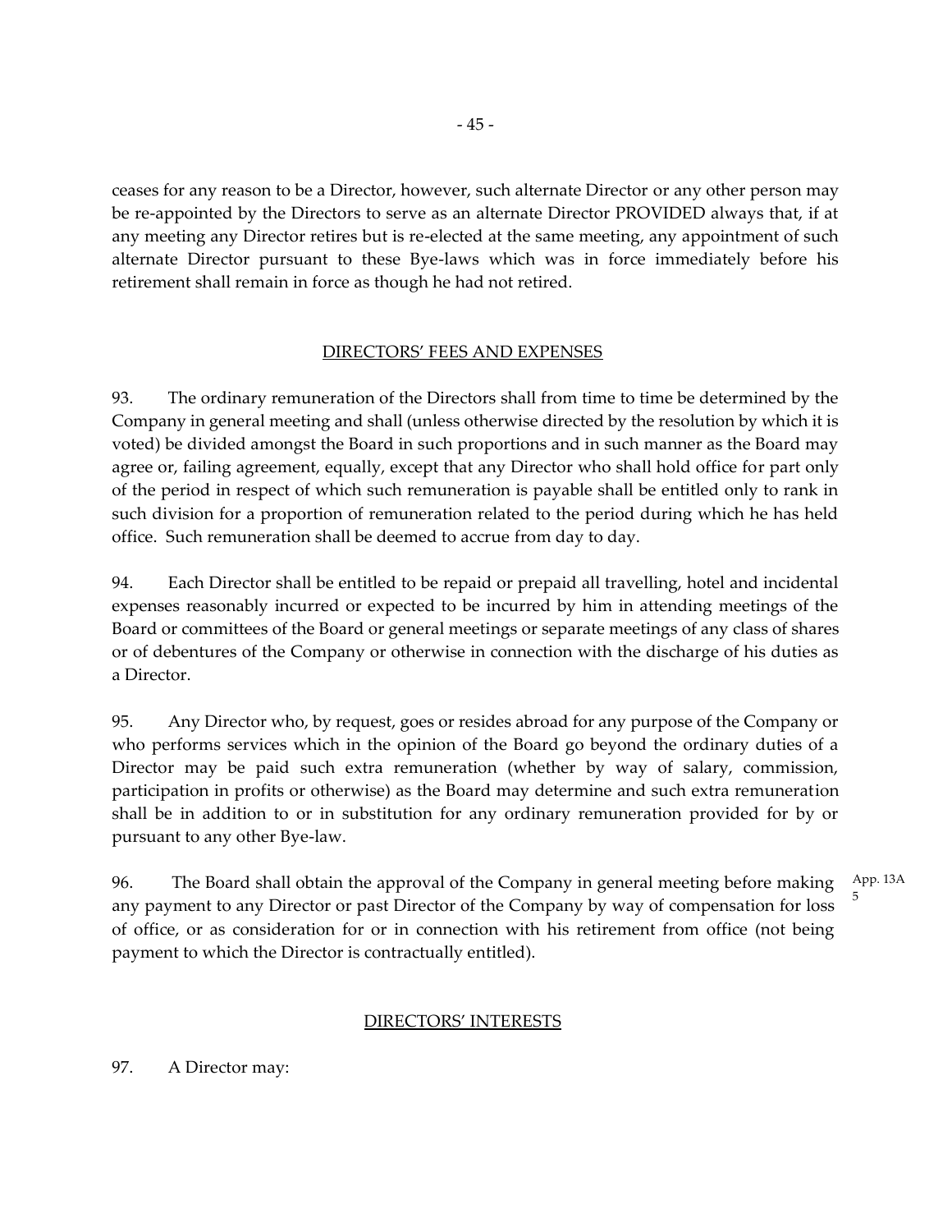ceases for any reason to be a Director, however, such alternate Director or any other person may be re-appointed by the Directors to serve as an alternate Director PROVIDED always that, if at any meeting any Director retires but is re-elected at the same meeting, any appointment of such alternate Director pursuant to these Bye-laws which was in force immediately before his retirement shall remain in force as though he had not retired.

## DIRECTORS' FEES AND EXPENSES

93. The ordinary remuneration of the Directors shall from time to time be determined by the Company in general meeting and shall (unless otherwise directed by the resolution by which it is voted) be divided amongst the Board in such proportions and in such manner as the Board may agree or, failing agreement, equally, except that any Director who shall hold office for part only of the period in respect of which such remuneration is payable shall be entitled only to rank in such division for a proportion of remuneration related to the period during which he has held office. Such remuneration shall be deemed to accrue from day to day.

94. Each Director shall be entitled to be repaid or prepaid all travelling, hotel and incidental expenses reasonably incurred or expected to be incurred by him in attending meetings of the Board or committees of the Board or general meetings or separate meetings of any class of shares or of debentures of the Company or otherwise in connection with the discharge of his duties as a Director.

95. Any Director who, by request, goes or resides abroad for any purpose of the Company or who performs services which in the opinion of the Board go beyond the ordinary duties of a Director may be paid such extra remuneration (whether by way of salary, commission, participation in profits or otherwise) as the Board may determine and such extra remuneration shall be in addition to or in substitution for any ordinary remuneration provided for by or pursuant to any other Bye-law.

96. The Board shall obtain the approval of the Company in general meeting before making any payment to any Director or past Director of the Company by way of compensation for loss of office, or as consideration for or in connection with his retirement from office (not being payment to which the Director is contractually entitled).

App. 13A 5

## DIRECTORS' INTERESTS

97. A Director may: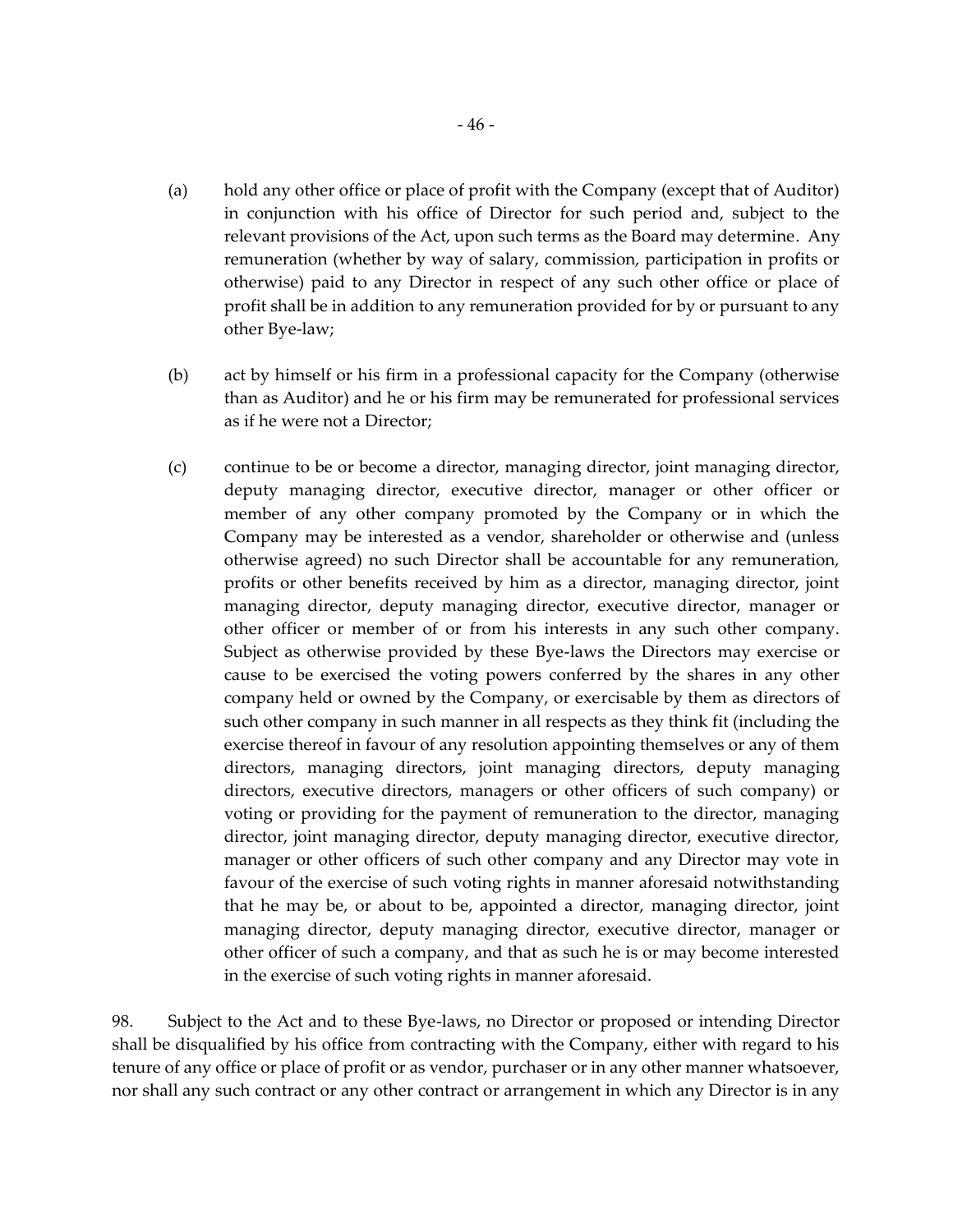(a) hold any other office or place of profit with the Company (except that of Auditor) in conjunction with his office of Director for such period and, subject to the relevant provisions of the Act, upon such terms as the Board may determine. Any remuneration (whether by way of salary, commission, participation in profits or otherwise) paid to any Director in respect of any such other office or place of profit shall be in addition to any remuneration provided for by or pursuant to any other Bye-law;

(b) act by himself or his firm in a professional capacity for the Company (otherwise than as Auditor) and he or his firm may be remunerated for professional services as if he were not a Director;

(c) continue to be or become a director, managing director, joint managing director, deputy managing director, executive director, manager or other officer or member of any other company promoted by the Company or in which the Company may be interested as a vendor, shareholder or otherwise and (unless otherwise agreed) no such Director shall be accountable for any remuneration, profits or other benefits received by him as a director, managing director, joint managing director, deputy managing director, executive director, manager or other officer or member of or from his interests in any such other company. Subject as otherwise provided by these Bye-laws the Directors may exercise or cause to be exercised the voting powers conferred by the shares in any other company held or owned by the Company, or exercisable by them as directors of such other company in such manner in all respects as they think fit (including the exercise thereof in favour of any resolution appointing themselves or any of them directors, managing directors, joint managing directors, deputy managing directors, executive directors, managers or other officers of such company) or voting or providing for the payment of remuneration to the director, managing director, joint managing director, deputy managing director, executive director, manager or other officers of such other company and any Director may vote in favour of the exercise of such voting rights in manner aforesaid notwithstanding that he may be, or about to be, appointed a director, managing director, joint managing director, deputy managing director, executive director, manager or other officer of such a company, and that as such he is or may become interested in the exercise of such voting rights in manner aforesaid.

98. Subject to the Act and to these Bye-laws, no Director or proposed or intending Director shall be disqualified by his office from contracting with the Company, either with regard to his tenure of any office or place of profit or as vendor, purchaser or in any other manner whatsoever, nor shall any such contract or any other contract or arrangement in which any Director is in any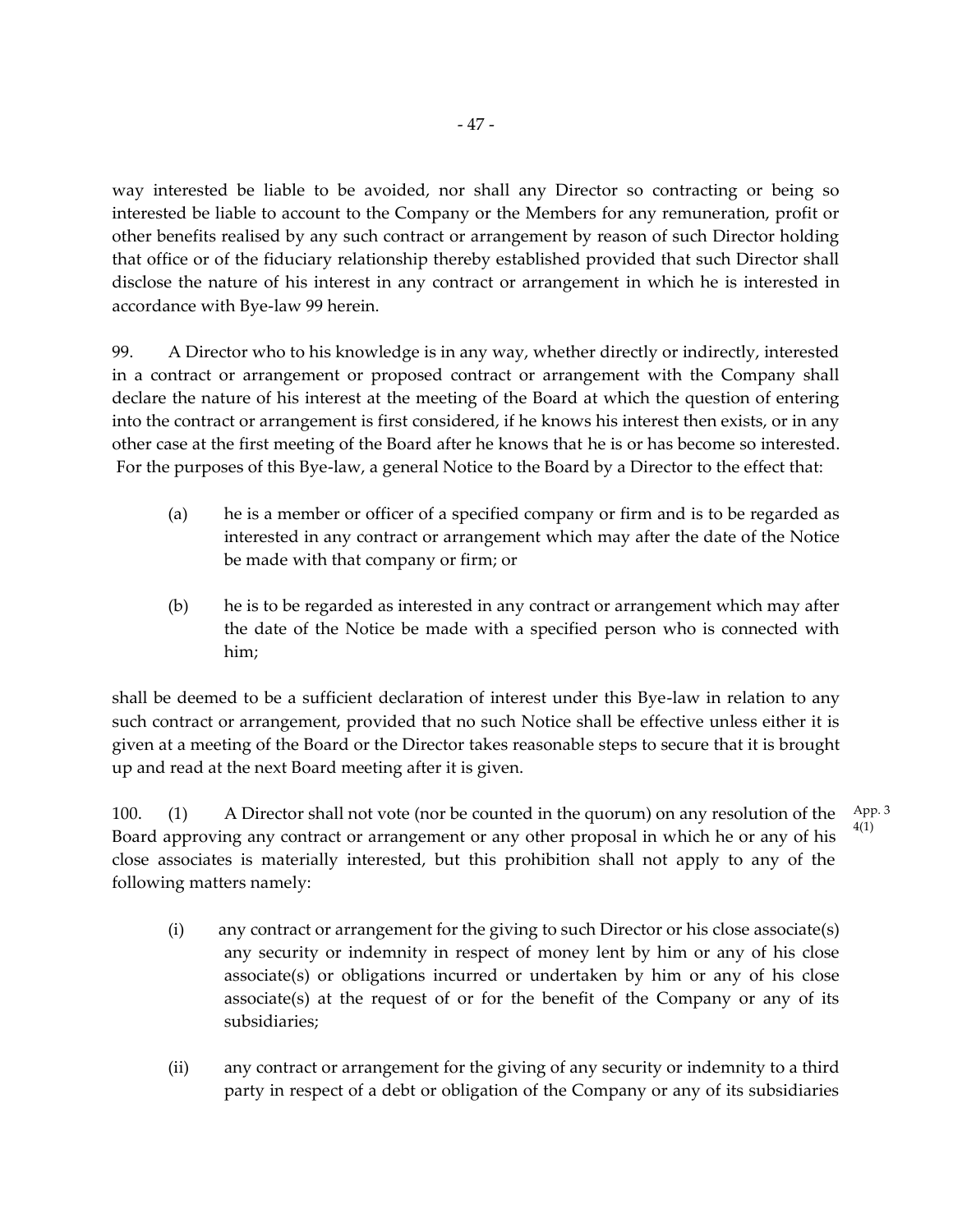way interested be liable to be avoided, nor shall any Director so contracting or being so interested be liable to account to the Company or the Members for any remuneration, profit or other benefits realised by any such contract or arrangement by reason of such Director holding that office or of the fiduciary relationship thereby established provided that such Director shall disclose the nature of his interest in any contract or arrangement in which he is interested in accordance with Bye-law 99 herein.

99. A Director who to his knowledge is in any way, whether directly or indirectly, interested in a contract or arrangement or proposed contract or arrangement with the Company shall declare the nature of his interest at the meeting of the Board at which the question of entering into the contract or arrangement is first considered, if he knows his interest then exists, or in any other case at the first meeting of the Board after he knows that he is or has become so interested. For the purposes of this Bye-law, a general Notice to the Board by a Director to the effect that:

(a) he is a member or officer of a specified company or firm and is to be regarded as interested in any contract or arrangement which may after the date of the Notice be made with that company or firm; or

(b) he is to be regarded as interested in any contract or arrangement which may after the date of the Notice be made with a specified person who is connected with him;

shall be deemed to be a sufficient declaration of interest under this Bye-law in relation to any such contract or arrangement, provided that no such Notice shall be effective unless either it is given at a meeting of the Board or the Director takes reasonable steps to secure that it is brought up and read at the next Board meeting after it is given.

100. (1) A Director shall not vote (nor be counted in the quorum) on any resolution of the Board approving any contract or arrangement or any other proposal in which he or any of his close associates is materially interested, but this prohibition shall not apply to any of the following matters namely:

App. 3 4(1)

(i) any contract or arrangement for the giving to such Director or his close associate(s) any security or indemnity in respect of money lent by him or any of his close associate(s) or obligations incurred or undertaken by him or any of his close associate(s) at the request of or for the benefit of the Company or any of its subsidiaries;

(ii) any contract or arrangement for the giving of any security or indemnity to a third party in respect of a debt or obligation of the Company or any of its subsidiaries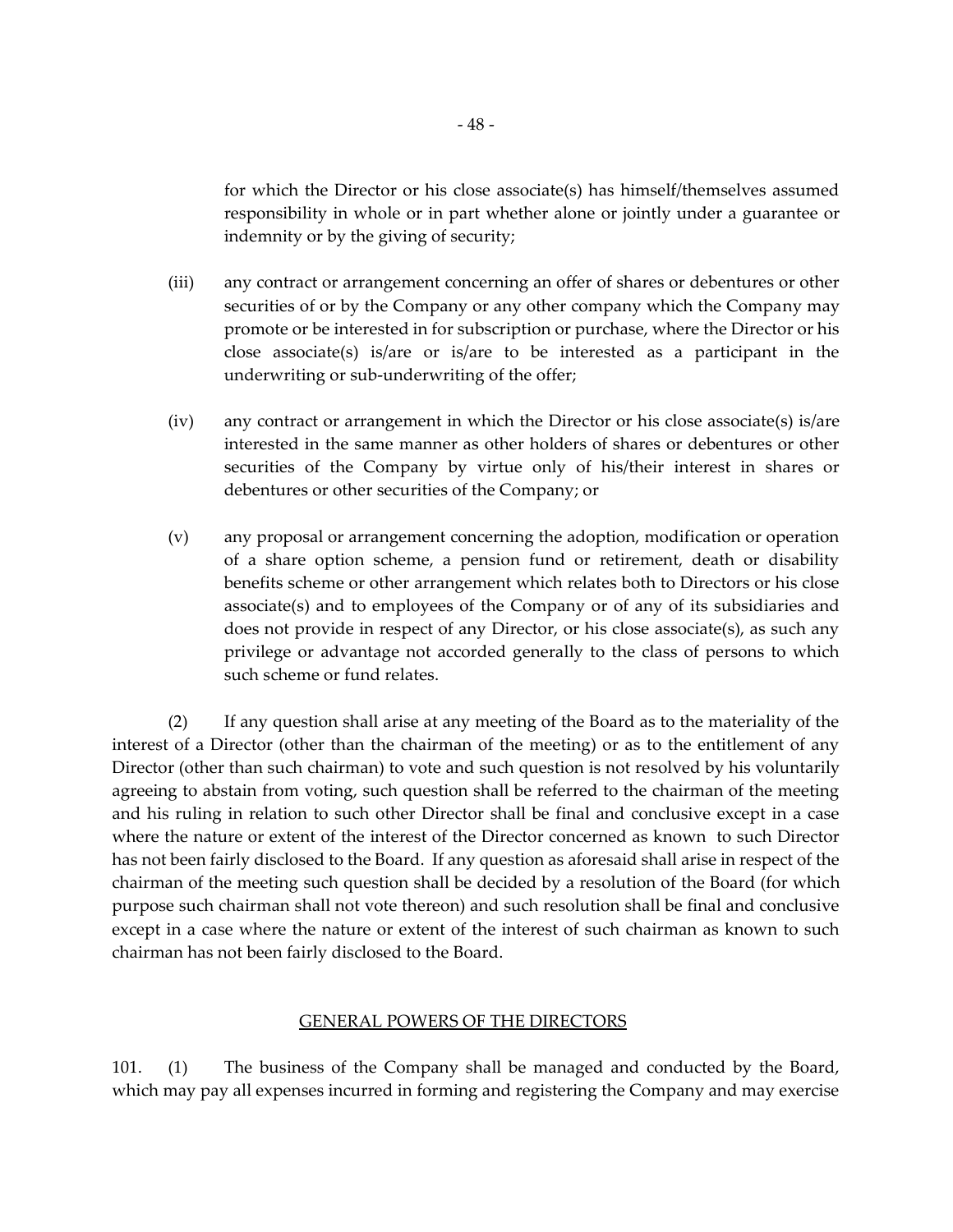for which the Director or his close associate(s) has himself/themselves assumed responsibility in whole or in part whether alone or jointly under a guarantee or indemnity or by the giving of security;

(iii) any contract or arrangement concerning an offer of shares or debentures or other securities of or by the Company or any other company which the Company may promote or be interested in for subscription or purchase, where the Director or his close associate(s) is/are or is/are to be interested as a participant in the underwriting or sub-underwriting of the offer;

(iv) any contract or arrangement in which the Director or his close associate(s) is/are interested in the same manner as other holders of shares or debentures or other securities of the Company by virtue only of his/their interest in shares or debentures or other securities of the Company; or

(v) any proposal or arrangement concerning the adoption, modification or operation of a share option scheme, a pension fund or retirement, death or disability benefits scheme or other arrangement which relates both to Directors or his close associate(s) and to employees of the Company or of any of its subsidiaries and does not provide in respect of any Director, or his close associate(s), as such any privilege or advantage not accorded generally to the class of persons to which such scheme or fund relates.

(2) If any question shall arise at any meeting of the Board as to the materiality of the interest of a Director (other than the chairman of the meeting) or as to the entitlement of any Director (other than such chairman) to vote and such question is not resolved by his voluntarily agreeing to abstain from voting, such question shall be referred to the chairman of the meeting and his ruling in relation to such other Director shall be final and conclusive except in a case where the nature or extent of the interest of the Director concerned as known to such Director has not been fairly disclosed to the Board. If any question as aforesaid shall arise in respect of the chairman of the meeting such question shall be decided by a resolution of the Board (for which purpose such chairman shall not vote thereon) and such resolution shall be final and conclusive except in a case where the nature or extent of the interest of such chairman as known to such chairman has not been fairly disclosed to the Board.

## GENERAL POWERS OF THE DIRECTORS

101. (1) The business of the Company shall be managed and conducted by the Board, which may pay all expenses incurred in forming and registering the Company and may exercise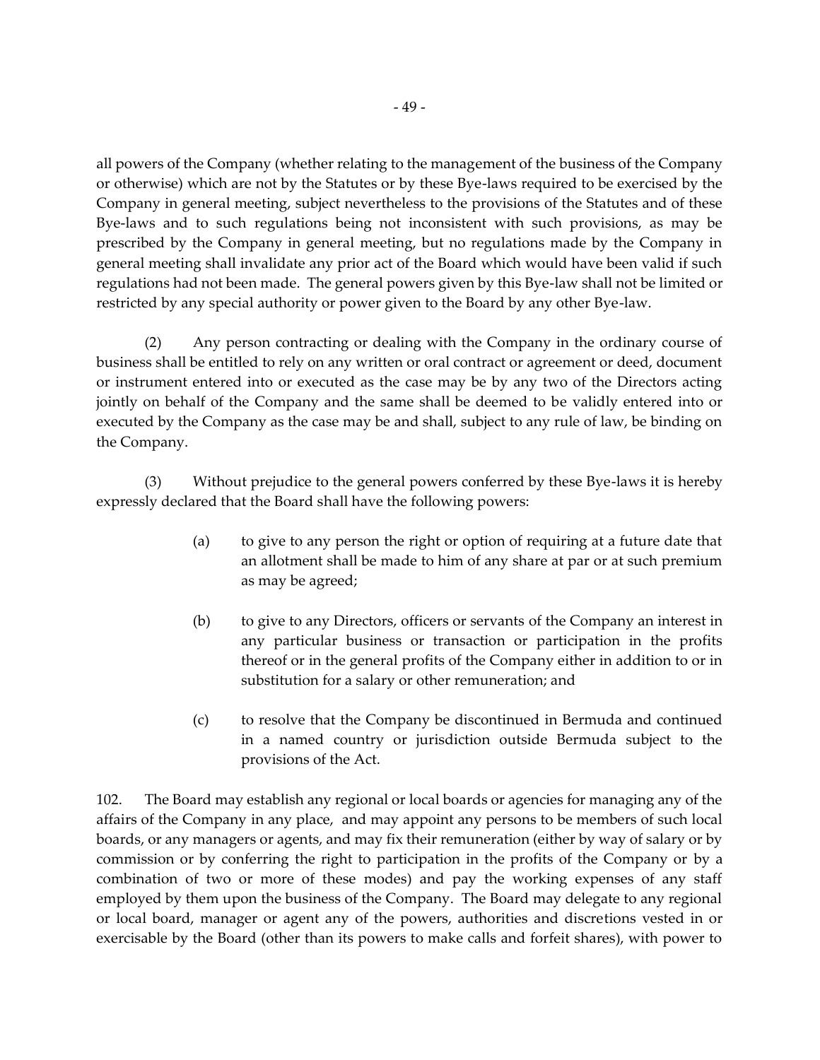all powers of the Company (whether relating to the management of the business of the Company or otherwise) which are not by the Statutes or by these Bye-laws required to be exercised by the Company in general meeting, subject nevertheless to the provisions of the Statutes and of these Bye-laws and to such regulations being not inconsistent with such provisions, as may be prescribed by the Company in general meeting, but no regulations made by the Company in general meeting shall invalidate any prior act of the Board which would have been valid if such regulations had not been made. The general powers given by this Bye-law shall not be limited or restricted by any special authority or power given to the Board by any other Bye-law.

(2) Any person contracting or dealing with the Company in the ordinary course of business shall be entitled to rely on any written or oral contract or agreement or deed, document or instrument entered into or executed as the case may be by any two of the Directors acting jointly on behalf of the Company and the same shall be deemed to be validly entered into or executed by the Company as the case may be and shall, subject to any rule of law, be binding on the Company.

(3) Without prejudice to the general powers conferred by these Bye-laws it is hereby expressly declared that the Board shall have the following powers:

(a) to give to any person the right or option of requiring at a future date that an allotment shall be made to him of any share at par or at such premium as may be agreed;

(b) to give to any Directors, officers or servants of the Company an interest in any particular business or transaction or participation in the profits thereof or in the general profits of the Company either in addition to or in substitution for a salary or other remuneration; and

(c) to resolve that the Company be discontinued in Bermuda and continued in a named country or jurisdiction outside Bermuda subject to the provisions of the Act.

102. The Board may establish any regional or local boards or agencies for managing any of the affairs of the Company in any place, and may appoint any persons to be members of such local boards, or any managers or agents, and may fix their remuneration (either by way of salary or by commission or by conferring the right to participation in the profits of the Company or by a combination of two or more of these modes) and pay the working expenses of any staff employed by them upon the business of the Company. The Board may delegate to any regional or local board, manager or agent any of the powers, authorities and discretions vested in or exercisable by the Board (other than its powers to make calls and forfeit shares), with power to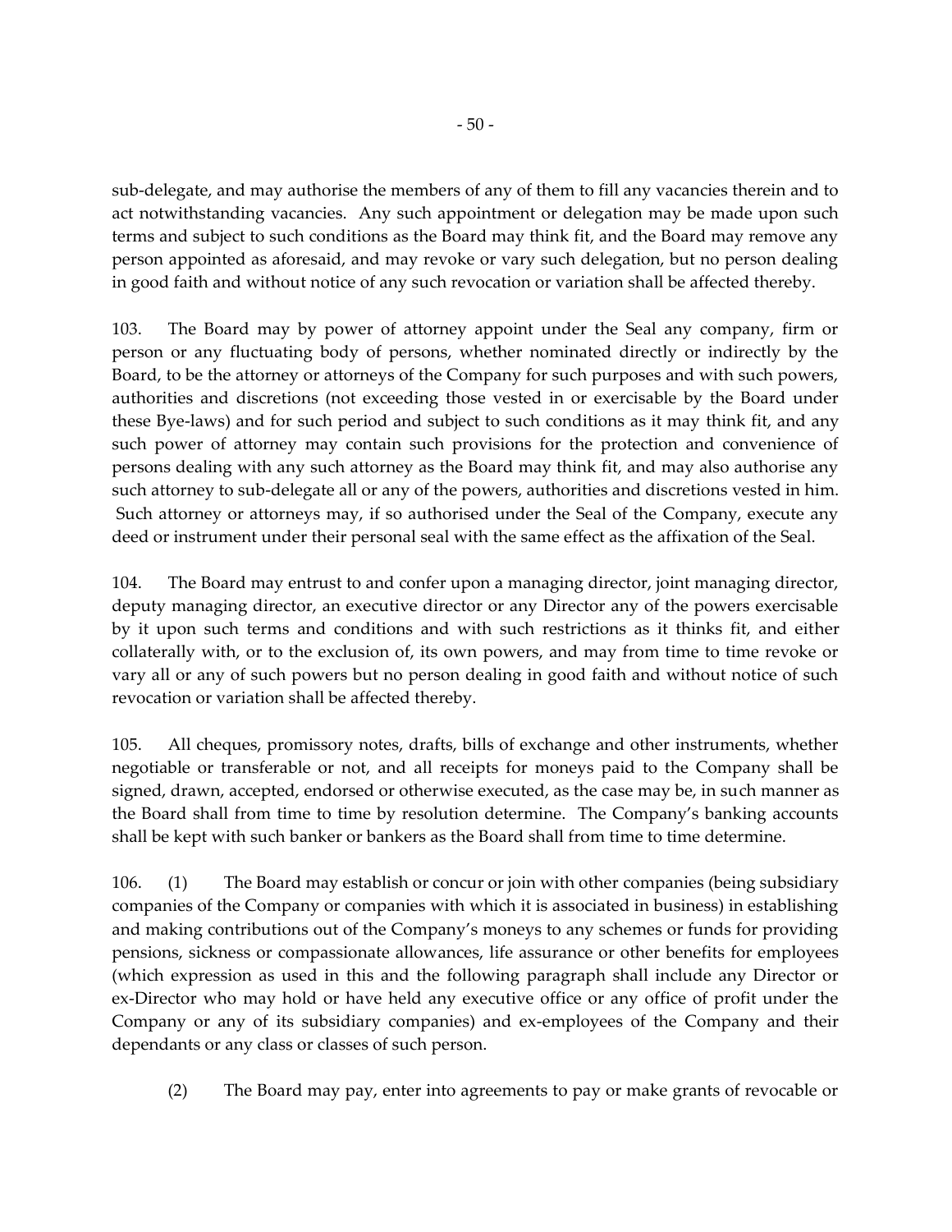sub-delegate, and may authorise the members of any of them to fill any vacancies therein and to act notwithstanding vacancies. Any such appointment or delegation may be made upon such terms and subject to such conditions as the Board may think fit, and the Board may remove any person appointed as aforesaid, and may revoke or vary such delegation, but no person dealing in good faith and without notice of any such revocation or variation shall be affected thereby.

103. The Board may by power of attorney appoint under the Seal any company, firm or person or any fluctuating body of persons, whether nominated directly or indirectly by the Board, to be the attorney or attorneys of the Company for such purposes and with such powers, authorities and discretions (not exceeding those vested in or exercisable by the Board under these Bye-laws) and for such period and subject to such conditions as it may think fit, and any such power of attorney may contain such provisions for the protection and convenience of persons dealing with any such attorney as the Board may think fit, and may also authorise any such attorney to sub-delegate all or any of the powers, authorities and discretions vested in him. Such attorney or attorneys may, if so authorised under the Seal of the Company, execute any deed or instrument under their personal seal with the same effect as the affixation of the Seal.

104. The Board may entrust to and confer upon a managing director, joint managing director, deputy managing director, an executive director or any Director any of the powers exercisable by it upon such terms and conditions and with such restrictions as it thinks fit, and either collaterally with, or to the exclusion of, its own powers, and may from time to time revoke or vary all or any of such powers but no person dealing in good faith and without notice of such revocation or variation shall be affected thereby.

105. All cheques, promissory notes, drafts, bills of exchange and other instruments, whether negotiable or transferable or not, and all receipts for moneys paid to the Company shall be signed, drawn, accepted, endorsed or otherwise executed, as the case may be, in such manner as the Board shall from time to time by resolution determine. The Company's banking accounts shall be kept with such banker or bankers as the Board shall from time to time determine.

106. (1) The Board may establish or concur or join with other companies (being subsidiary companies of the Company or companies with which it is associated in business) in establishing and making contributions out of the Company's moneys to any schemes or funds for providing pensions, sickness or compassionate allowances, life assurance or other benefits for employees (which expression as used in this and the following paragraph shall include any Director or ex-Director who may hold or have held any executive office or any office of profit under the Company or any of its subsidiary companies) and ex-employees of the Company and their dependants or any class or classes of such person.

(2) The Board may pay, enter into agreements to pay or make grants of revocable or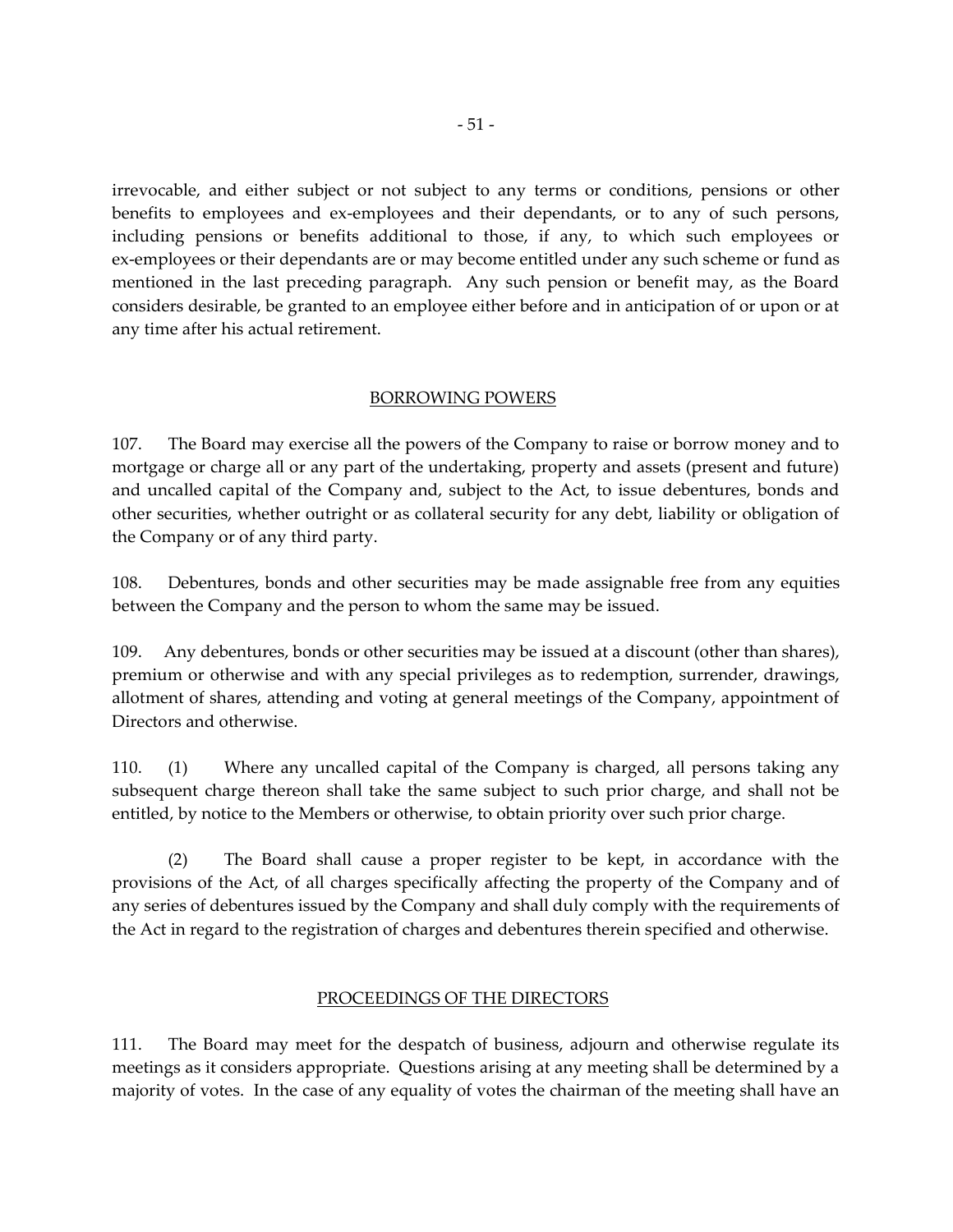irrevocable, and either subject or not subject to any terms or conditions, pensions or other benefits to employees and ex-employees and their dependants, or to any of such persons, including pensions or benefits additional to those, if any, to which such employees or ex-employees or their dependants are or may become entitled under any such scheme or fund as mentioned in the last preceding paragraph. Any such pension or benefit may, as the Board considers desirable, be granted to an employee either before and in anticipation of or upon or at any time after his actual retirement.

## BORROWING POWERS

107. The Board may exercise all the powers of the Company to raise or borrow money and to mortgage or charge all or any part of the undertaking, property and assets (present and future) and uncalled capital of the Company and, subject to the Act, to issue debentures, bonds and other securities, whether outright or as collateral security for any debt, liability or obligation of the Company or of any third party.

108. Debentures, bonds and other securities may be made assignable free from any equities between the Company and the person to whom the same may be issued.

109. Any debentures, bonds or other securities may be issued at a discount (other than shares), premium or otherwise and with any special privileges as to redemption, surrender, drawings, allotment of shares, attending and voting at general meetings of the Company, appointment of Directors and otherwise.

110. (1) Where any uncalled capital of the Company is charged, all persons taking any subsequent charge thereon shall take the same subject to such prior charge, and shall not be entitled, by notice to the Members or otherwise, to obtain priority over such prior charge.

(2) The Board shall cause a proper register to be kept, in accordance with the provisions of the Act, of all charges specifically affecting the property of the Company and of any series of debentures issued by the Company and shall duly comply with the requirements of the Act in regard to the registration of charges and debentures therein specified and otherwise.

## PROCEEDINGS OF THE DIRECTORS

111. The Board may meet for the despatch of business, adjourn and otherwise regulate its meetings as it considers appropriate. Questions arising at any meeting shall be determined by a majority of votes. In the case of any equality of votes the chairman of the meeting shall have an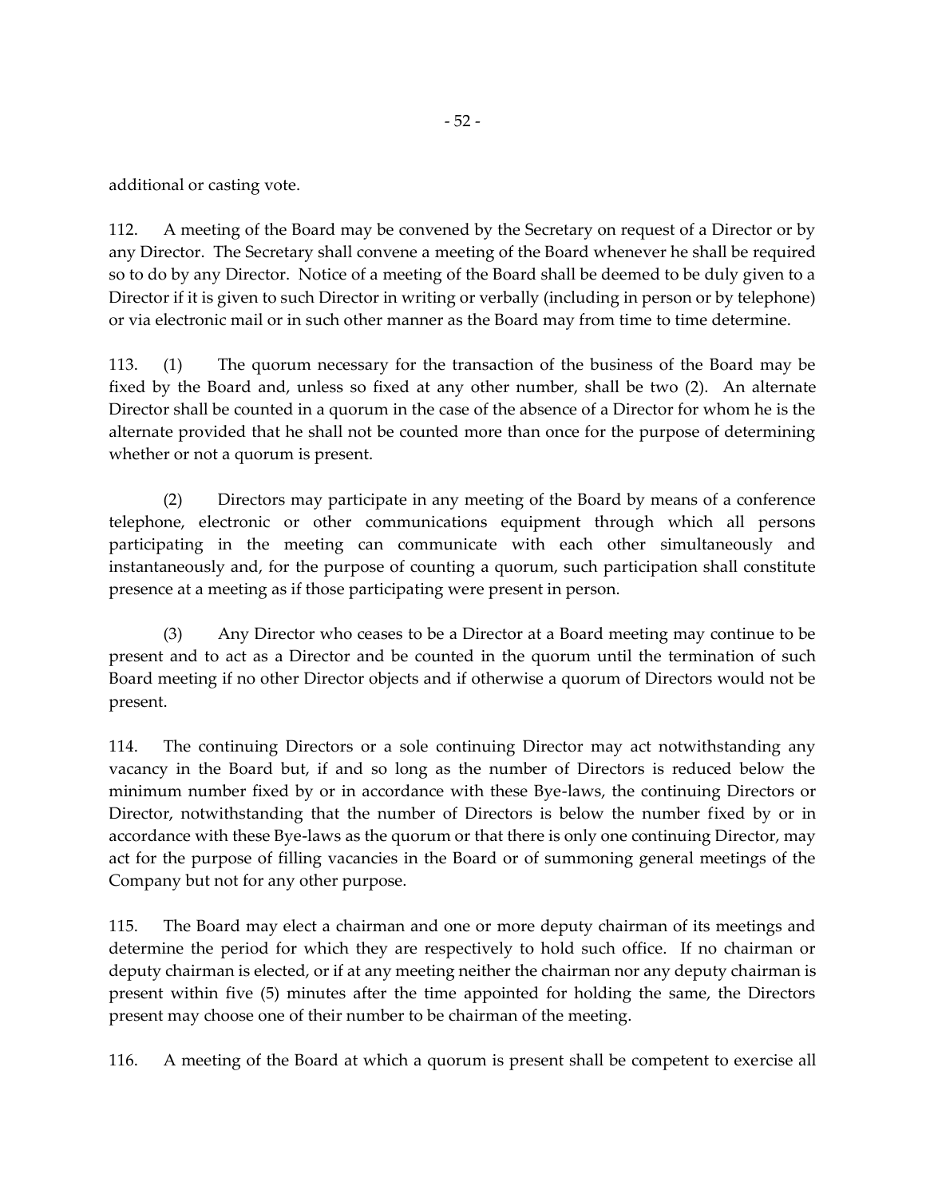additional or casting vote.

112. A meeting of the Board may be convened by the Secretary on request of a Director or by any Director. The Secretary shall convene a meeting of the Board whenever he shall be required so to do by any Director. Notice of a meeting of the Board shall be deemed to be duly given to a Director if it is given to such Director in writing or verbally (including in person or by telephone) or via electronic mail or in such other manner as the Board may from time to time determine.

113. (1) The quorum necessary for the transaction of the business of the Board may be fixed by the Board and, unless so fixed at any other number, shall be two (2). An alternate Director shall be counted in a quorum in the case of the absence of a Director for whom he is the alternate provided that he shall not be counted more than once for the purpose of determining whether or not a quorum is present.

(2) Directors may participate in any meeting of the Board by means of a conference telephone, electronic or other communications equipment through which all persons participating in the meeting can communicate with each other simultaneously and instantaneously and, for the purpose of counting a quorum, such participation shall constitute presence at a meeting as if those participating were present in person.

(3) Any Director who ceases to be a Director at a Board meeting may continue to be present and to act as a Director and be counted in the quorum until the termination of such Board meeting if no other Director objects and if otherwise a quorum of Directors would not be present.

114. The continuing Directors or a sole continuing Director may act notwithstanding any vacancy in the Board but, if and so long as the number of Directors is reduced below the minimum number fixed by or in accordance with these Bye-laws, the continuing Directors or Director, notwithstanding that the number of Directors is below the number fixed by or in accordance with these Bye-laws as the quorum or that there is only one continuing Director, may act for the purpose of filling vacancies in the Board or of summoning general meetings of the Company but not for any other purpose.

115. The Board may elect a chairman and one or more deputy chairman of its meetings and determine the period for which they are respectively to hold such office. If no chairman or deputy chairman is elected, or if at any meeting neither the chairman nor any deputy chairman is present within five (5) minutes after the time appointed for holding the same, the Directors present may choose one of their number to be chairman of the meeting.

116. A meeting of the Board at which a quorum is present shall be competent to exercise all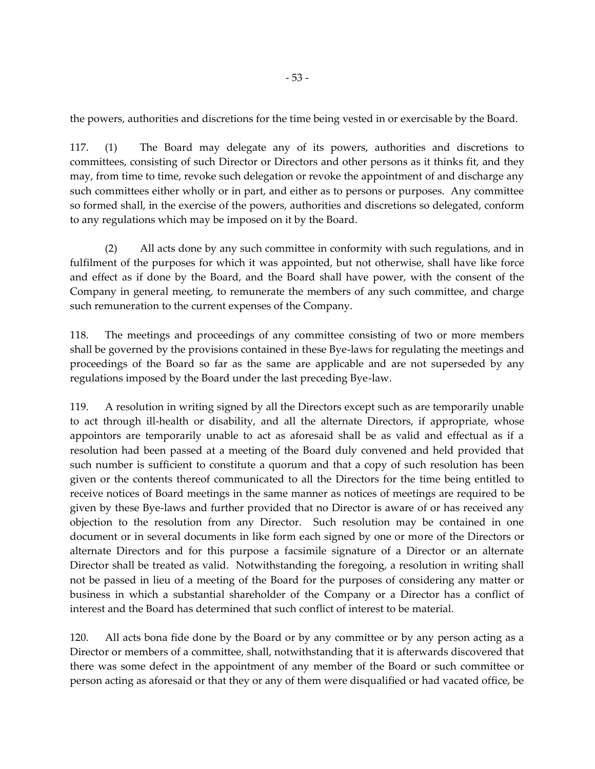the powers, authorities and discretions for the time being vested in or exercisable by the Board.

117. (1) The Board may delegate any of its powers, authorities and discretions to committees, consisting of such Director or Directors and other persons as it thinks fit, and they may, from time to time, revoke such delegation or revoke the appointment of and discharge any such committees either wholly or in part, and either as to persons or purposes. Any committee so formed shall, in the exercise of the powers, authorities and discretions so delegated, conform to any regulations which may be imposed on it by the Board.

(2) All acts done by any such committee in conformity with such regulations, and in fulfilment of the purposes for which it was appointed, but not otherwise, shall have like force and effect as if done by the Board, and the Board shall have power, with the consent of the Company in general meeting, to remunerate the members of any such committee, and charge such remuneration to the current expenses of the Company.

118. The meetings and proceedings of any committee consisting of two or more members shall be governed by the provisions contained in these Bye-laws for regulating the meetings and proceedings of the Board so far as the same are applicable and are not superseded by any regulations imposed by the Board under the last preceding Bye-law.

119. A resolution in writing signed by all the Directors except such as are temporarily unable to act through ill-health or disability, and all the alternate Directors, if appropriate, whose appointors are temporarily unable to act as aforesaid shall be as valid and effectual as if a resolution had been passed at a meeting of the Board duly convened and held provided that such number is sufficient to constitute a quorum and that a copy of such resolution has been given or the contents thereof communicated to all the Directors for the time being entitled to receive notices of Board meetings in the same manner as notices of meetings are required to be given by these Bye-laws and further provided that no Director is aware of or has received any objection to the resolution from any Director. Such resolution may be contained in one document or in several documents in like form each signed by one or more of the Directors or alternate Directors and for this purpose a facsimile signature of a Director or an alternate Director shall be treated as valid. Notwithstanding the foregoing, a resolution in writing shall not be passed in lieu of a meeting of the Board for the purposes of considering any matter or business in which a substantial shareholder of the Company or a Director has a conflict of interest and the Board has determined that such conflict of interest to be material.

120. All acts bona fide done by the Board or by any committee or by any person acting as a Director or members of a committee, shall, notwithstanding that it is afterwards discovered that there was some defect in the appointment of any member of the Board or such committee or person acting as aforesaid or that they or any of them were disqualified or had vacated office, be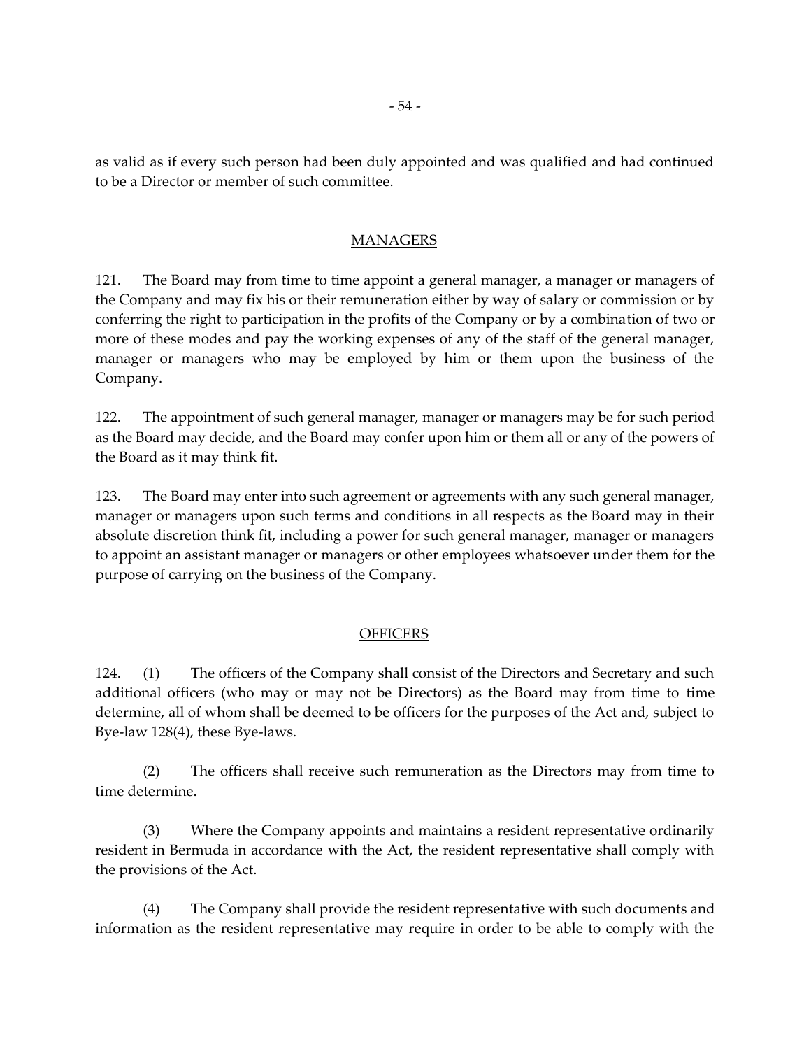as valid as if every such person had been duly appointed and was qualified and had continued to be a Director or member of such committee.

## MANAGERS

121. The Board may from time to time appoint a general manager, a manager or managers of the Company and may fix his or their remuneration either by way of salary or commission or by conferring the right to participation in the profits of the Company or by a combination of two or more of these modes and pay the working expenses of any of the staff of the general manager, manager or managers who may be employed by him or them upon the business of the Company.

122. The appointment of such general manager, manager or managers may be for such period as the Board may decide, and the Board may confer upon him or them all or any of the powers of the Board as it may think fit.

123. The Board may enter into such agreement or agreements with any such general manager, manager or managers upon such terms and conditions in all respects as the Board may in their absolute discretion think fit, including a power for such general manager, manager or managers to appoint an assistant manager or managers or other employees whatsoever under them for the purpose of carrying on the business of the Company.

## OFFICERS

124. (1) The officers of the Company shall consist of the Directors and Secretary and such additional officers (who may or may not be Directors) as the Board may from time to time determine, all of whom shall be deemed to be officers for the purposes of the Act and, subject to Bye-law 128(4), these Bye-laws.

(2) The officers shall receive such remuneration as the Directors may from time to time determine.

(3) Where the Company appoints and maintains a resident representative ordinarily resident in Bermuda in accordance with the Act, the resident representative shall comply with the provisions of the Act.

(4) The Company shall provide the resident representative with such documents and information as the resident representative may require in order to be able to comply with the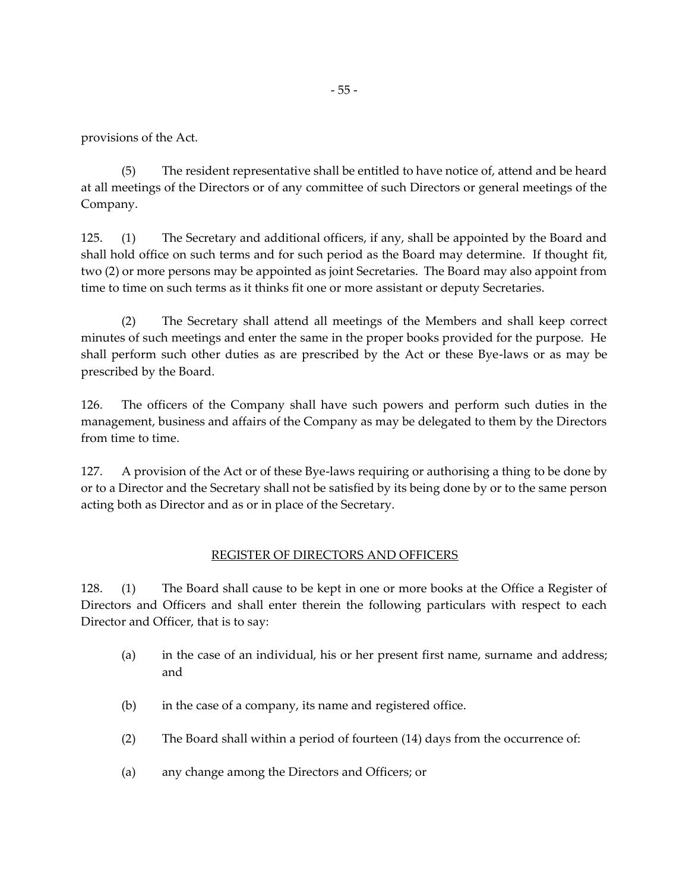provisions of the Act.

(5) The resident representative shall be entitled to have notice of, attend and be heard at all meetings of the Directors or of any committee of such Directors or general meetings of the Company.

125. (1) The Secretary and additional officers, if any, shall be appointed by the Board and shall hold office on such terms and for such period as the Board may determine. If thought fit, two (2) or more persons may be appointed as joint Secretaries. The Board may also appoint from time to time on such terms as it thinks fit one or more assistant or deputy Secretaries.

(2) The Secretary shall attend all meetings of the Members and shall keep correct minutes of such meetings and enter the same in the proper books provided for the purpose. He shall perform such other duties as are prescribed by the Act or these Bye-laws or as may be prescribed by the Board.

126. The officers of the Company shall have such powers and perform such duties in the management, business and affairs of the Company as may be delegated to them by the Directors from time to time.

127. A provision of the Act or of these Bye-laws requiring or authorising a thing to be done by or to a Director and the Secretary shall not be satisfied by its being done by or to the same person acting both as Director and as or in place of the Secretary.

## REGISTER OF DIRECTORS AND OFFICERS

128. (1) The Board shall cause to be kept in one or more books at the Office a Register of Directors and Officers and shall enter therein the following particulars with respect to each Director and Officer, that is to say:

(a) in the case of an individual, his or her present first name, surname and address; and

(b) in the case of a company, its name and registered office.

(2) The Board shall within a period of fourteen (14) days from the occurrence of:

(a) any change among the Directors and Officers; or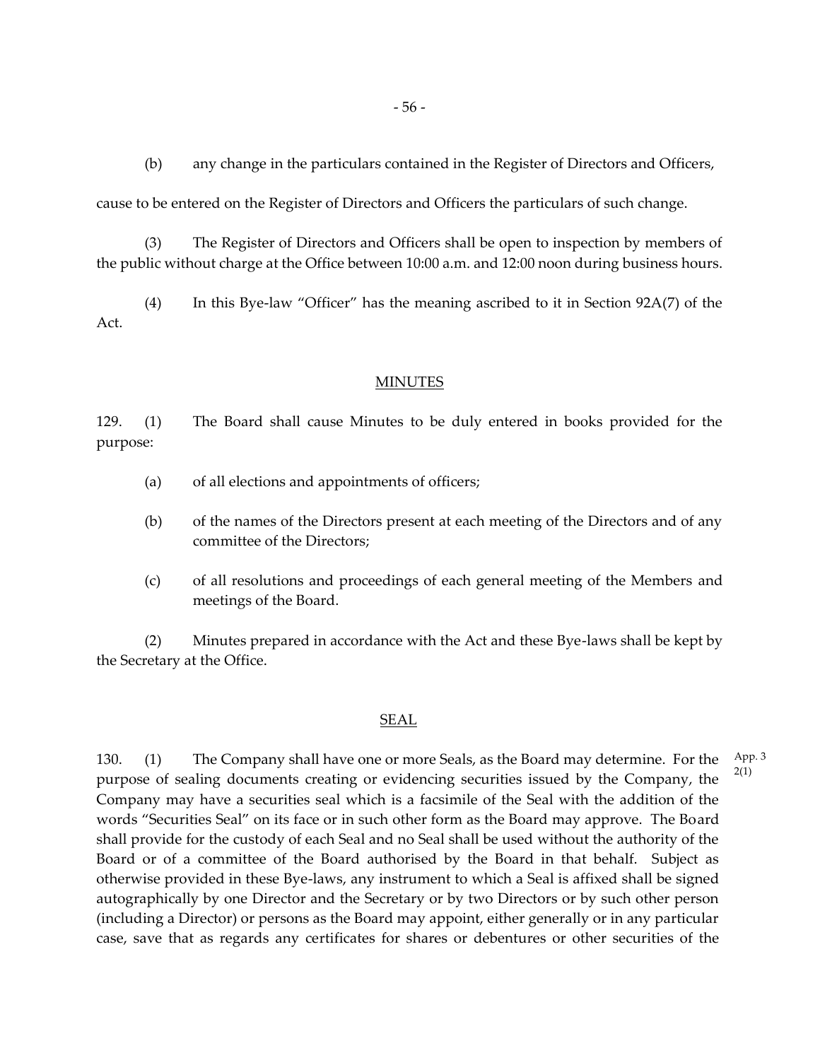(b) any change in the particulars contained in the Register of Directors and Officers,

cause to be entered on the Register of Directors and Officers the particulars of such change.

(3) The Register of Directors and Officers shall be open to inspection by members of the public without charge at the Office between 10:00 a.m. and 12:00 noon during business hours.

(4) In this Bye-law "Officer" has the meaning ascribed to it in Section 92A(7) of the Act.

## MINUTES

129. (1) The Board shall cause Minutes to be duly entered in books provided for the purpose:

(a) of all elections and appointments of officers;

(b) of the names of the Directors present at each meeting of the Directors and of any committee of the Directors;

(c) of all resolutions and proceedings of each general meeting of the Members and meetings of the Board.

(2) Minutes prepared in accordance with the Act and these Bye-laws shall be kept by the Secretary at the Office.

## SEAL

130. (1) The Company shall have one or more Seals, as the Board may determine. For the purpose of sealing documents creating or evidencing securities issued by the Company, the Company may have a securities seal which is a facsimile of the Seal with the addition of the words "Securities Seal" on its face or in such other form as the Board may approve. The Board shall provide for the custody of each Seal and no Seal shall be used without the authority of the Board or of a committee of the Board authorised by the Board in that behalf. Subject as otherwise provided in these Bye-laws, any instrument to which a Seal is affixed shall be signed autographically by one Director and the Secretary or by two Directors or by such other person (including a Director) or persons as the Board may appoint, either generally or in any particular case, save that as regards any certificates for shares or debentures or other securities of the

App. 3 2(1)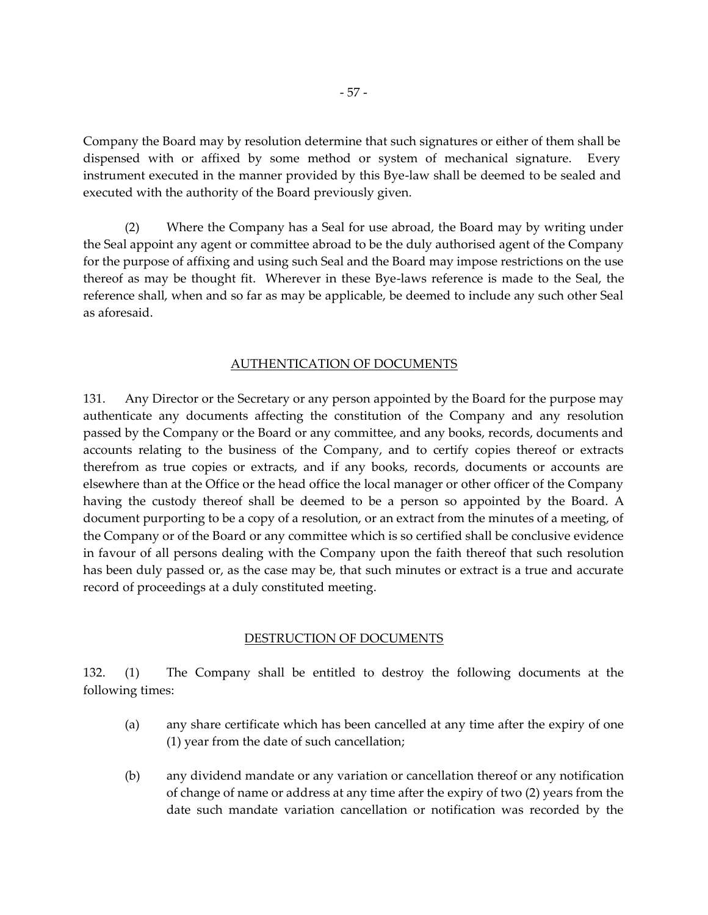Company the Board may by resolution determine that such signatures or either of them shall be dispensed with or affixed by some method or system of mechanical signature. Every instrument executed in the manner provided by this Bye-law shall be deemed to be sealed and executed with the authority of the Board previously given.

(2) Where the Company has a Seal for use abroad, the Board may by writing under the Seal appoint any agent or committee abroad to be the duly authorised agent of the Company for the purpose of affixing and using such Seal and the Board may impose restrictions on the use thereof as may be thought fit. Wherever in these Bye-laws reference is made to the Seal, the reference shall, when and so far as may be applicable, be deemed to include any such other Seal as aforesaid.

## AUTHENTICATION OF DOCUMENTS

131. Any Director or the Secretary or any person appointed by the Board for the purpose may authenticate any documents affecting the constitution of the Company and any resolution passed by the Company or the Board or any committee, and any books, records, documents and accounts relating to the business of the Company, and to certify copies thereof or extracts therefrom as true copies or extracts, and if any books, records, documents or accounts are elsewhere than at the Office or the head office the local manager or other officer of the Company having the custody thereof shall be deemed to be a person so appointed by the Board. A document purporting to be a copy of a resolution, or an extract from the minutes of a meeting, of the Company or of the Board or any committee which is so certified shall be conclusive evidence in favour of all persons dealing with the Company upon the faith thereof that such resolution has been duly passed or, as the case may be, that such minutes or extract is a true and accurate record of proceedings at a duly constituted meeting.

## DESTRUCTION OF DOCUMENTS

132. (1) The Company shall be entitled to destroy the following documents at the following times:

(a) any share certificate which has been cancelled at any time after the expiry of one (1) year from the date of such cancellation;

(b) any dividend mandate or any variation or cancellation thereof or any notification of change of name or address at any time after the expiry of two (2) years from the date such mandate variation cancellation or notification was recorded by the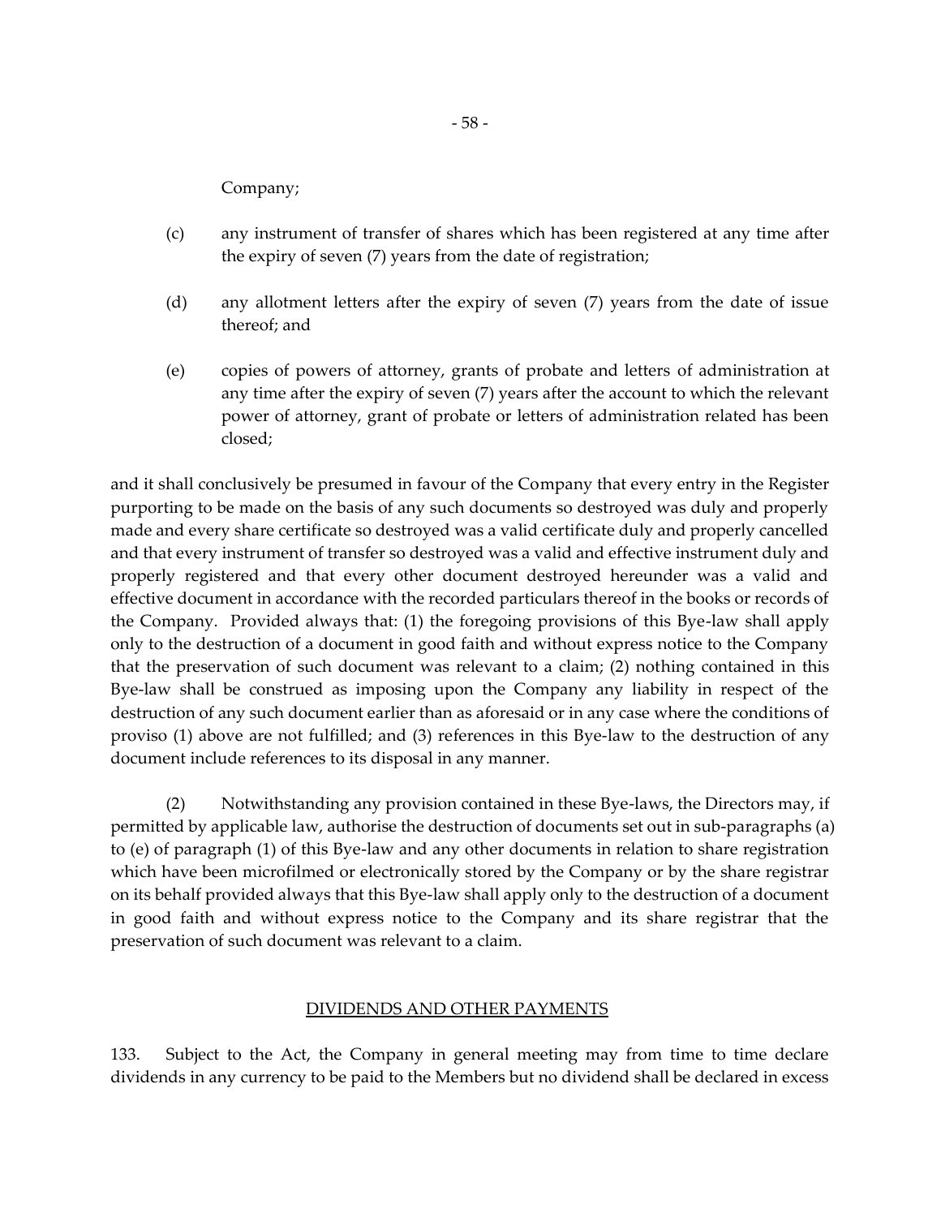Company;

(c) any instrument of transfer of shares which has been registered at any time after the expiry of seven (7) years from the date of registration;

(d) any allotment letters after the expiry of seven (7) years from the date of issue thereof; and

(e) copies of powers of attorney, grants of probate and letters of administration at any time after the expiry of seven (7) years after the account to which the relevant power of attorney, grant of probate or letters of administration related has been closed;

and it shall conclusively be presumed in favour of the Company that every entry in the Register purporting to be made on the basis of any such documents so destroyed was duly and properly made and every share certificate so destroyed was a valid certificate duly and properly cancelled and that every instrument of transfer so destroyed was a valid and effective instrument duly and properly registered and that every other document destroyed hereunder was a valid and effective document in accordance with the recorded particulars thereof in the books or records of the Company. Provided always that: (1) the foregoing provisions of this Bye-law shall apply only to the destruction of a document in good faith and without express notice to the Company that the preservation of such document was relevant to a claim; (2) nothing contained in this Bye-law shall be construed as imposing upon the Company any liability in respect of the destruction of any such document earlier than as aforesaid or in any case where the conditions of proviso (1) above are not fulfilled; and (3) references in this Bye-law to the destruction of any document include references to its disposal in any manner.

(2) Notwithstanding any provision contained in these Bye-laws, the Directors may, if permitted by applicable law, authorise the destruction of documents set out in sub-paragraphs (a) to (e) of paragraph (1) of this Bye-law and any other documents in relation to share registration which have been microfilmed or electronically stored by the Company or by the share registrar on its behalf provided always that this Bye-law shall apply only to the destruction of a document in good faith and without express notice to the Company and its share registrar that the preservation of such document was relevant to a claim.

## DIVIDENDS AND OTHER PAYMENTS

133. Subject to the Act, the Company in general meeting may from time to time declare dividends in any currency to be paid to the Members but no dividend shall be declared in excess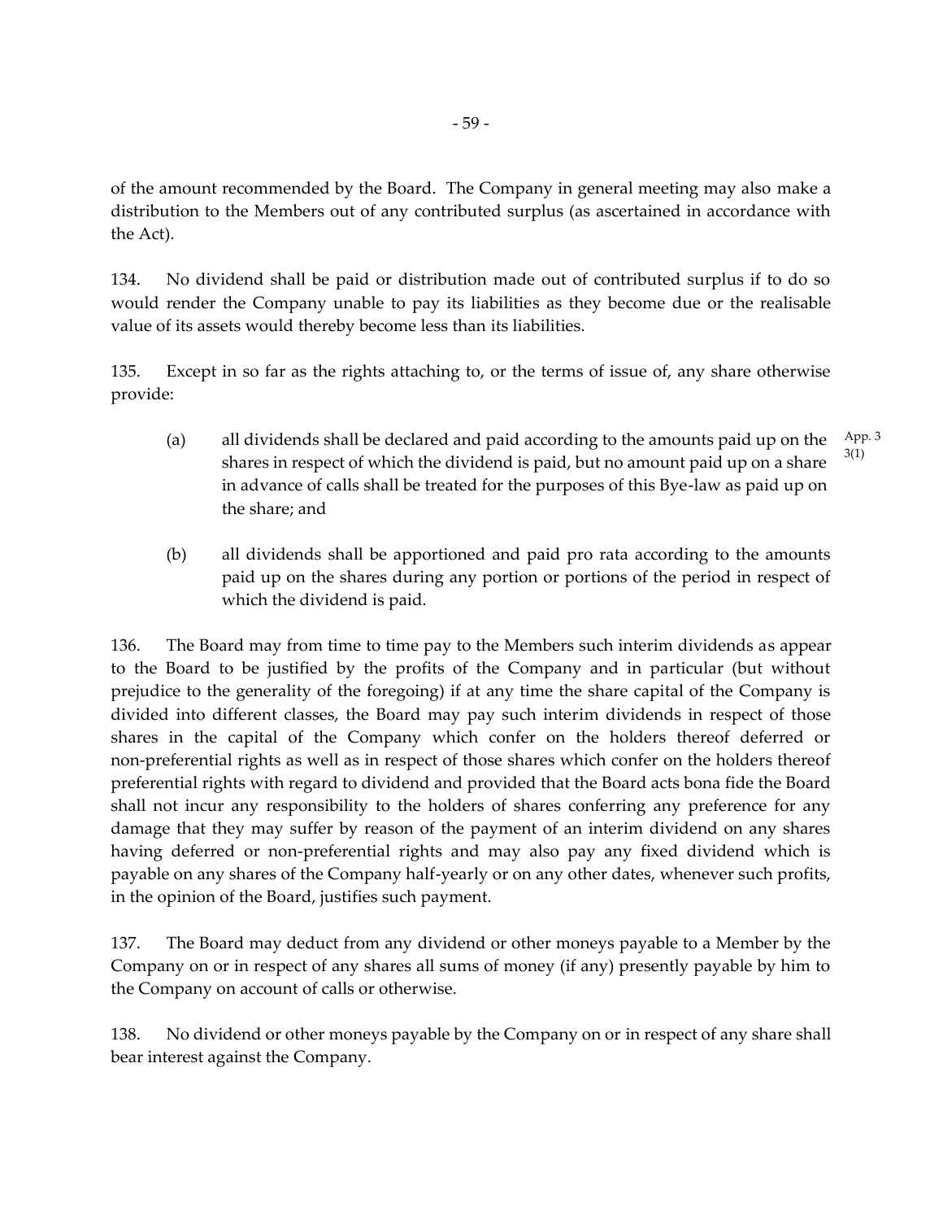of the amount recommended by the Board. The Company in general meeting may also make a distribution to the Members out of any contributed surplus (as ascertained in accordance with the Act).

134. No dividend shall be paid or distribution made out of contributed surplus if to do so would render the Company unable to pay its liabilities as they become due or the realisable value of its assets would thereby become less than its liabilities.

135. Except in so far as the rights attaching to, or the terms of issue of, any share otherwise provide:

(a) all dividends shall be declared and paid according to the amounts paid up on the shares in respect of which the dividend is paid, but no amount paid up on a share in advance of calls shall be treated for the purposes of this Bye-law as paid up on the share; and

App. 3 3(1)

(b) all dividends shall be apportioned and paid pro rata according to the amounts paid up on the shares during any portion or portions of the period in respect of which the dividend is paid.

136. The Board may from time to time pay to the Members such interim dividends as appear to the Board to be justified by the profits of the Company and in particular (but without prejudice to the generality of the foregoing) if at any time the share capital of the Company is divided into different classes, the Board may pay such interim dividends in respect of those shares in the capital of the Company which confer on the holders thereof deferred or non-preferential rights as well as in respect of those shares which confer on the holders thereof preferential rights with regard to dividend and provided that the Board acts bona fide the Board shall not incur any responsibility to the holders of shares conferring any preference for any damage that they may suffer by reason of the payment of an interim dividend on any shares having deferred or non-preferential rights and may also pay any fixed dividend which is payable on any shares of the Company half-yearly or on any other dates, whenever such profits, in the opinion of the Board, justifies such payment.

137. The Board may deduct from any dividend or other moneys payable to a Member by the Company on or in respect of any shares all sums of money (if any) presently payable by him to the Company on account of calls or otherwise.

138. No dividend or other moneys payable by the Company on or in respect of any share shall bear interest against the Company.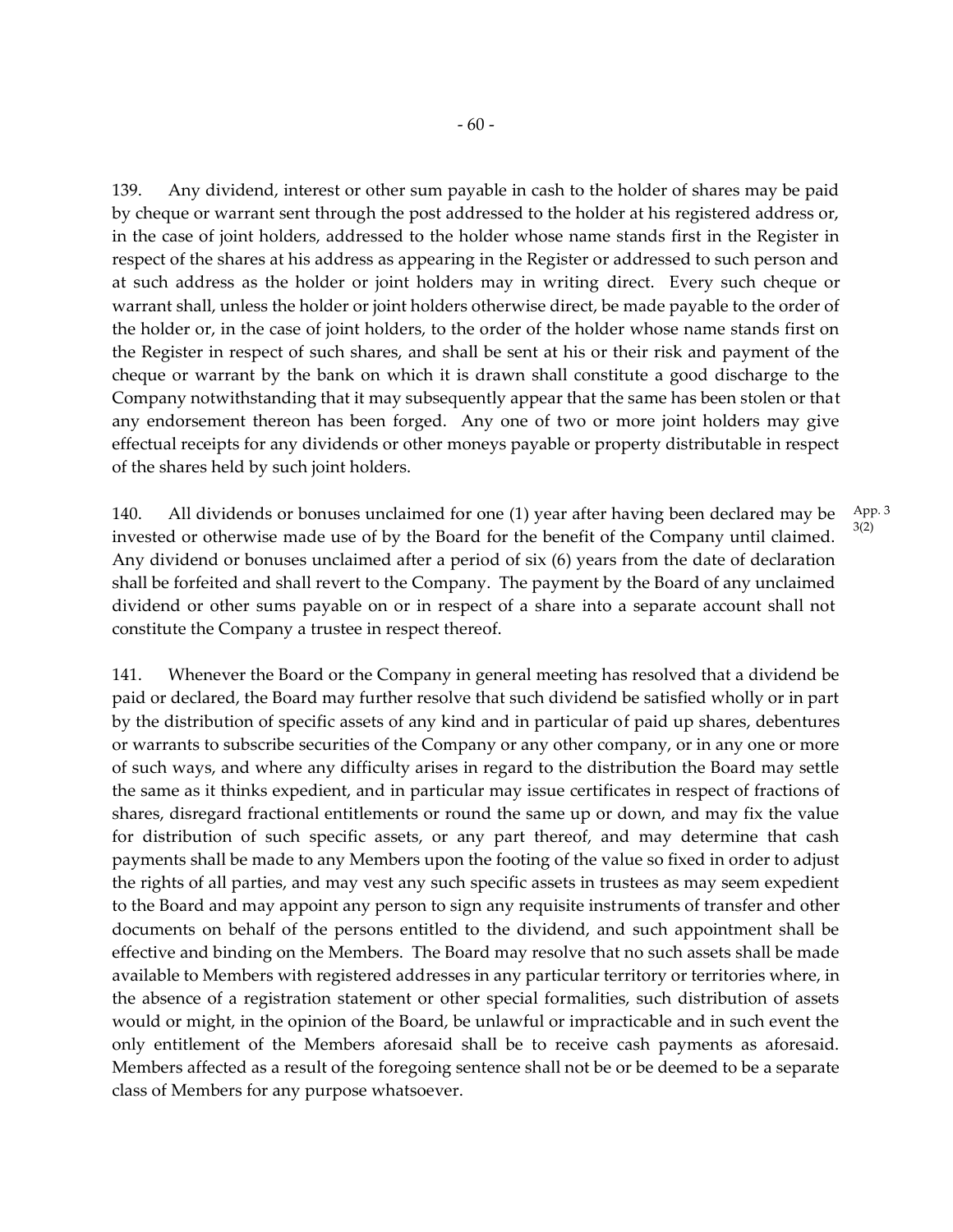139. Any dividend, interest or other sum payable in cash to the holder of shares may be paid by cheque or warrant sent through the post addressed to the holder at his registered address or, in the case of joint holders, addressed to the holder whose name stands first in the Register in respect of the shares at his address as appearing in the Register or addressed to such person and at such address as the holder or joint holders may in writing direct. Every such cheque or warrant shall, unless the holder or joint holders otherwise direct, be made payable to the order of the holder or, in the case of joint holders, to the order of the holder whose name stands first on the Register in respect of such shares, and shall be sent at his or their risk and payment of the cheque or warrant by the bank on which it is drawn shall constitute a good discharge to the Company notwithstanding that it may subsequently appear that the same has been stolen or that any endorsement thereon has been forged. Any one of two or more joint holders may give effectual receipts for any dividends or other moneys payable or property distributable in respect of the shares held by such joint holders.

140. All dividends or bonuses unclaimed for one (1) year after having been declared may be invested or otherwise made use of by the Board for the benefit of the Company until claimed. Any dividend or bonuses unclaimed after a period of six (6) years from the date of declaration shall be forfeited and shall revert to the Company. The payment by the Board of any unclaimed dividend or other sums payable on or in respect of a share into a separate account shall not constitute the Company a trustee in respect thereof.

App. 3 3(2)

141. Whenever the Board or the Company in general meeting has resolved that a dividend be paid or declared, the Board may further resolve that such dividend be satisfied wholly or in part by the distribution of specific assets of any kind and in particular of paid up shares, debentures or warrants to subscribe securities of the Company or any other company, or in any one or more of such ways, and where any difficulty arises in regard to the distribution the Board may settle the same as it thinks expedient, and in particular may issue certificates in respect of fractions of shares, disregard fractional entitlements or round the same up or down, and may fix the value for distribution of such specific assets, or any part thereof, and may determine that cash payments shall be made to any Members upon the footing of the value so fixed in order to adjust the rights of all parties, and may vest any such specific assets in trustees as may seem expedient to the Board and may appoint any person to sign any requisite instruments of transfer and other documents on behalf of the persons entitled to the dividend, and such appointment shall be effective and binding on the Members. The Board may resolve that no such assets shall be made available to Members with registered addresses in any particular territory or territories where, in the absence of a registration statement or other special formalities, such distribution of assets would or might, in the opinion of the Board, be unlawful or impracticable and in such event the only entitlement of the Members aforesaid shall be to receive cash payments as aforesaid. Members affected as a result of the foregoing sentence shall not be or be deemed to be a separate class of Members for any purpose whatsoever.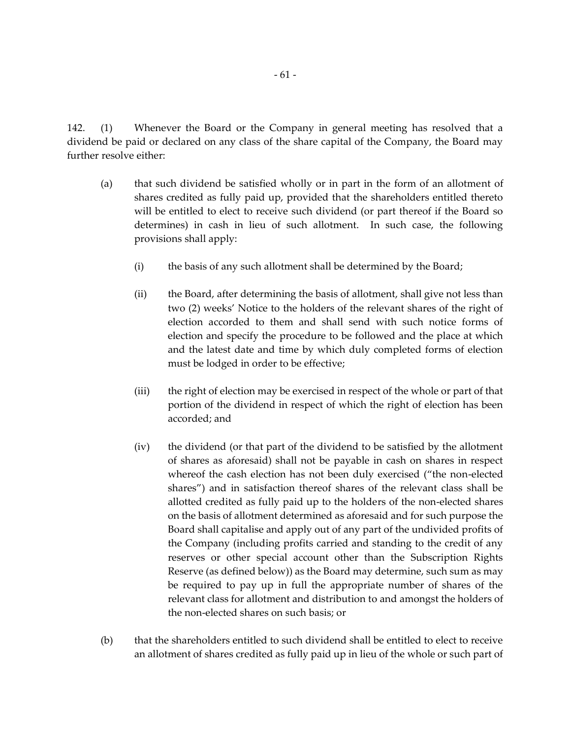142. (1) Whenever the Board or the Company in general meeting has resolved that a dividend be paid or declared on any class of the share capital of the Company, the Board may further resolve either:

(a) that such dividend be satisfied wholly or in part in the form of an allotment of shares credited as fully paid up, provided that the shareholders entitled thereto will be entitled to elect to receive such dividend (or part thereof if the Board so determines) in cash in lieu of such allotment. In such case, the following provisions shall apply:

(i) the basis of any such allotment shall be determined by the Board;

(ii) the Board, after determining the basis of allotment, shall give not less than two (2) weeks' Notice to the holders of the relevant shares of the right of election accorded to them and shall send with such notice forms of election and specify the procedure to be followed and the place at which and the latest date and time by which duly completed forms of election must be lodged in order to be effective;

(iii) the right of election may be exercised in respect of the whole or part of that portion of the dividend in respect of which the right of election has been accorded; and

(iv) the dividend (or that part of the dividend to be satisfied by the allotment of shares as aforesaid) shall not be payable in cash on shares in respect whereof the cash election has not been duly exercised ("the non-elected shares") and in satisfaction thereof shares of the relevant class shall be allotted credited as fully paid up to the holders of the non-elected shares on the basis of allotment determined as aforesaid and for such purpose the Board shall capitalise and apply out of any part of the undivided profits of the Company (including profits carried and standing to the credit of any reserves or other special account other than the Subscription Rights Reserve (as defined below)) as the Board may determine, such sum as may be required to pay up in full the appropriate number of shares of the relevant class for allotment and distribution to and amongst the holders of the non-elected shares on such basis; or

(b) that the shareholders entitled to such dividend shall be entitled to elect to receive an allotment of shares credited as fully paid up in lieu of the whole or such part of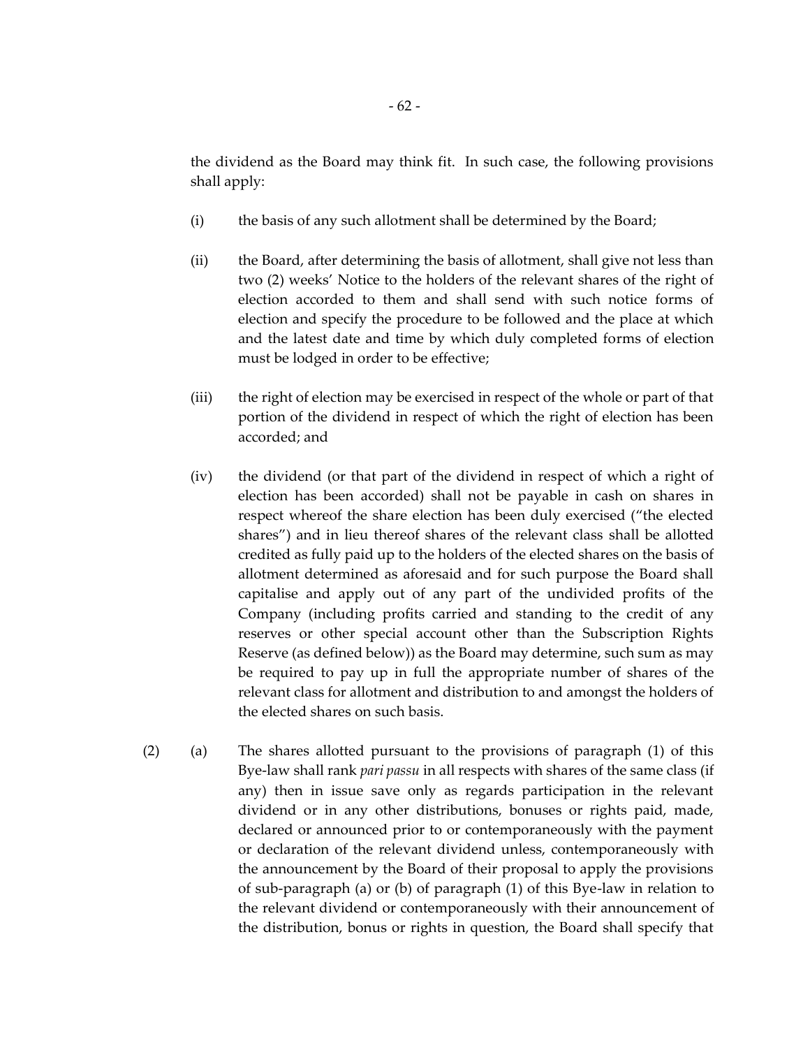the dividend as the Board may think fit. In such case, the following provisions shall apply:

(i) the basis of any such allotment shall be determined by the Board;

(ii) the Board, after determining the basis of allotment, shall give not less than two (2) weeks' Notice to the holders of the relevant shares of the right of election accorded to them and shall send with such notice forms of election and specify the procedure to be followed and the place at which and the latest date and time by which duly completed forms of election must be lodged in order to be effective;

(iii) the right of election may be exercised in respect of the whole or part of that portion of the dividend in respect of which the right of election has been accorded; and

(iv) the dividend (or that part of the dividend in respect of which a right of election has been accorded) shall not be payable in cash on shares in respect whereof the share election has been duly exercised ("the elected shares") and in lieu thereof shares of the relevant class shall be allotted credited as fully paid up to the holders of the elected shares on the basis of allotment determined as aforesaid and for such purpose the Board shall capitalise and apply out of any part of the undivided profits of the Company (including profits carried and standing to the credit of any reserves or other special account other than the Subscription Rights Reserve (as defined below)) as the Board may determine, such sum as may be required to pay up in full the appropriate number of shares of the relevant class for allotment and distribution to and amongst the holders of the elected shares on such basis.

(2) (a) The shares allotted pursuant to the provisions of paragraph (1) of this Bye-law shall rank *pari passu* in all respects with shares of the same class (if any) then in issue save only as regards participation in the relevant dividend or in any other distributions, bonuses or rights paid, made, declared or announced prior to or contemporaneously with the payment or declaration of the relevant dividend unless, contemporaneously with the announcement by the Board of their proposal to apply the provisions of sub-paragraph (a) or (b) of paragraph (1) of this Bye-law in relation to the relevant dividend or contemporaneously with their announcement of the distribution, bonus or rights in question, the Board shall specify that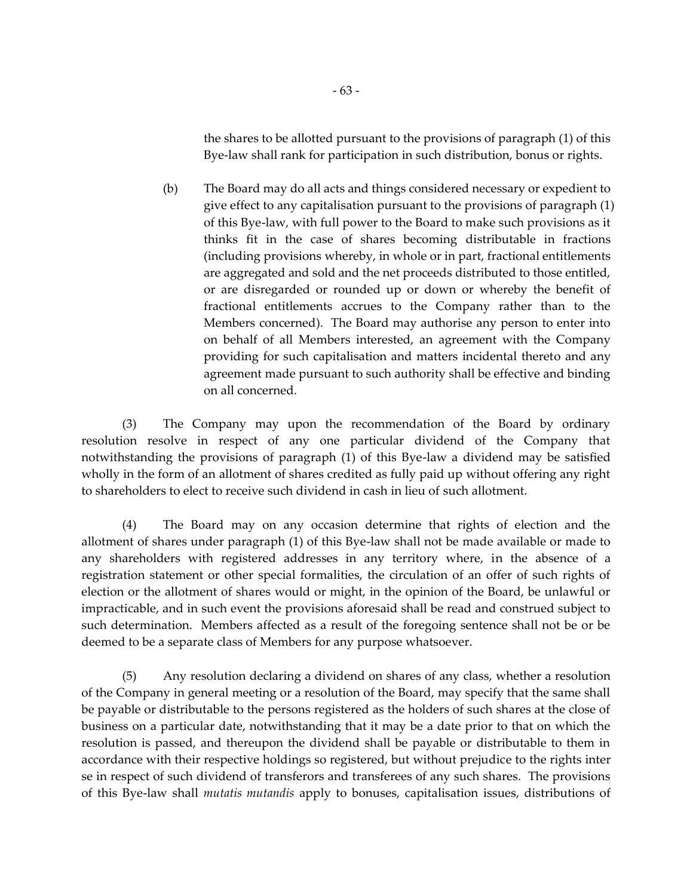the shares to be allotted pursuant to the provisions of paragraph (1) of this Bye-law shall rank for participation in such distribution, bonus or rights.

(b) The Board may do all acts and things considered necessary or expedient to give effect to any capitalisation pursuant to the provisions of paragraph (1) of this Bye-law, with full power to the Board to make such provisions as it thinks fit in the case of shares becoming distributable in fractions (including provisions whereby, in whole or in part, fractional entitlements are aggregated and sold and the net proceeds distributed to those entitled, or are disregarded or rounded up or down or whereby the benefit of fractional entitlements accrues to the Company rather than to the Members concerned). The Board may authorise any person to enter into on behalf of all Members interested, an agreement with the Company providing for such capitalisation and matters incidental thereto and any agreement made pursuant to such authority shall be effective and binding on all concerned.

(3) The Company may upon the recommendation of the Board by ordinary resolution resolve in respect of any one particular dividend of the Company that notwithstanding the provisions of paragraph (1) of this Bye-law a dividend may be satisfied wholly in the form of an allotment of shares credited as fully paid up without offering any right to shareholders to elect to receive such dividend in cash in lieu of such allotment.

(4) The Board may on any occasion determine that rights of election and the allotment of shares under paragraph (1) of this Bye-law shall not be made available or made to any shareholders with registered addresses in any territory where, in the absence of a registration statement or other special formalities, the circulation of an offer of such rights of election or the allotment of shares would or might, in the opinion of the Board, be unlawful or impracticable, and in such event the provisions aforesaid shall be read and construed subject to such determination. Members affected as a result of the foregoing sentence shall not be or be deemed to be a separate class of Members for any purpose whatsoever.

(5) Any resolution declaring a dividend on shares of any class, whether a resolution of the Company in general meeting or a resolution of the Board, may specify that the same shall be payable or distributable to the persons registered as the holders of such shares at the close of business on a particular date, notwithstanding that it may be a date prior to that on which the resolution is passed, and thereupon the dividend shall be payable or distributable to them in accordance with their respective holdings so registered, but without prejudice to the rights inter se in respect of such dividend of transferors and transferees of any such shares. The provisions of this Bye-law shall *mutatis mutandis* apply to bonuses, capitalisation issues, distributions of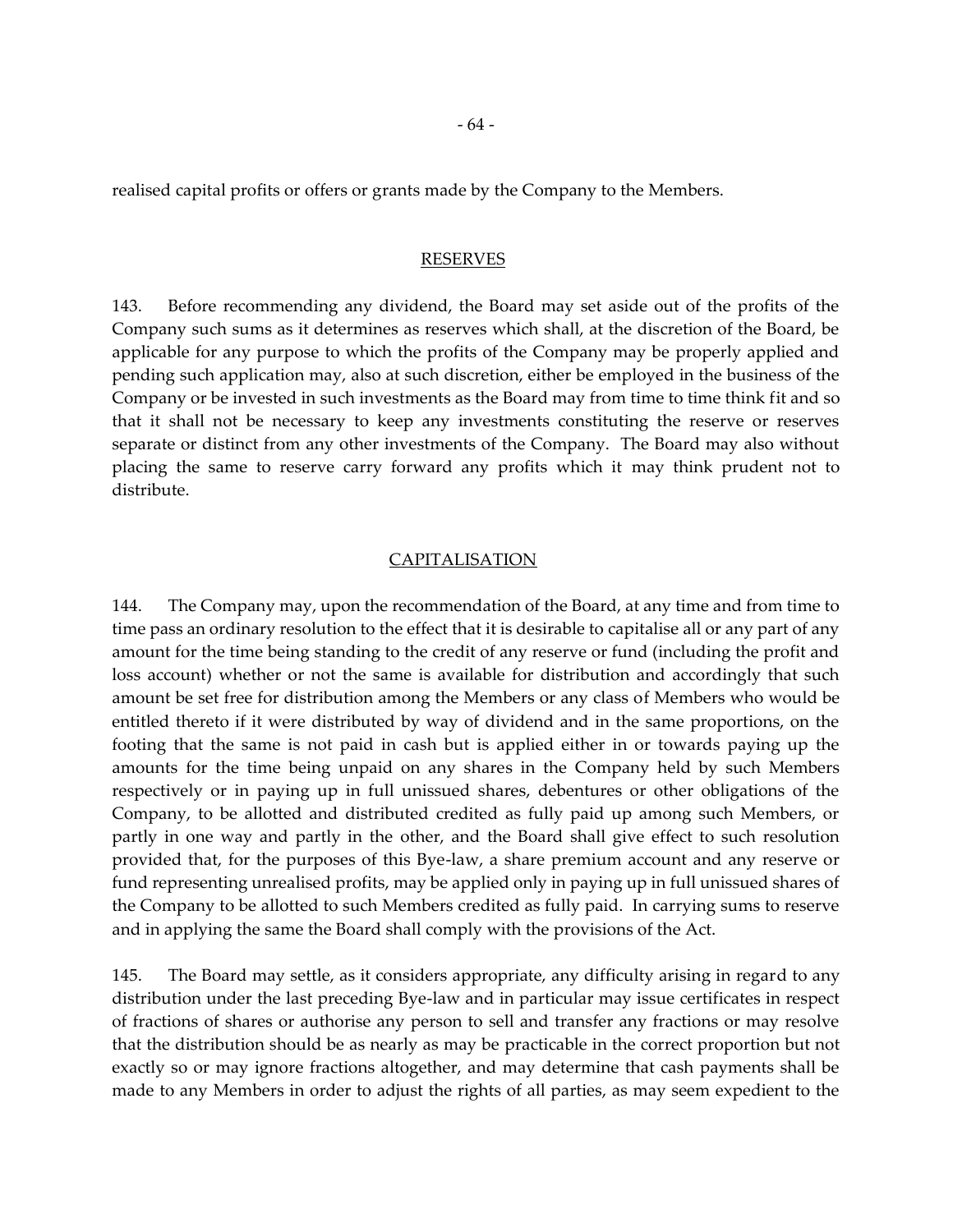realised capital profits or offers or grants made by the Company to the Members.

## RESERVES

143. Before recommending any dividend, the Board may set aside out of the profits of the Company such sums as it determines as reserves which shall, at the discretion of the Board, be applicable for any purpose to which the profits of the Company may be properly applied and pending such application may, also at such discretion, either be employed in the business of the Company or be invested in such investments as the Board may from time to time think fit and so that it shall not be necessary to keep any investments constituting the reserve or reserves separate or distinct from any other investments of the Company. The Board may also without placing the same to reserve carry forward any profits which it may think prudent not to distribute.

## CAPITALISATION

144. The Company may, upon the recommendation of the Board, at any time and from time to time pass an ordinary resolution to the effect that it is desirable to capitalise all or any part of any amount for the time being standing to the credit of any reserve or fund (including the profit and loss account) whether or not the same is available for distribution and accordingly that such amount be set free for distribution among the Members or any class of Members who would be entitled thereto if it were distributed by way of dividend and in the same proportions, on the footing that the same is not paid in cash but is applied either in or towards paying up the amounts for the time being unpaid on any shares in the Company held by such Members respectively or in paying up in full unissued shares, debentures or other obligations of the Company, to be allotted and distributed credited as fully paid up among such Members, or partly in one way and partly in the other, and the Board shall give effect to such resolution provided that, for the purposes of this Bye-law, a share premium account and any reserve or fund representing unrealised profits, may be applied only in paying up in full unissued shares of the Company to be allotted to such Members credited as fully paid. In carrying sums to reserve and in applying the same the Board shall comply with the provisions of the Act.

145. The Board may settle, as it considers appropriate, any difficulty arising in regard to any distribution under the last preceding Bye-law and in particular may issue certificates in respect of fractions of shares or authorise any person to sell and transfer any fractions or may resolve that the distribution should be as nearly as may be practicable in the correct proportion but not exactly so or may ignore fractions altogether, and may determine that cash payments shall be made to any Members in order to adjust the rights of all parties, as may seem expedient to the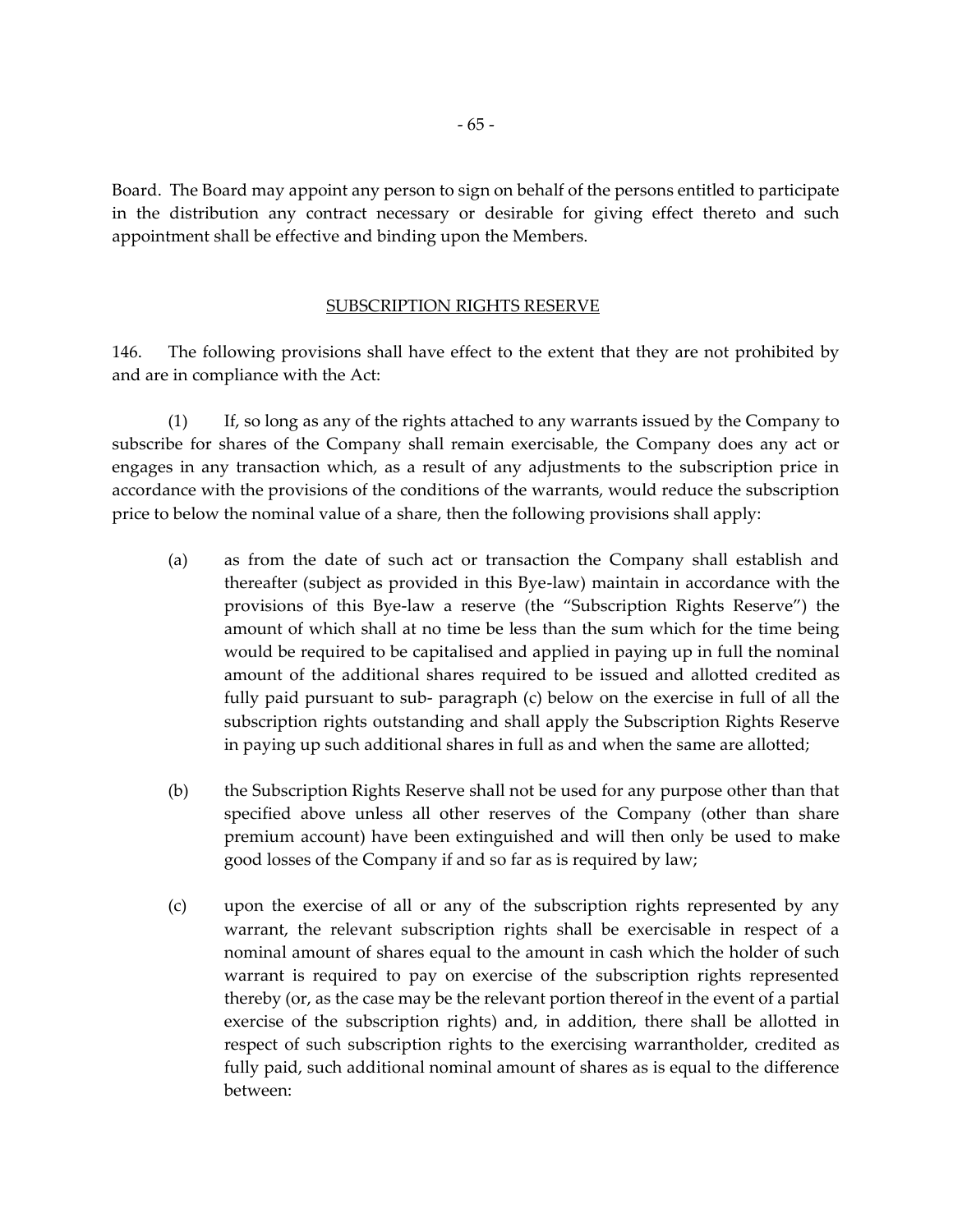Board. The Board may appoint any person to sign on behalf of the persons entitled to participate in the distribution any contract necessary or desirable for giving effect thereto and such appointment shall be effective and binding upon the Members.

## SUBSCRIPTION RIGHTS RESERVE

146. The following provisions shall have effect to the extent that they are not prohibited by and are in compliance with the Act:

(1) If, so long as any of the rights attached to any warrants issued by the Company to subscribe for shares of the Company shall remain exercisable, the Company does any act or engages in any transaction which, as a result of any adjustments to the subscription price in accordance with the provisions of the conditions of the warrants, would reduce the subscription price to below the nominal value of a share, then the following provisions shall apply:

(a) as from the date of such act or transaction the Company shall establish and thereafter (subject as provided in this Bye-law) maintain in accordance with the provisions of this Bye-law a reserve (the "Subscription Rights Reserve") the amount of which shall at no time be less than the sum which for the time being would be required to be capitalised and applied in paying up in full the nominal amount of the additional shares required to be issued and allotted credited as fully paid pursuant to sub- paragraph (c) below on the exercise in full of all the subscription rights outstanding and shall apply the Subscription Rights Reserve in paying up such additional shares in full as and when the same are allotted;

(b) the Subscription Rights Reserve shall not be used for any purpose other than that specified above unless all other reserves of the Company (other than share premium account) have been extinguished and will then only be used to make good losses of the Company if and so far as is required by law;

(c) upon the exercise of all or any of the subscription rights represented by any warrant, the relevant subscription rights shall be exercisable in respect of a nominal amount of shares equal to the amount in cash which the holder of such warrant is required to pay on exercise of the subscription rights represented thereby (or, as the case may be the relevant portion thereof in the event of a partial exercise of the subscription rights) and, in addition, there shall be allotted in respect of such subscription rights to the exercising warrantholder, credited as fully paid, such additional nominal amount of shares as is equal to the difference between: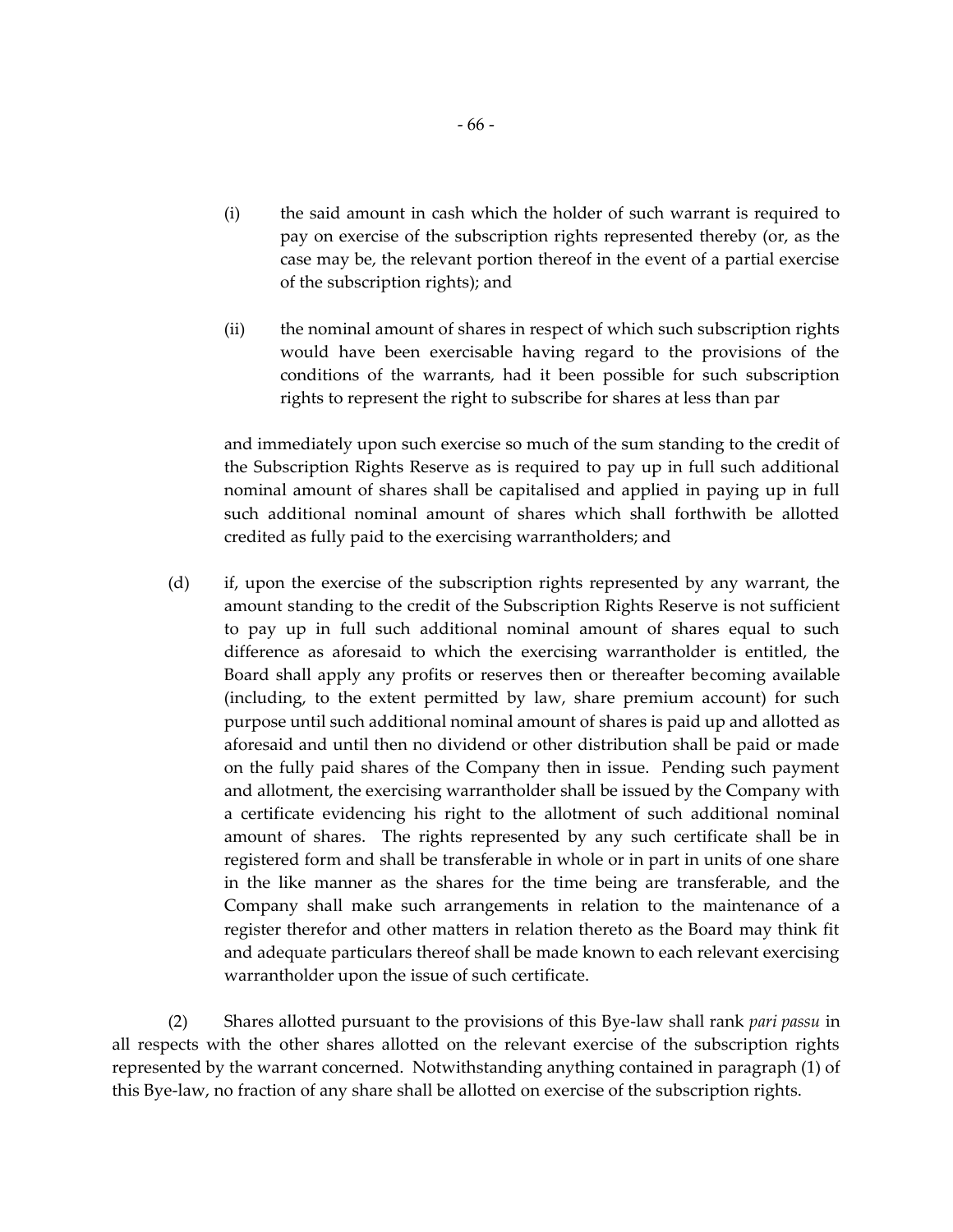(i) the said amount in cash which the holder of such warrant is required to pay on exercise of the subscription rights represented thereby (or, as the case may be, the relevant portion thereof in the event of a partial exercise of the subscription rights); and

(ii) the nominal amount of shares in respect of which such subscription rights would have been exercisable having regard to the provisions of the conditions of the warrants, had it been possible for such subscription rights to represent the right to subscribe for shares at less than par

and immediately upon such exercise so much of the sum standing to the credit of the Subscription Rights Reserve as is required to pay up in full such additional nominal amount of shares shall be capitalised and applied in paying up in full such additional nominal amount of shares which shall forthwith be allotted credited as fully paid to the exercising warrantholders; and

(d) if, upon the exercise of the subscription rights represented by any warrant, the amount standing to the credit of the Subscription Rights Reserve is not sufficient to pay up in full such additional nominal amount of shares equal to such difference as aforesaid to which the exercising warrantholder is entitled, the Board shall apply any profits or reserves then or thereafter becoming available (including, to the extent permitted by law, share premium account) for such purpose until such additional nominal amount of shares is paid up and allotted as aforesaid and until then no dividend or other distribution shall be paid or made on the fully paid shares of the Company then in issue. Pending such payment and allotment, the exercising warrantholder shall be issued by the Company with a certificate evidencing his right to the allotment of such additional nominal amount of shares. The rights represented by any such certificate shall be in registered form and shall be transferable in whole or in part in units of one share in the like manner as the shares for the time being are transferable, and the Company shall make such arrangements in relation to the maintenance of a register therefor and other matters in relation thereto as the Board may think fit and adequate particulars thereof shall be made known to each relevant exercising warrantholder upon the issue of such certificate.

(2) Shares allotted pursuant to the provisions of this Bye-law shall rank *pari passu* in all respects with the other shares allotted on the relevant exercise of the subscription rights represented by the warrant concerned. Notwithstanding anything contained in paragraph (1) of this Bye-law, no fraction of any share shall be allotted on exercise of the subscription rights.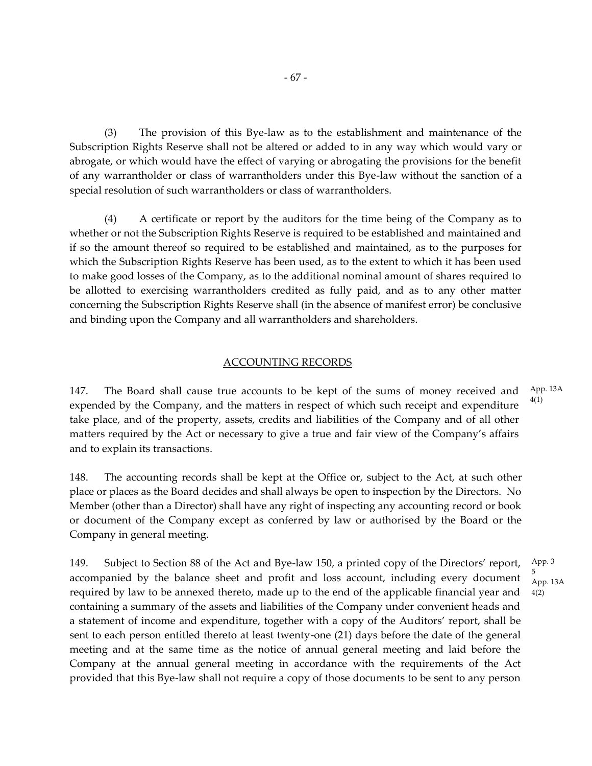(3) The provision of this Bye-law as to the establishment and maintenance of the Subscription Rights Reserve shall not be altered or added to in any way which would vary or abrogate, or which would have the effect of varying or abrogating the provisions for the benefit of any warrantholder or class of warrantholders under this Bye-law without the sanction of a special resolution of such warrantholders or class of warrantholders.

(4) A certificate or report by the auditors for the time being of the Company as to whether or not the Subscription Rights Reserve is required to be established and maintained and if so the amount thereof so required to be established and maintained, as to the purposes for which the Subscription Rights Reserve has been used, as to the extent to which it has been used to make good losses of the Company, as to the additional nominal amount of shares required to be allotted to exercising warrantholders credited as fully paid, and as to any other matter concerning the Subscription Rights Reserve shall (in the absence of manifest error) be conclusive and binding upon the Company and all warrantholders and shareholders.

## ACCOUNTING RECORDS

147. The Board shall cause true accounts to be kept of the sums of money received and expended by the Company, and the matters in respect of which such receipt and expenditure take place, and of the property, assets, credits and liabilities of the Company and of all other matters required by the Act or necessary to give a true and fair view of the Company's affairs and to explain its transactions.

App. 13A 4(1)

148. The accounting records shall be kept at the Office or, subject to the Act, at such other place or places as the Board decides and shall always be open to inspection by the Directors. No Member (other than a Director) shall have any right of inspecting any accounting record or book or document of the Company except as conferred by law or authorised by the Board or the Company in general meeting.

149. Subject to Section 88 of the Act and Bye-law 150, a printed copy of the Directors' report, accompanied by the balance sheet and profit and loss account, including every document required by law to be annexed thereto, made up to the end of the applicable financial year and containing a summary of the assets and liabilities of the Company under convenient heads and a statement of income and expenditure, together with a copy of the Auditors' report, shall be sent to each person entitled thereto at least twenty-one (21) days before the date of the general meeting and at the same time as the notice of annual general meeting and laid before the Company at the annual general meeting in accordance with the requirements of the Act provided that this Bye-law shall not require a copy of those documents to be sent to any person

App. 3 5
App. 13A 4(2)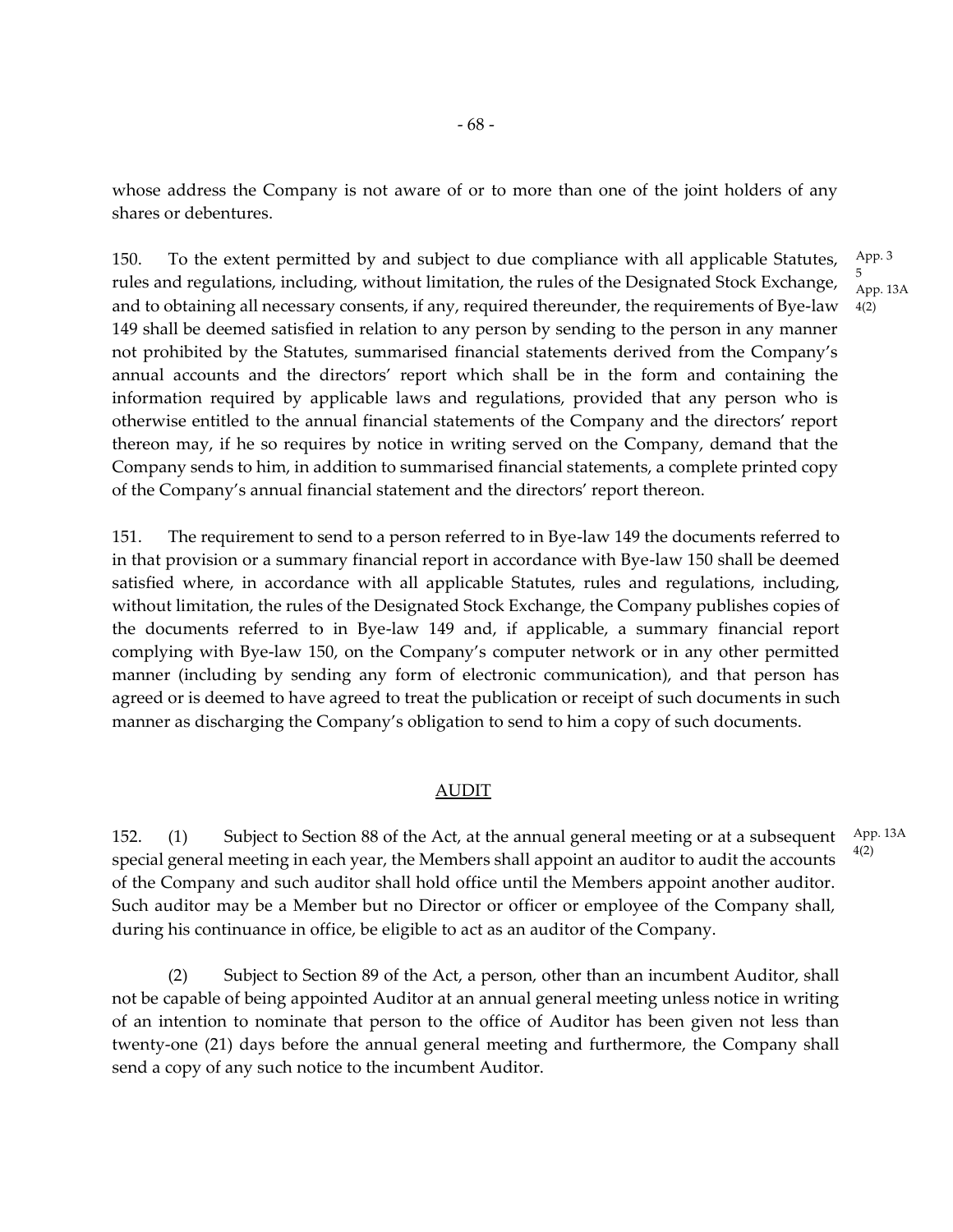whose address the Company is not aware of or to more than one of the joint holders of any shares or debentures.

150. To the extent permitted by and subject to due compliance with all applicable Statutes, rules and regulations, including, without limitation, the rules of the Designated Stock Exchange, and to obtaining all necessary consents, if any, required thereunder, the requirements of Bye-law 149 shall be deemed satisfied in relation to any person by sending to the person in any manner not prohibited by the Statutes, summarised financial statements derived from the Company's annual accounts and the directors' report which shall be in the form and containing the information required by applicable laws and regulations, provided that any person who is otherwise entitled to the annual financial statements of the Company and the directors' report thereon may, if he so requires by notice in writing served on the Company, demand that the Company sends to him, in addition to summarised financial statements, a complete printed copy of the Company's annual financial statement and the directors' report thereon.

App. 3 5
App. 13A 4(2)

151. The requirement to send to a person referred to in Bye-law 149 the documents referred to in that provision or a summary financial report in accordance with Bye-law 150 shall be deemed satisfied where, in accordance with all applicable Statutes, rules and regulations, including, without limitation, the rules of the Designated Stock Exchange, the Company publishes copies of the documents referred to in Bye-law 149 and, if applicable, a summary financial report complying with Bye-law 150, on the Company's computer network or in any other permitted manner (including by sending any form of electronic communication), and that person has agreed or is deemed to have agreed to treat the publication or receipt of such documents in such manner as discharging the Company's obligation to send to him a copy of such documents.

## AUDIT

152. (1) Subject to Section 88 of the Act, at the annual general meeting or at a subsequent special general meeting in each year, the Members shall appoint an auditor to audit the accounts of the Company and such auditor shall hold office until the Members appoint another auditor. Such auditor may be a Member but no Director or officer or employee of the Company shall, during his continuance in office, be eligible to act as an auditor of the Company.

App. 13A 4(2)

(2) Subject to Section 89 of the Act, a person, other than an incumbent Auditor, shall not be capable of being appointed Auditor at an annual general meeting unless notice in writing of an intention to nominate that person to the office of Auditor has been given not less than twenty-one (21) days before the annual general meeting and furthermore, the Company shall send a copy of any such notice to the incumbent Auditor.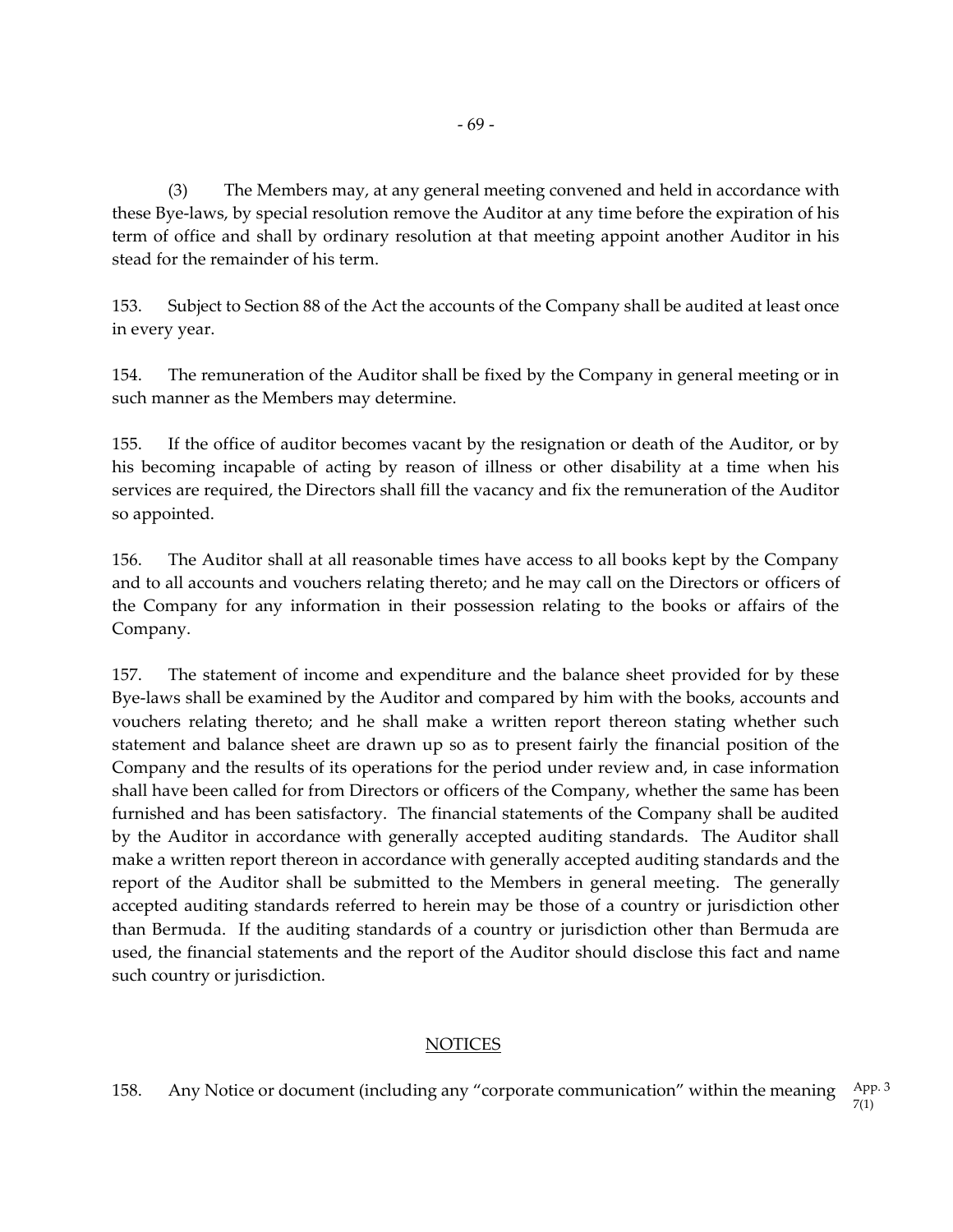(3) The Members may, at any general meeting convened and held in accordance with these Bye-laws, by special resolution remove the Auditor at any time before the expiration of his term of office and shall by ordinary resolution at that meeting appoint another Auditor in his stead for the remainder of his term.

153. Subject to Section 88 of the Act the accounts of the Company shall be audited at least once in every year.

154. The remuneration of the Auditor shall be fixed by the Company in general meeting or in such manner as the Members may determine.

155. If the office of auditor becomes vacant by the resignation or death of the Auditor, or by his becoming incapable of acting by reason of illness or other disability at a time when his services are required, the Directors shall fill the vacancy and fix the remuneration of the Auditor so appointed.

156. The Auditor shall at all reasonable times have access to all books kept by the Company and to all accounts and vouchers relating thereto; and he may call on the Directors or officers of the Company for any information in their possession relating to the books or affairs of the Company.

157. The statement of income and expenditure and the balance sheet provided for by these Bye-laws shall be examined by the Auditor and compared by him with the books, accounts and vouchers relating thereto; and he shall make a written report thereon stating whether such statement and balance sheet are drawn up so as to present fairly the financial position of the Company and the results of its operations for the period under review and, in case information shall have been called for from Directors or officers of the Company, whether the same has been furnished and has been satisfactory. The financial statements of the Company shall be audited by the Auditor in accordance with generally accepted auditing standards. The Auditor shall make a written report thereon in accordance with generally accepted auditing standards and the report of the Auditor shall be submitted to the Members in general meeting. The generally accepted auditing standards referred to herein may be those of a country or jurisdiction other than Bermuda. If the auditing standards of a country or jurisdiction other than Bermuda are used, the financial statements and the report of the Auditor should disclose this fact and name such country or jurisdiction.

## NOTICES

158. Any Notice or document (including any "corporate communication" within the meaning

App. 3 7(1)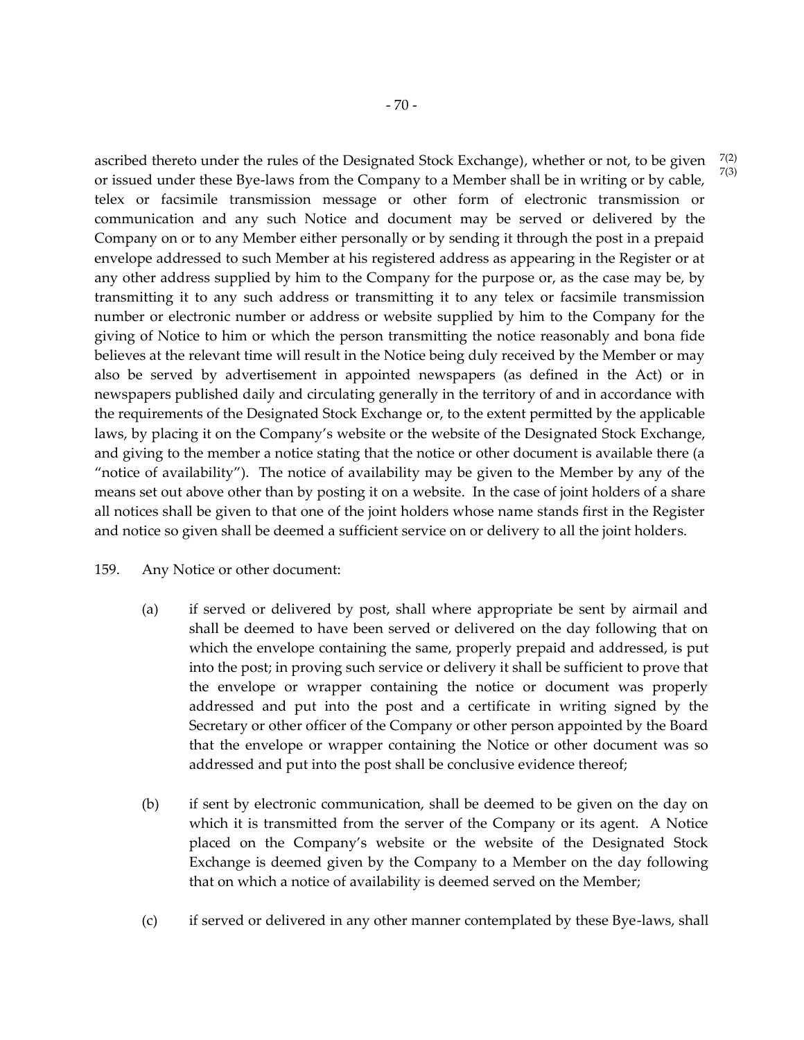ascribed thereto under the rules of the Designated Stock Exchange), whether or not, to be given or issued under these Bye-laws from the Company to a Member shall be in writing or by cable, telex or facsimile transmission message or other form of electronic transmission or communication and any such Notice and document may be served or delivered by the Company on or to any Member either personally or by sending it through the post in a prepaid envelope addressed to such Member at his registered address as appearing in the Register or at any other address supplied by him to the Company for the purpose or, as the case may be, by transmitting it to any such address or transmitting it to any telex or facsimile transmission number or electronic number or address or website supplied by him to the Company for the giving of Notice to him or which the person transmitting the notice reasonably and bona fide believes at the relevant time will result in the Notice being duly received by the Member or may also be served by advertisement in appointed newspapers (as defined in the Act) or in newspapers published daily and circulating generally in the territory of and in accordance with the requirements of the Designated Stock Exchange or, to the extent permitted by the applicable laws, by placing it on the Company's website or the website of the Designated Stock Exchange, and giving to the member a notice stating that the notice or other document is available there (a "notice of availability"). The notice of availability may be given to the Member by any of the means set out above other than by posting it on a website. In the case of joint holders of a share all notices shall be given to that one of the joint holders whose name stands first in the Register and notice so given shall be deemed a sufficient service on or delivery to all the joint holders.

7(2)
7(3)

159. Any Notice or other document:

(a) if served or delivered by post, shall where appropriate be sent by airmail and shall be deemed to have been served or delivered on the day following that on which the envelope containing the same, properly prepaid and addressed, is put into the post; in proving such service or delivery it shall be sufficient to prove that the envelope or wrapper containing the notice or document was properly addressed and put into the post and a certificate in writing signed by the Secretary or other officer of the Company or other person appointed by the Board that the envelope or wrapper containing the Notice or other document was so addressed and put into the post shall be conclusive evidence thereof;

(b) if sent by electronic communication, shall be deemed to be given on the day on which it is transmitted from the server of the Company or its agent. A Notice placed on the Company's website or the website of the Designated Stock Exchange is deemed given by the Company to a Member on the day following that on which a notice of availability is deemed served on the Member;

(c) if served or delivered in any other manner contemplated by these Bye-laws, shall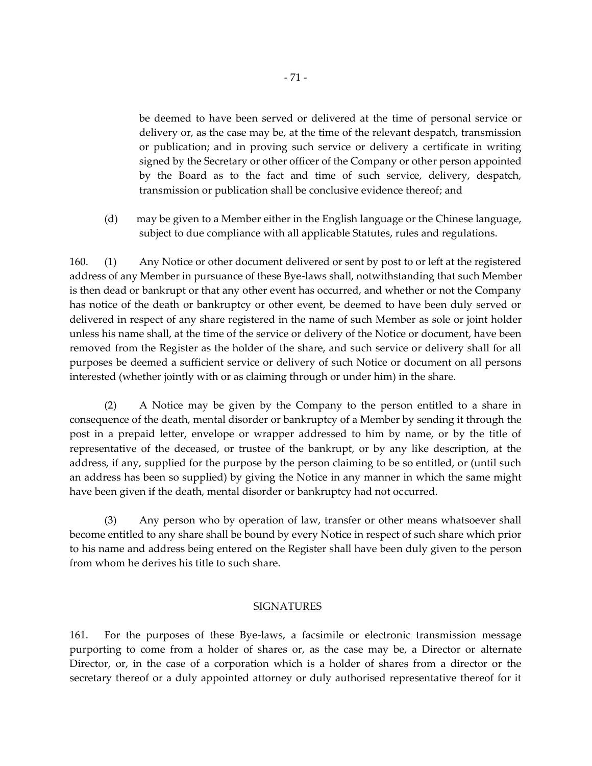be deemed to have been served or delivered at the time of personal service or delivery or, as the case may be, at the time of the relevant despatch, transmission or publication; and in proving such service or delivery a certificate in writing signed by the Secretary or other officer of the Company or other person appointed by the Board as to the fact and time of such service, delivery, despatch, transmission or publication shall be conclusive evidence thereof; and

(d) may be given to a Member either in the English language or the Chinese language, subject to due compliance with all applicable Statutes, rules and regulations.

160. (1) Any Notice or other document delivered or sent by post to or left at the registered address of any Member in pursuance of these Bye-laws shall, notwithstanding that such Member is then dead or bankrupt or that any other event has occurred, and whether or not the Company has notice of the death or bankruptcy or other event, be deemed to have been duly served or delivered in respect of any share registered in the name of such Member as sole or joint holder unless his name shall, at the time of the service or delivery of the Notice or document, have been removed from the Register as the holder of the share, and such service or delivery shall for all purposes be deemed a sufficient service or delivery of such Notice or document on all persons interested (whether jointly with or as claiming through or under him) in the share.

(2) A Notice may be given by the Company to the person entitled to a share in consequence of the death, mental disorder or bankruptcy of a Member by sending it through the post in a prepaid letter, envelope or wrapper addressed to him by name, or by the title of representative of the deceased, or trustee of the bankrupt, or by any like description, at the address, if any, supplied for the purpose by the person claiming to be so entitled, or (until such an address has been so supplied) by giving the Notice in any manner in which the same might have been given if the death, mental disorder or bankruptcy had not occurred.

(3) Any person who by operation of law, transfer or other means whatsoever shall become entitled to any share shall be bound by every Notice in respect of such share which prior to his name and address being entered on the Register shall have been duly given to the person from whom he derives his title to such share.

## SIGNATURES

161. For the purposes of these Bye-laws, a facsimile or electronic transmission message purporting to come from a holder of shares or, as the case may be, a Director or alternate Director, or, in the case of a corporation which is a holder of shares from a director or the secretary thereof or a duly appointed attorney or duly authorised representative thereof for it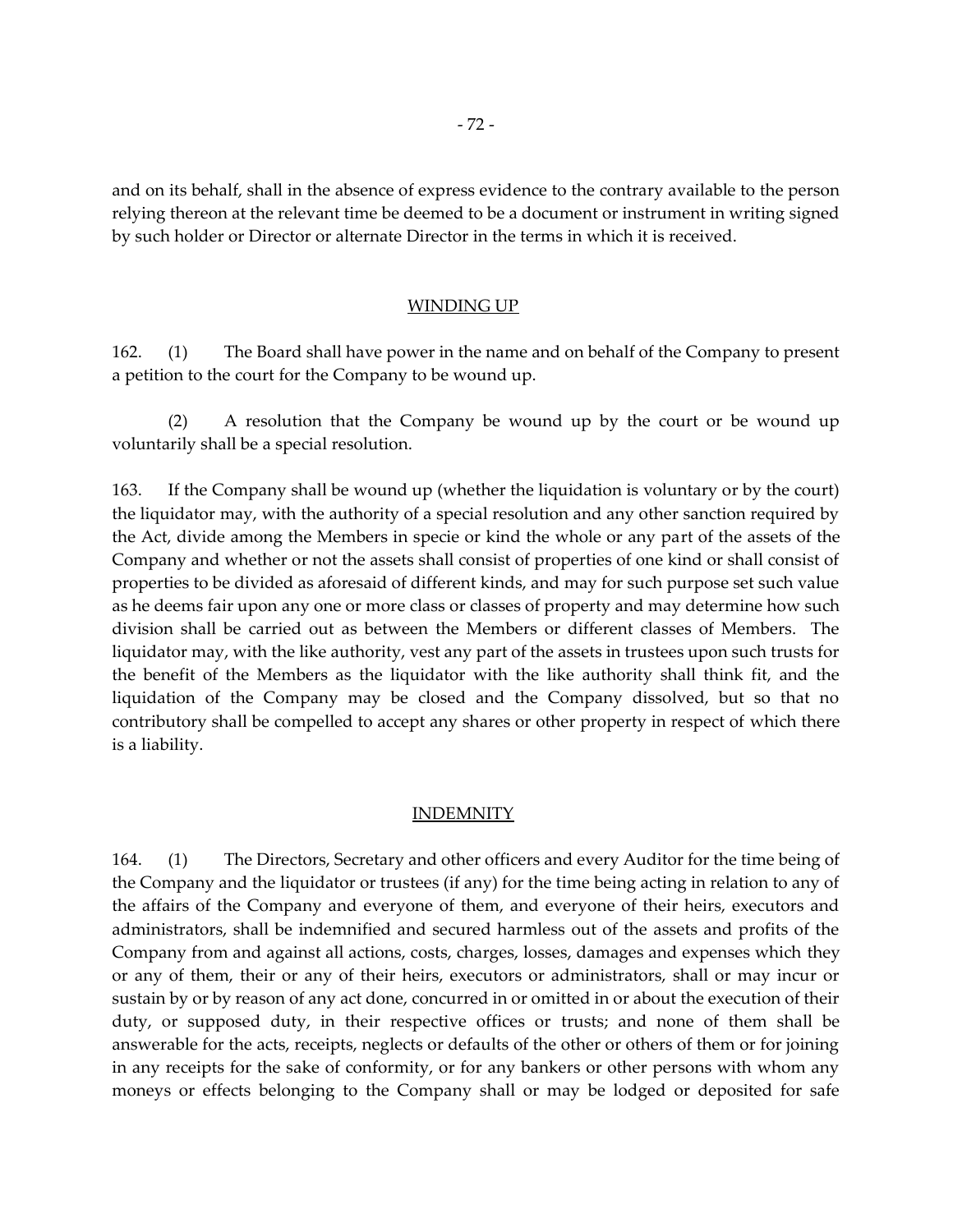and on its behalf, shall in the absence of express evidence to the contrary available to the person relying thereon at the relevant time be deemed to be a document or instrument in writing signed by such holder or Director or alternate Director in the terms in which it is received.

## WINDING UP

162. (1) The Board shall have power in the name and on behalf of the Company to present a petition to the court for the Company to be wound up.

(2) A resolution that the Company be wound up by the court or be wound up voluntarily shall be a special resolution.

163. If the Company shall be wound up (whether the liquidation is voluntary or by the court) the liquidator may, with the authority of a special resolution and any other sanction required by the Act, divide among the Members in specie or kind the whole or any part of the assets of the Company and whether or not the assets shall consist of properties of one kind or shall consist of properties to be divided as aforesaid of different kinds, and may for such purpose set such value as he deems fair upon any one or more class or classes of property and may determine how such division shall be carried out as between the Members or different classes of Members. The liquidator may, with the like authority, vest any part of the assets in trustees upon such trusts for the benefit of the Members as the liquidator with the like authority shall think fit, and the liquidation of the Company may be closed and the Company dissolved, but so that no contributory shall be compelled to accept any shares or other property in respect of which there is a liability.

## INDEMNITY

164. (1) The Directors, Secretary and other officers and every Auditor for the time being of the Company and the liquidator or trustees (if any) for the time being acting in relation to any of the affairs of the Company and everyone of them, and everyone of their heirs, executors and administrators, shall be indemnified and secured harmless out of the assets and profits of the Company from and against all actions, costs, charges, losses, damages and expenses which they or any of them, their or any of their heirs, executors or administrators, shall or may incur or sustain by or by reason of any act done, concurred in or omitted in or about the execution of their duty, or supposed duty, in their respective offices or trusts; and none of them shall be answerable for the acts, receipts, neglects or defaults of the other or others of them or for joining in any receipts for the sake of conformity, or for any bankers or other persons with whom any moneys or effects belonging to the Company shall or may be lodged or deposited for safe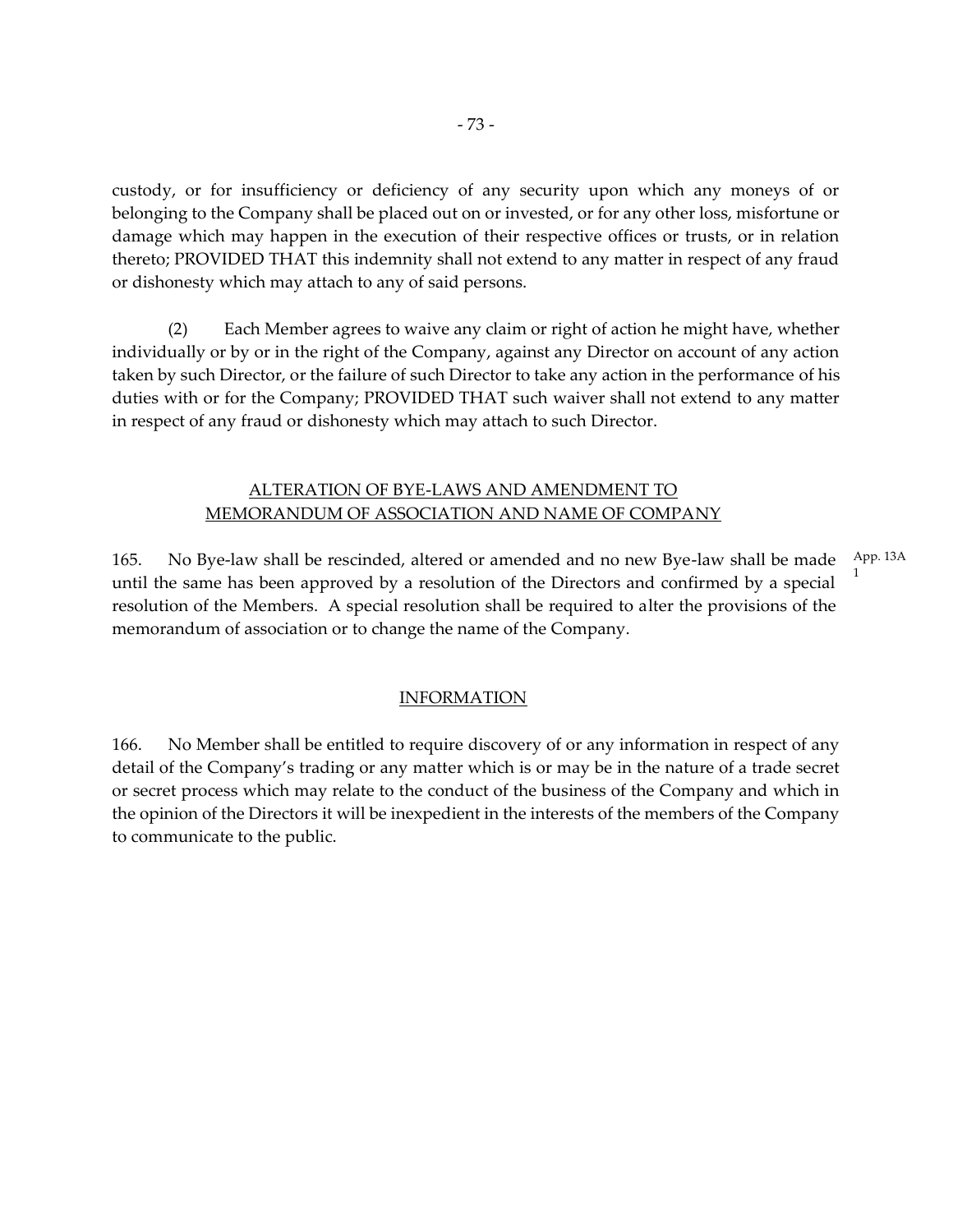custody, or for insufficiency or deficiency of any security upon which any moneys of or belonging to the Company shall be placed out on or invested, or for any other loss, misfortune or damage which may happen in the execution of their respective offices or trusts, or in relation thereto; PROVIDED THAT this indemnity shall not extend to any matter in respect of any fraud or dishonesty which may attach to any of said persons.

(2) Each Member agrees to waive any claim or right of action he might have, whether individually or by or in the right of the Company, against any Director on account of any action taken by such Director, or the failure of such Director to take any action in the performance of his duties with or for the Company; PROVIDED THAT such waiver shall not extend to any matter in respect of any fraud or dishonesty which may attach to such Director.

## ALTERATION OF BYE-LAWS AND AMENDMENT TO MEMORANDUM OF ASSOCIATION AND NAME OF COMPANY

165. No Bye-law shall be rescinded, altered or amended and no new Bye-law shall be made until the same has been approved by a resolution of the Directors and confirmed by a special resolution of the Members. A special resolution shall be required to alter the provisions of the memorandum of association or to change the name of the Company.

App. 13A 1

## INFORMATION

166. No Member shall be entitled to require discovery of or any information in respect of any detail of the Company's trading or any matter which is or may be in the nature of a trade secret or secret process which may relate to the conduct of the business of the Company and which in the opinion of the Directors it will be inexpedient in the interests of the members of the Company to communicate to the public.